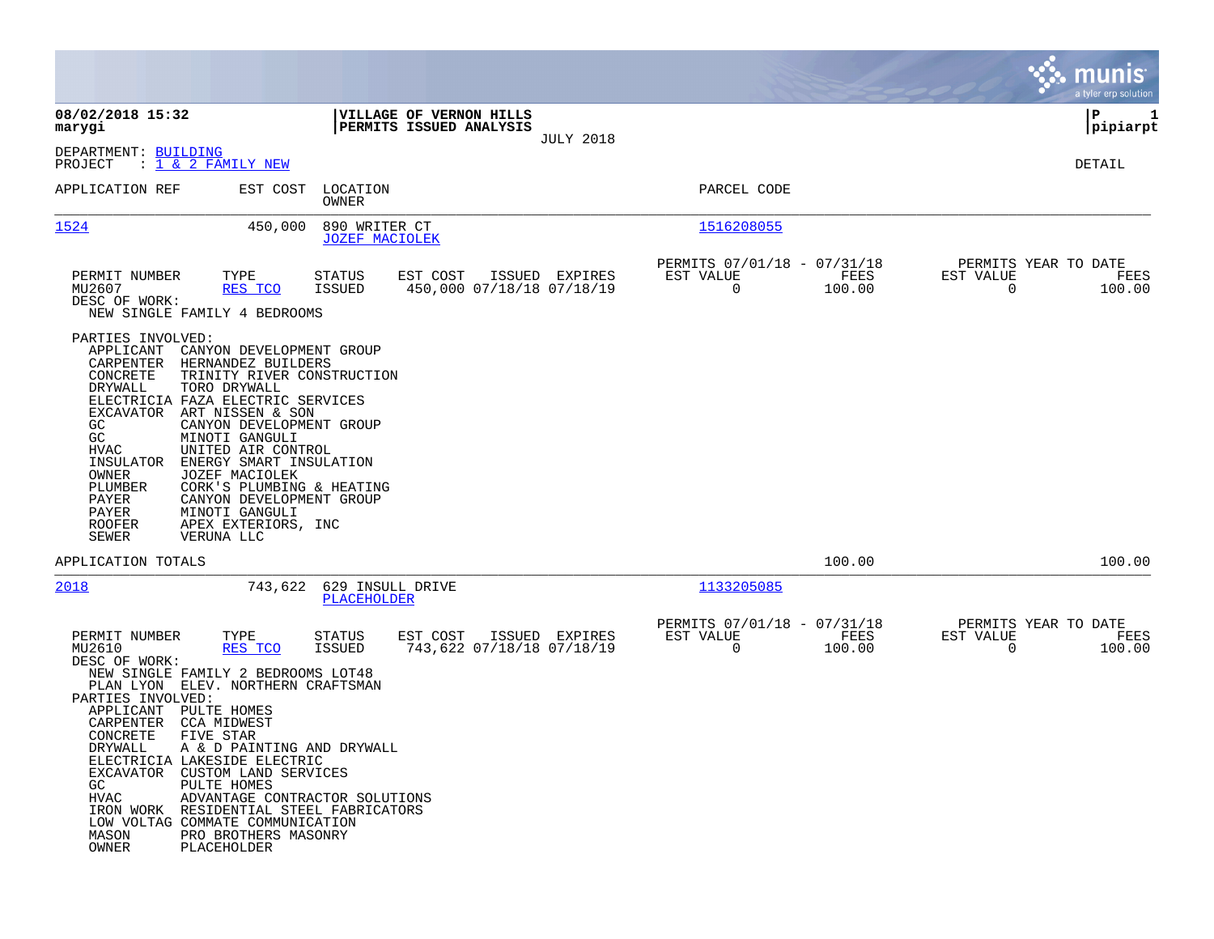08/02/2018 15:32
marygi

**VILLAGE OF VERNON HILLS**
**PERMITS ISSUED ANALYSIS**
JULY 2018

P 1
pipiarpt

DEPARTMENT: BUILDING
PROJECT : 1 & 2 FAMILY NEW

DETAIL

| APPLICATION REF | EST COST | LOCATION / OWNER | PARCEL CODE |
|---|---|---|---|
| 1524 | 450,000 | 890 WRITER CT / JOZEF MACIOLEK | 1516208055 |

| PERMIT NUMBER | TYPE | STATUS | EST COST | ISSUED | EXPIRES | PERMITS 07/01/18 - 07/31/18 EST VALUE | FEES | PERMITS YEAR TO DATE EST VALUE | FEES |
|---|---|---|---|---|---|---|---|---|---|
| MU2607 | RES TCO | ISSUED | 450,000 | 07/18/18 | 07/18/19 | 0 | 100.00 | 0 | 100.00 |

DESC OF WORK:
NEW SINGLE FAMILY 4 BEDROOMS

PARTIES INVOLVED:

| | |
|---|---|
| APPLICANT | CANYON DEVELOPMENT GROUP |
| CARPENTER | HERNANDEZ BUILDERS |
| CONCRETE | TRINITY RIVER CONSTRUCTION |
| DRYWALL | TORO DRYWALL |
| ELECTRICIA | FAZA ELECTRIC SERVICES |
| EXCAVATOR | ART NISSEN & SON |
| GC | CANYON DEVELOPMENT GROUP |
| GC | MINOTI GANGULI |
| HVAC | UNITED AIR CONTROL |
| INSULATOR | ENERGY SMART INSULATION |
| OWNER | JOZEF MACIOLEK |
| PLUMBER | CORK'S PLUMBING & HEATING |
| PAYER | CANYON DEVELOPMENT GROUP |
| PAYER | MINOTI GANGULI |
| ROOFER | APEX EXTERIORS, INC |
| SEWER | VERUNA LLC |

APPLICATION TOTALS 100.00 100.00

| APPLICATION REF | EST COST | LOCATION / OWNER | PARCEL CODE |
|---|---|---|---|
| 2018 | 743,622 | 629 INSULL DRIVE / PLACEHOLDER | 1133205085 |

| PERMIT NUMBER | TYPE | STATUS | EST COST | ISSUED | EXPIRES | PERMITS 07/01/18 - 07/31/18 EST VALUE | FEES | PERMITS YEAR TO DATE EST VALUE | FEES |
|---|---|---|---|---|---|---|---|---|---|
| MU2610 | RES TCO | ISSUED | 743,622 | 07/18/18 | 07/18/19 | 0 | 100.00 | 0 | 100.00 |

DESC OF WORK:
NEW SINGLE FAMILY 2 BEDROOMS LOT48
PLAN LYON ELEV. NORTHERN CRAFTSMAN

PARTIES INVOLVED:

| | |
|---|---|
| APPLICANT | PULTE HOMES |
| CARPENTER | CCA MIDWEST |
| CONCRETE | FIVE STAR |
| DRYWALL | A & D PAINTING AND DRYWALL |
| ELECTRICIA | LAKESIDE ELECTRIC |
| EXCAVATOR | CUSTOM LAND SERVICES |
| GC | PULTE HOMES |
| HVAC | ADVANTAGE CONTRACTOR SOLUTIONS |
| IRON WORK | RESIDENTIAL STEEL FABRICATORS |
| LOW VOLTAG | COMMATE COMMUNICATION |
| MASON | PRO BROTHERS MASONRY |
| OWNER | PLACEHOLDER |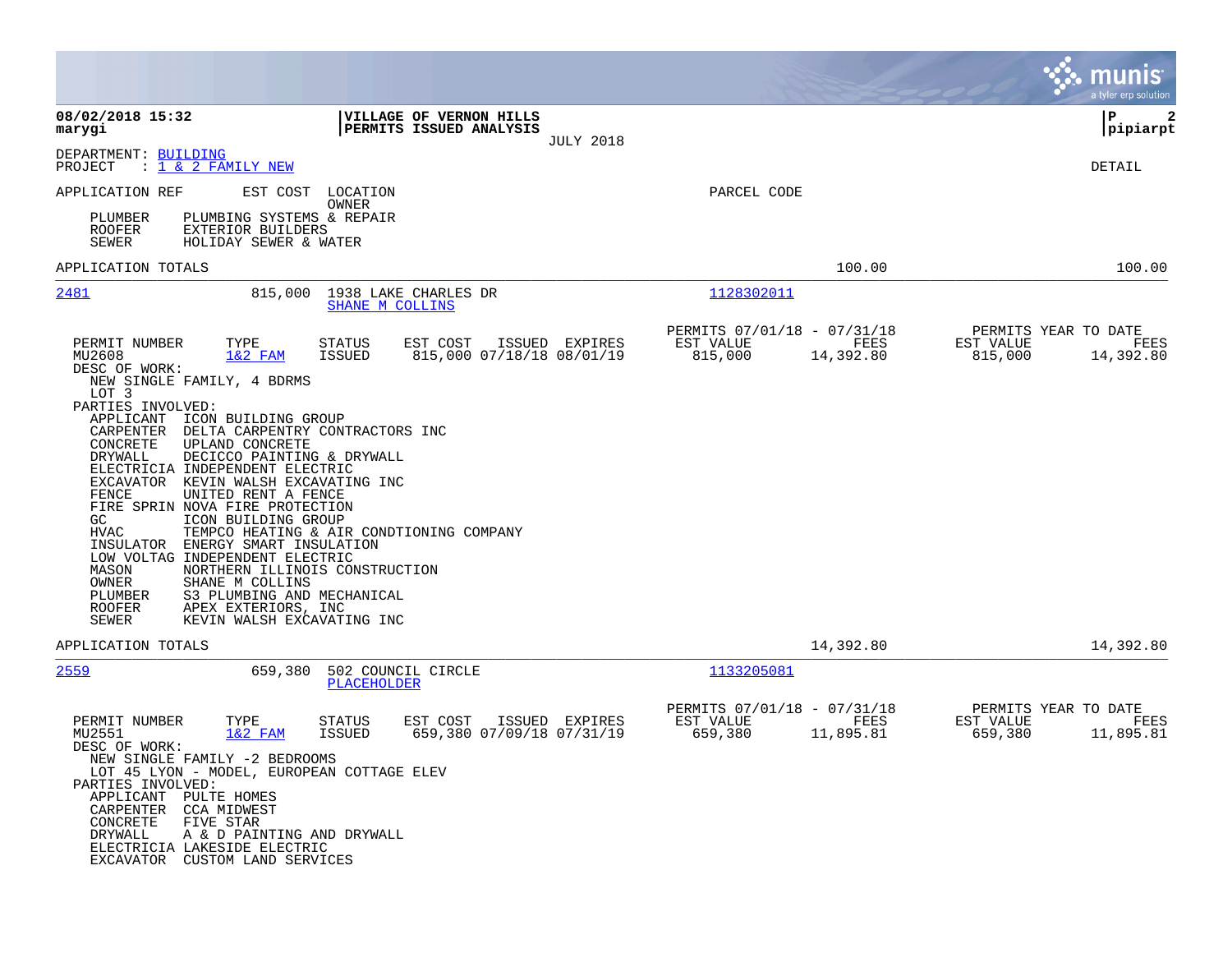08/02/2018 15:32 | VILLAGE OF VERNON HILLS | P 2
marygi | PERMITS ISSUED ANALYSIS | pipiarpt
JULY 2018

DEPARTMENT: BUILDING
PROJECT : 1 & 2 FAMILY NEW

DETAIL

APPLICATION REF   EST COST   LOCATION   OWNER   PARCEL CODE

PLUMBER   PLUMBING SYSTEMS & REPAIR
ROOFER   EXTERIOR BUILDERS
SEWER   HOLIDAY SEWER & WATER

APPLICATION TOTALS   100.00   100.00

---

**2481**   815,000   1938 LAKE CHARLES DR   SHANE M COLLINS   1128302011

| PERMIT NUMBER | TYPE | STATUS | EST COST | ISSUED | EXPIRES | PERMITS 07/01/18 - 07/31/18 EST VALUE | FEES | PERMITS YEAR TO DATE EST VALUE | FEES |
|---|---|---|---|---|---|---|---|---|---|
| MU2608 | 1&2 FAM | ISSUED | 815,000 | 07/18/18 | 08/01/19 | 815,000 | 14,392.80 | 815,000 | 14,392.80 |

DESC OF WORK:
NEW SINGLE FAMILY, 4 BDRMS
LOT 3

PARTIES INVOLVED:

- APPLICANT   ICON BUILDING GROUP
- CARPENTER   DELTA CARPENTRY CONTRACTORS INC
- CONCRETE   UPLAND CONCRETE
- DRYWALL   DECICCO PAINTING & DRYWALL
- ELECTRICIA   INDEPENDENT ELECTRIC
- EXCAVATOR   KEVIN WALSH EXCAVATING INC
- FENCE   UNITED RENT A FENCE
- FIRE SPRIN   NOVA FIRE PROTECTION
- GC   ICON BUILDING GROUP
- HVAC   TEMPCO HEATING & AIR CONDTIONING COMPANY
- INSULATOR   ENERGY SMART INSULATION
- LOW VOLTAG   INDEPENDENT ELECTRIC
- MASON   NORTHERN ILLINOIS CONSTRUCTION
- OWNER   SHANE M COLLINS
- PLUMBER   S3 PLUMBING AND MECHANICAL
- ROOFER   APEX EXTERIORS, INC
- SEWER   KEVIN WALSH EXCAVATING INC

APPLICATION TOTALS   14,392.80   14,392.80

---

**2559**   659,380   502 COUNCIL CIRCLE   PLACEHOLDER   1133205081

| PERMIT NUMBER | TYPE | STATUS | EST COST | ISSUED | EXPIRES | PERMITS 07/01/18 - 07/31/18 EST VALUE | FEES | PERMITS YEAR TO DATE EST VALUE | FEES |
|---|---|---|---|---|---|---|---|---|---|
| MU2551 | 1&2 FAM | ISSUED | 659,380 | 07/09/18 | 07/31/19 | 659,380 | 11,895.81 | 659,380 | 11,895.81 |

DESC OF WORK:
NEW SINGLE FAMILY -2 BEDROOMS
LOT 45 LYON - MODEL, EUROPEAN COTTAGE ELEV

PARTIES INVOLVED:

- APPLICANT   PULTE HOMES
- CARPENTER   CCA MIDWEST
- CONCRETE   FIVE STAR
- DRYWALL   A & D PAINTING AND DRYWALL
- ELECTRICIA   LAKESIDE ELECTRIC
- EXCAVATOR   CUSTOM LAND SERVICES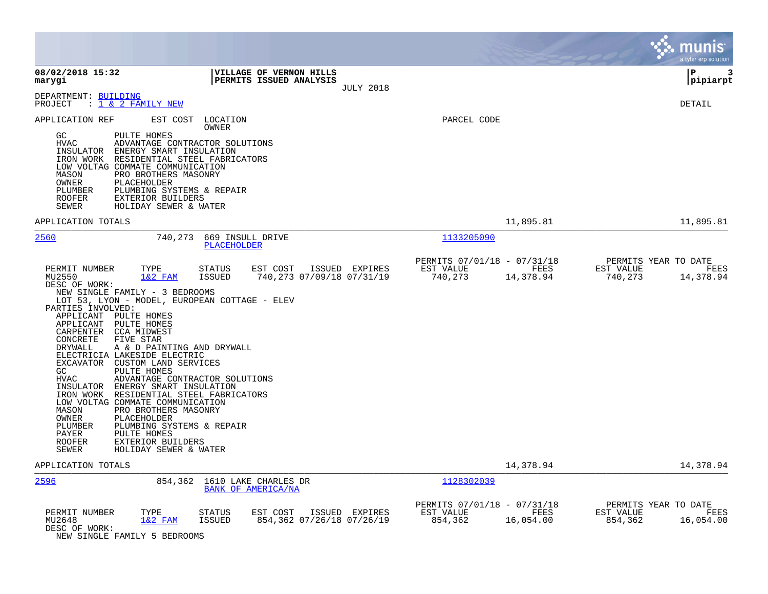08/02/2018 15:32
marygi

**VILLAGE OF VERNON HILLS**
**PERMITS ISSUED ANALYSIS**
JULY 2018

P 3
pipiarpt

DEPARTMENT: BUILDING
PROJECT : 1 & 2 FAMILY NEW

DETAIL

APPLICATION REF    EST COST    LOCATION
OWNER
PARCEL CODE

| | |
|---|---|
| GC | PULTE HOMES |
| HVAC | ADVANTAGE CONTRACTOR SOLUTIONS |
| INSULATOR | ENERGY SMART INSULATION |
| IRON WORK | RESIDENTIAL STEEL FABRICATORS |
| LOW VOLTAG | COMMATE COMMUNICATION |
| MASON | PRO BROTHERS MASONRY |
| OWNER | PLACEHOLDER |
| PLUMBER | PLUMBING SYSTEMS & REPAIR |
| ROOFER | EXTERIOR BUILDERS |
| SEWER | HOLIDAY SEWER & WATER |

APPLICATION TOTALS    11,895.81    11,895.81

---

2560    740,273    669 INSULL DRIVE
PLACEHOLDER
1133205090

| PERMIT NUMBER | TYPE | STATUS | EST COST | ISSUED | EXPIRES | PERMITS 07/01/18 - 07/31/18 EST VALUE | FEES | PERMITS YEAR TO DATE EST VALUE | FEES |
|---|---|---|---|---|---|---|---|---|---|
| MU2550 | 1&2 FAM | ISSUED | 740,273 | 07/09/18 | 07/31/19 | 740,273 | 14,378.94 | 740,273 | 14,378.94 |

DESC OF WORK:
NEW SINGLE FAMILY - 3 BEDROOMS
LOT 53, LYON - MODEL, EUROPEAN COTTAGE - ELEV

PARTIES INVOLVED:

| | |
|---|---|
| APPLICANT | PULTE HOMES |
| APPLICANT | PULTE HOMES |
| CARPENTER | CCA MIDWEST |
| CONCRETE | FIVE STAR |
| DRYWALL | A & D PAINTING AND DRYWALL |
| ELECTRICIA | LAKESIDE ELECTRIC |
| EXCAVATOR | CUSTOM LAND SERVICES |
| GC | PULTE HOMES |
| HVAC | ADVANTAGE CONTRACTOR SOLUTIONS |
| INSULATOR | ENERGY SMART INSULATION |
| IRON WORK | RESIDENTIAL STEEL FABRICATORS |
| LOW VOLTAG | COMMATE COMMUNICATION |
| MASON | PRO BROTHERS MASONRY |
| OWNER | PLACEHOLDER |
| PLUMBER | PLUMBING SYSTEMS & REPAIR |
| PAYER | PULTE HOMES |
| ROOFER | EXTERIOR BUILDERS |
| SEWER | HOLIDAY SEWER & WATER |

APPLICATION TOTALS    14,378.94    14,378.94

---

2596    854,362    1610 LAKE CHARLES DR
BANK OF AMERICA/NA
1128302039

| PERMIT NUMBER | TYPE | STATUS | EST COST | ISSUED | EXPIRES | PERMITS 07/01/18 - 07/31/18 EST VALUE | FEES | PERMITS YEAR TO DATE EST VALUE | FEES |
|---|---|---|---|---|---|---|---|---|---|
| MU2648 | 1&2 FAM | ISSUED | 854,362 | 07/26/18 | 07/26/19 | 854,362 | 16,054.00 | 854,362 | 16,054.00 |

DESC OF WORK:
NEW SINGLE FAMILY 5 BEDROOMS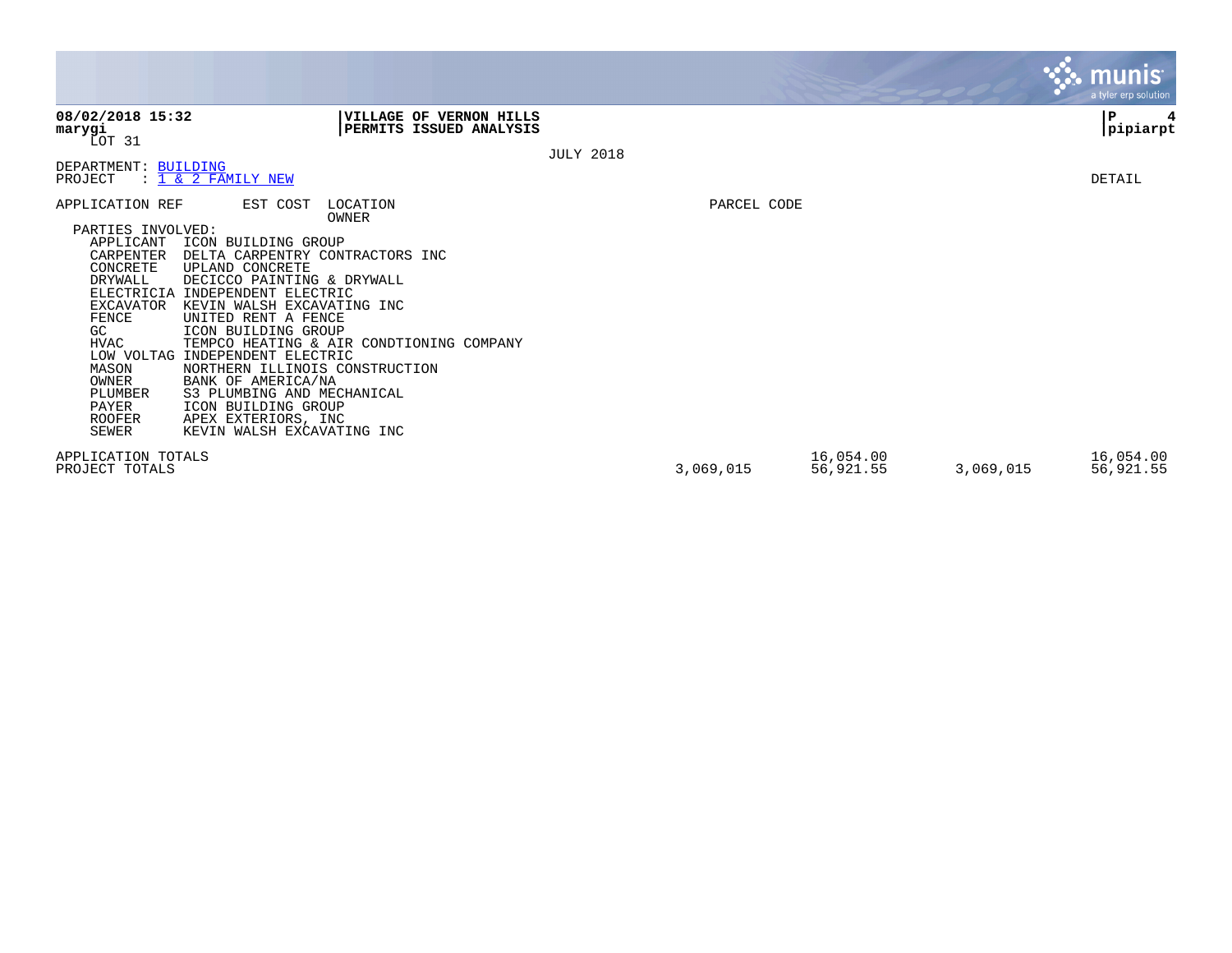08/02/2018 15:32
marygi
LOT 31

**VILLAGE OF VERNON HILLS**
**PERMITS ISSUED ANALYSIS**

JULY 2018

P 4
pipiarpt

DEPARTMENT: BUILDING
PROJECT : 1 & 2 FAMILY NEW

DETAIL

APPLICATION REF    EST COST    LOCATION
OWNER
PARCEL CODE

PARTIES INVOLVED:

| | |
|---|---|
| APPLICANT | ICON BUILDING GROUP |
| CARPENTER | DELTA CARPENTRY CONTRACTORS INC |
| CONCRETE | UPLAND CONCRETE |
| DRYWALL | DECICCO PAINTING & DRYWALL |
| ELECTRICIA | INDEPENDENT ELECTRIC |
| EXCAVATOR | KEVIN WALSH EXCAVATING INC |
| FENCE | UNITED RENT A FENCE |
| GC | ICON BUILDING GROUP |
| HVAC | TEMPCO HEATING & AIR CONDTIONING COMPANY |
| LOW VOLTAG | INDEPENDENT ELECTRIC |
| MASON | NORTHERN ILLINOIS CONSTRUCTION |
| OWNER | BANK OF AMERICA/NA |
| PLUMBER | S3 PLUMBING AND MECHANICAL |
| PAYER | ICON BUILDING GROUP |
| ROOFER | APEX EXTERIORS, INC |
| SEWER | KEVIN WALSH EXCAVATING INC |

| | | | | |
|---|---|---|---|---|
| APPLICATION TOTALS | | 16,054.00 | | 16,054.00 |
| PROJECT TOTALS | 3,069,015 | 56,921.55 | 3,069,015 | 56,921.55 |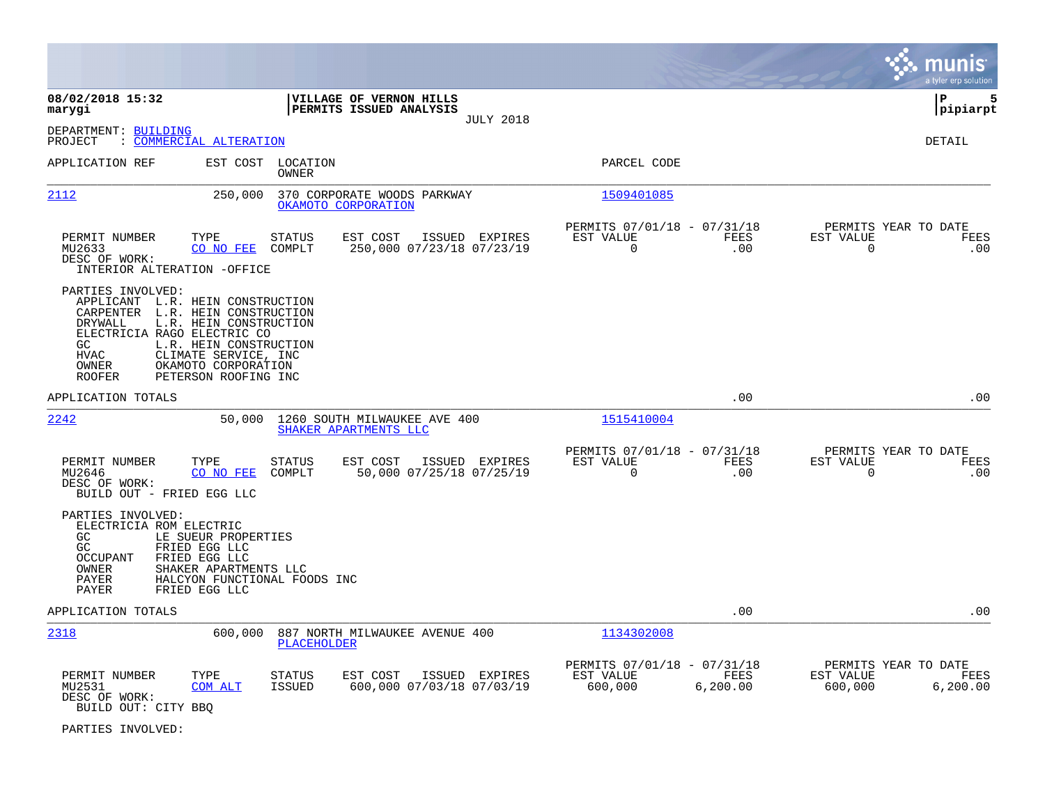**08/02/2018 15:32** **marygi**

**VILLAGE OF VERNON HILLS**
**PERMITS ISSUED ANALYSIS**
JULY 2018

**P 5** **pipiarpt**

DEPARTMENT: BUILDING
PROJECT : COMMERCIAL ALTERATION

DETAIL

| APPLICATION REF | EST COST | LOCATION / OWNER | PARCEL CODE |
|---|---|---|---|
| 2112 | 250,000 | 370 CORPORATE WOODS PARKWAY / OKAMOTO CORPORATION | 1509401085 |

| PERMIT NUMBER | TYPE | STATUS | EST COST | ISSUED | EXPIRES | PERMITS 07/01/18 - 07/31/18 EST VALUE | FEES | PERMITS YEAR TO DATE EST VALUE | FEES |
|---|---|---|---|---|---|---|---|---|---|
| MU2633 | CO NO FEE | COMPLT | 250,000 | 07/23/18 | 07/23/19 | 0 | .00 | 0 | .00 |

DESC OF WORK:
INTERIOR ALTERATION -OFFICE

PARTIES INVOLVED:

| Role | Party |
|---|---|
| APPLICANT | L.R. HEIN CONSTRUCTION |
| CARPENTER | L.R. HEIN CONSTRUCTION |
| DRYWALL | L.R. HEIN CONSTRUCTION |
| ELECTRICIA | RAGO ELECTRIC CO |
| GC | L.R. HEIN CONSTRUCTION |
| HVAC | CLIMATE SERVICE, INC |
| OWNER | OKAMOTO CORPORATION |
| ROOFER | PETERSON ROOFING INC |

APPLICATION TOTALS .00 .00

| APPLICATION REF | EST COST | LOCATION / OWNER | PARCEL CODE |
|---|---|---|---|
| 2242 | 50,000 | 1260 SOUTH MILWAUKEE AVE 400 / SHAKER APARTMENTS LLC | 1515410004 |

| PERMIT NUMBER | TYPE | STATUS | EST COST | ISSUED | EXPIRES | PERMITS 07/01/18 - 07/31/18 EST VALUE | FEES | PERMITS YEAR TO DATE EST VALUE | FEES |
|---|---|---|---|---|---|---|---|---|---|
| MU2646 | CO NO FEE | COMPLT | 50,000 | 07/25/18 | 07/25/19 | 0 | .00 | 0 | .00 |

DESC OF WORK:
BUILD OUT - FRIED EGG LLC

PARTIES INVOLVED:

| Role | Party |
|---|---|
| ELECTRICIA | ROM ELECTRIC |
| GC | LE SUEUR PROPERTIES |
| GC | FRIED EGG LLC |
| OCCUPANT | FRIED EGG LLC |
| OWNER | SHAKER APARTMENTS LLC |
| PAYER | HALCYON FUNCTIONAL FOODS INC |
| PAYER | FRIED EGG LLC |

APPLICATION TOTALS .00 .00

| APPLICATION REF | EST COST | LOCATION / OWNER | PARCEL CODE |
|---|---|---|---|
| 2318 | 600,000 | 887 NORTH MILWAUKEE AVENUE 400 / PLACEHOLDER | 1134302008 |

| PERMIT NUMBER | TYPE | STATUS | EST COST | ISSUED | EXPIRES | PERMITS 07/01/18 - 07/31/18 EST VALUE | FEES | PERMITS YEAR TO DATE EST VALUE | FEES |
|---|---|---|---|---|---|---|---|---|---|
| MU2531 | COM ALT | ISSUED | 600,000 | 07/03/18 | 07/03/19 | 600,000 | 6,200.00 | 600,000 | 6,200.00 |

DESC OF WORK:
BUILD OUT: CITY BBQ

PARTIES INVOLVED: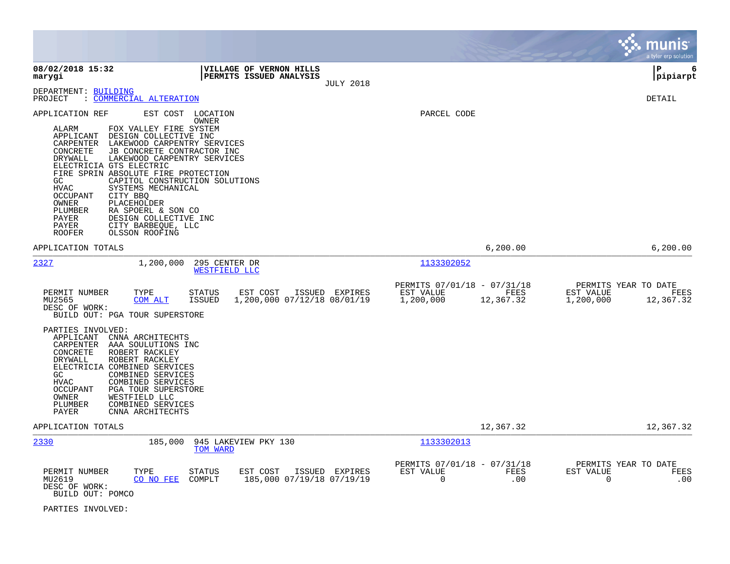08/02/2018 15:32 | VILLAGE OF VERNON HILLS | P 6
marygi | PERMITS ISSUED ANALYSIS | pipiarpt
JULY 2018

DEPARTMENT: BUILDING
PROJECT : COMMERCIAL ALTERATION

DETAIL

APPLICATION REF   EST COST   LOCATION   PARCEL CODE
OWNER

| | |
|---|---|
| ALARM | FOX VALLEY FIRE SYSTEM |
| APPLICANT | DESIGN COLLECTIVE INC |
| CARPENTER | LAKEWOOD CARPENTRY SERVICES |
| CONCRETE | JB CONCRETE CONTRACTOR INC |
| DRYWALL | LAKEWOOD CARPENTRY SERVICES |
| ELECTRICIA | GTS ELECTRIC |
| FIRE SPRIN | ABSOLUTE FIRE PROTECTION |
| GC | CAPITOL CONSTRUCTION SOLUTIONS |
| HVAC | SYSTEMS MECHANICAL |
| OCCUPANT | CITY BBQ |
| OWNER | PLACEHOLDER |
| PLUMBER | RA SPOERL & SON CO |
| PAYER | DESIGN COLLECTIVE INC |
| PAYER | CITY BARBEQUE, LLC |
| ROOFER | OLSSON ROOFING |

APPLICATION TOTALS   6,200.00   6,200.00

---

2327   1,200,000   295 CENTER DR   1133302052
WESTFIELD LLC

| PERMIT NUMBER | TYPE | STATUS | EST COST | ISSUED | EXPIRES | PERMITS 07/01/18 - 07/31/18 EST VALUE | FEES | PERMITS YEAR TO DATE EST VALUE | FEES |
|---|---|---|---|---|---|---|---|---|---|
| MU2565 | COM ALT | ISSUED | 1,200,000 | 07/12/18 | 08/01/19 | 1,200,000 | 12,367.32 | 1,200,000 | 12,367.32 |

DESC OF WORK:
BUILD OUT: PGA TOUR SUPERSTORE

PARTIES INVOLVED:

| | |
|---|---|
| APPLICANT | CNNA ARCHITECHTS |
| CARPENTER | AAA SOULUTIONS INC |
| CONCRETE | ROBERT RACKLEY |
| DRYWALL | ROBERT RACKLEY |
| ELECTRICIA | COMBINED SERVICES |
| GC | COMBINED SERVICES |
| HVAC | COMBINED SERVICES |
| OCCUPANT | PGA TOUR SUPERSTORE |
| OWNER | WESTFIELD LLC |
| PLUMBER | COMBINED SERVICES |
| PAYER | CNNA ARCHITECHTS |

APPLICATION TOTALS   12,367.32   12,367.32

---

2330   185,000   945 LAKEVIEW PKY 130   1133302013
TOM WARD

| PERMIT NUMBER | TYPE | STATUS | EST COST | ISSUED | EXPIRES | PERMITS 07/01/18 - 07/31/18 EST VALUE | FEES | PERMITS YEAR TO DATE EST VALUE | FEES |
|---|---|---|---|---|---|---|---|---|---|
| MU2619 | CO NO FEE | COMPLT | 185,000 | 07/19/18 | 07/19/19 | 0 | .00 | 0 | .00 |

DESC OF WORK:
BUILD OUT: POMCO

PARTIES INVOLVED: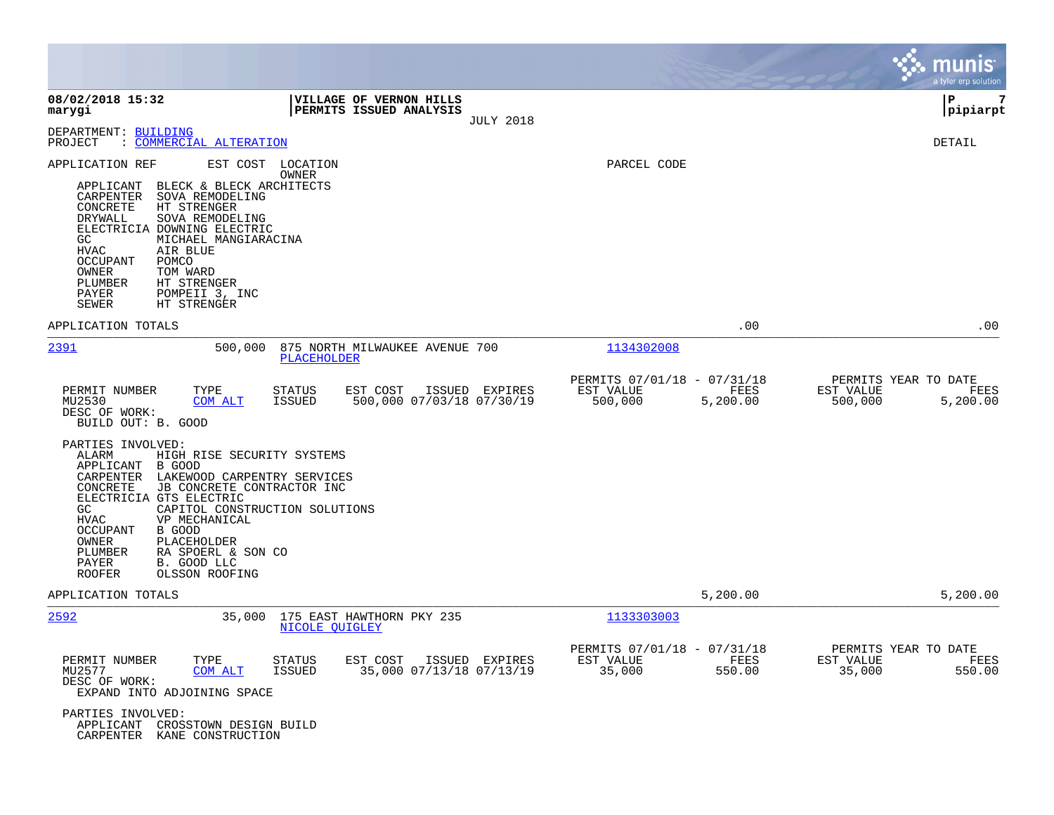08/02/2018 15:32 — VILLAGE OF VERNON HILLS
marygi — PERMITS ISSUED ANALYSIS — JULY 2018 — pipiarpt

DEPARTMENT: BUILDING
PROJECT : COMMERCIAL ALTERATION — DETAIL

APPLICATION REF | EST COST | LOCATION / OWNER | PARCEL CODE

| | |
|---|---|
| APPLICANT | BLECK & BLECK ARCHITECTS |
| CARPENTER | SOVA REMODELING |
| CONCRETE | HT STRENGER |
| DRYWALL | SOVA REMODELING |
| ELECTRICIA | DOWNING ELECTRIC |
| GC | MICHAEL MANGIARACINA |
| HVAC | AIR BLUE |
| OCCUPANT | POMCO |
| OWNER | TOM WARD |
| PLUMBER | HT STRENGER |
| PAYER | POMPEII 3, INC |
| SEWER | HT STRENGER |

APPLICATION TOTALS — .00 — .00

**2391** — 500,000 — 875 NORTH MILWAUKEE AVENUE 700 — PLACEHOLDER — 1134302008

| PERMIT NUMBER | TYPE | STATUS | EST COST | ISSUED | EXPIRES | PERMITS 07/01/18 - 07/31/18 EST VALUE | FEES | PERMITS YEAR TO DATE EST VALUE | FEES |
|---|---|---|---|---|---|---|---|---|---|
| MU2530 | COM ALT | ISSUED | 500,000 | 07/03/18 | 07/30/19 | 500,000 | 5,200.00 | 500,000 | 5,200.00 |

DESC OF WORK:
BUILD OUT: B. GOOD

PARTIES INVOLVED:

| | |
|---|---|
| ALARM | HIGH RISE SECURITY SYSTEMS |
| APPLICANT | B GOOD |
| CARPENTER | LAKEWOOD CARPENTRY SERVICES |
| CONCRETE | JB CONCRETE CONTRACTOR INC |
| ELECTRICIA | GTS ELECTRIC |
| GC | CAPITOL CONSTRUCTION SOLUTIONS |
| HVAC | VP MECHANICAL |
| OCCUPANT | B GOOD |
| OWNER | PLACEHOLDER |
| PLUMBER | RA SPOERL & SON CO |
| PAYER | B. GOOD LLC |
| ROOFER | OLSSON ROOFING |

APPLICATION TOTALS — 5,200.00 — 5,200.00

**2592** — 35,000 — 175 EAST HAWTHORN PKY 235 — NICOLE QUIGLEY — 1133303003

| PERMIT NUMBER | TYPE | STATUS | EST COST | ISSUED | EXPIRES | PERMITS 07/01/18 - 07/31/18 EST VALUE | FEES | PERMITS YEAR TO DATE EST VALUE | FEES |
|---|---|---|---|---|---|---|---|---|---|
| MU2577 | COM ALT | ISSUED | 35,000 | 07/13/18 | 07/13/19 | 35,000 | 550.00 | 35,000 | 550.00 |

DESC OF WORK:
EXPAND INTO ADJOINING SPACE

PARTIES INVOLVED:

| | |
|---|---|
| APPLICANT | CROSSTOWN DESIGN BUILD |
| CARPENTER | KANE CONSTRUCTION |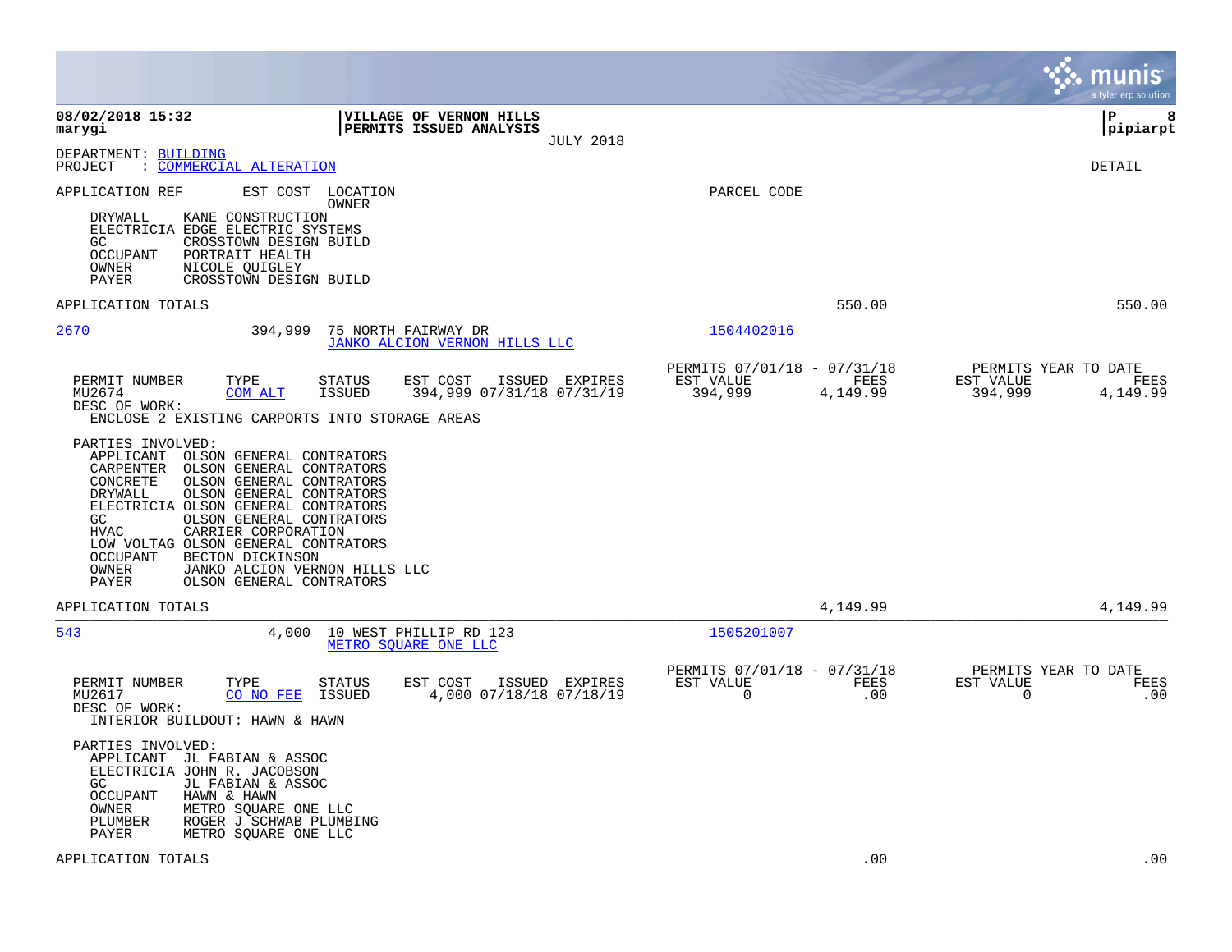**08/02/2018 15:32** | **VILLAGE OF VERNON HILLS** | **P 8**
**marygi** | **PERMITS ISSUED ANALYSIS** | **pipiarpt**

JULY 2018

DEPARTMENT: BUILDING
PROJECT : COMMERCIAL ALTERATION

DETAIL

APPLICATION REF  EST COST  LOCATION  OWNER  PARCEL CODE

DRYWALL  KANE CONSTRUCTION
ELECTRICIA EDGE ELECTRIC SYSTEMS
GC  CROSSTOWN DESIGN BUILD
OCCUPANT  PORTRAIT HEALTH
OWNER  NICOLE QUIGLEY
PAYER  CROSSTOWN DESIGN BUILD

APPLICATION TOTALS  550.00  550.00

---

**2670**  394,999  75 NORTH FAIRWAY DR  1504402016
JANKO ALCION VERNON HILLS LLC

| PERMIT NUMBER | TYPE | STATUS | EST COST | ISSUED | EXPIRES | PERMITS 07/01/18 - 07/31/18 EST VALUE | FEES | PERMITS YEAR TO DATE EST VALUE | FEES |
|---|---|---|---|---|---|---|---|---|---|
| MU2674 | COM ALT | ISSUED | 394,999 | 07/31/18 | 07/31/19 | 394,999 | 4,149.99 | 394,999 | 4,149.99 |

DESC OF WORK:
ENCLOSE 2 EXISTING CARPORTS INTO STORAGE AREAS

PARTIES INVOLVED:
APPLICANT  OLSON GENERAL CONTRATORS
CARPENTER  OLSON GENERAL CONTRATORS
CONCRETE  OLSON GENERAL CONTRATORS
DRYWALL  OLSON GENERAL CONTRATORS
ELECTRICIA OLSON GENERAL CONTRATORS
GC  OLSON GENERAL CONTRATORS
HVAC  CARRIER CORPORATION
LOW VOLTAG OLSON GENERAL CONTRATORS
OCCUPANT  BECTON DICKINSON
OWNER  JANKO ALCION VERNON HILLS LLC
PAYER  OLSON GENERAL CONTRATORS

APPLICATION TOTALS  4,149.99  4,149.99

---

**543**  4,000  10 WEST PHILLIP RD 123  1505201007
METRO SQUARE ONE LLC

| PERMIT NUMBER | TYPE | STATUS | EST COST | ISSUED | EXPIRES | PERMITS 07/01/18 - 07/31/18 EST VALUE | FEES | PERMITS YEAR TO DATE EST VALUE | FEES |
|---|---|---|---|---|---|---|---|---|---|
| MU2617 | CO NO FEE | ISSUED | 4,000 | 07/18/18 | 07/18/19 | 0 | .00 | 0 | .00 |

DESC OF WORK:
INTERIOR BUILDOUT: HAWN & HAWN

PARTIES INVOLVED:
APPLICANT  JL FABIAN & ASSOC
ELECTRICIA JOHN R. JACOBSON
GC  JL FABIAN & ASSOC
OCCUPANT  HAWN & HAWN
OWNER  METRO SQUARE ONE LLC
PLUMBER  ROGER J SCHWAB PLUMBING
PAYER  METRO SQUARE ONE LLC

APPLICATION TOTALS  .00  .00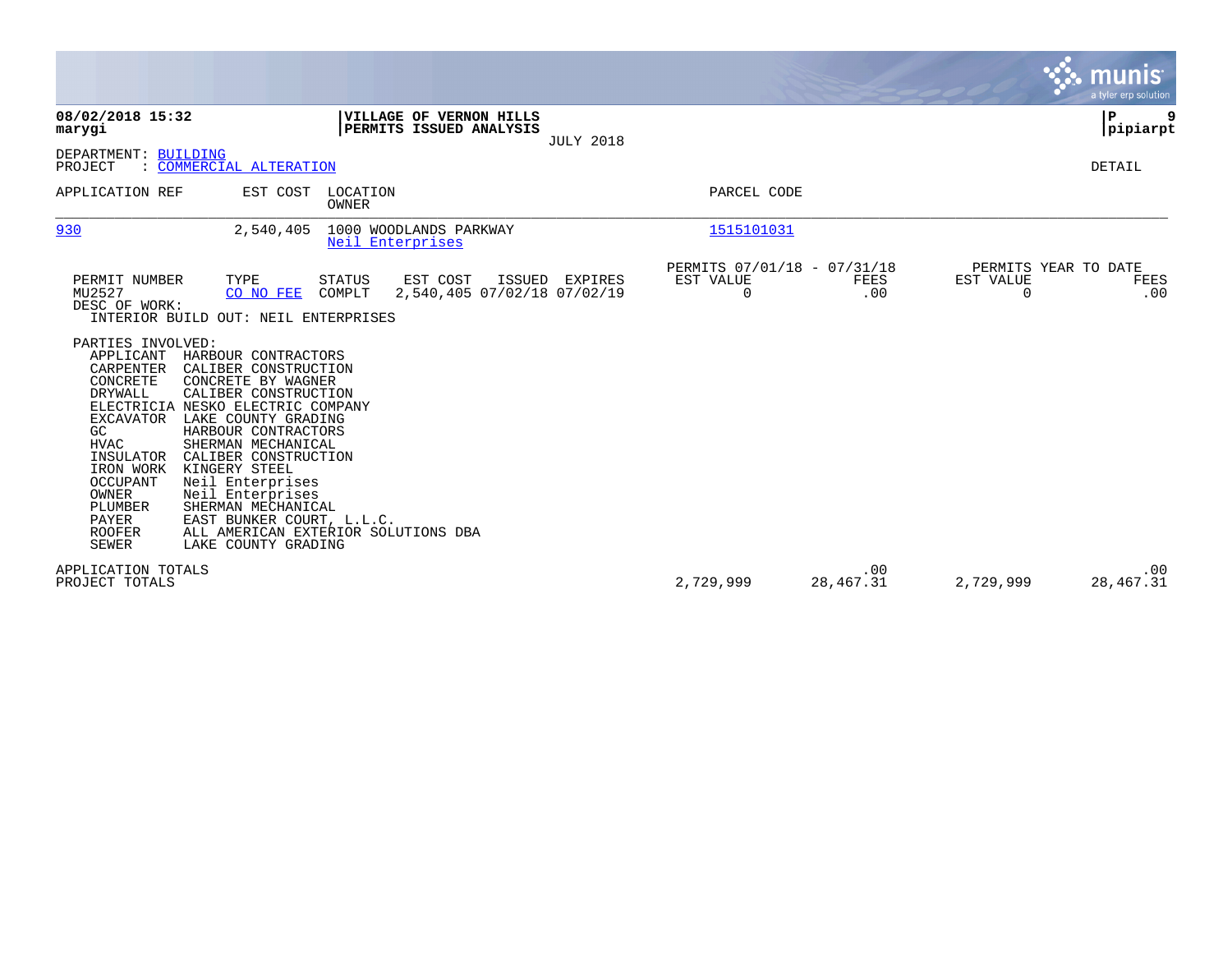**08/02/2018 15:32**
**marygi**

**VILLAGE OF VERNON HILLS**
**PERMITS ISSUED ANALYSIS**
JULY 2018

**pipiarpt**

DEPARTMENT: BUILDING
PROJECT : COMMERCIAL ALTERATION

DETAIL

| APPLICATION REF | EST COST | LOCATION / OWNER | PARCEL CODE |
|---|---|---|---|
| 930 | 2,540,405 | 1000 WOODLANDS PARKWAY / Neil Enterprises | 1515101031 |

| PERMIT NUMBER | TYPE | STATUS | EST COST | ISSUED | EXPIRES | PERMITS 07/01/18 - 07/31/18 EST VALUE | FEES | PERMITS YEAR TO DATE EST VALUE | FEES |
|---|---|---|---|---|---|---|---|---|---|
| MU2527 | CO NO FEE | COMPLT | 2,540,405 | 07/02/18 | 07/02/19 | 0 | .00 | 0 | .00 |

DESC OF WORK:
INTERIOR BUILD OUT: NEIL ENTERPRISES

PARTIES INVOLVED:

| | |
|---|---|
| APPLICANT | HARBOUR CONTRACTORS |
| CARPENTER | CALIBER CONSTRUCTION |
| CONCRETE | CONCRETE BY WAGNER |
| DRYWALL | CALIBER CONSTRUCTION |
| ELECTRICIA | NESKO ELECTRIC COMPANY |
| EXCAVATOR | LAKE COUNTY GRADING |
| GC | HARBOUR CONTRACTORS |
| HVAC | SHERMAN MECHANICAL |
| INSULATOR | CALIBER CONSTRUCTION |
| IRON WORK | KINGERY STEEL |
| OCCUPANT | Neil Enterprises |
| OWNER | Neil Enterprises |
| PLUMBER | SHERMAN MECHANICAL |
| PAYER | EAST BUNKER COURT, L.L.C. |
| ROOFER | ALL AMERICAN EXTERIOR SOLUTIONS DBA |
| SEWER | LAKE COUNTY GRADING |

| | PERMITS 07/01/18 - 07/31/18 EST VALUE | FEES | PERMITS YEAR TO DATE EST VALUE | FEES |
|---|---|---|---|---|
| APPLICATION TOTALS | | .00 | | .00 |
| PROJECT TOTALS | 2,729,999 | 28,467.31 | 2,729,999 | 28,467.31 |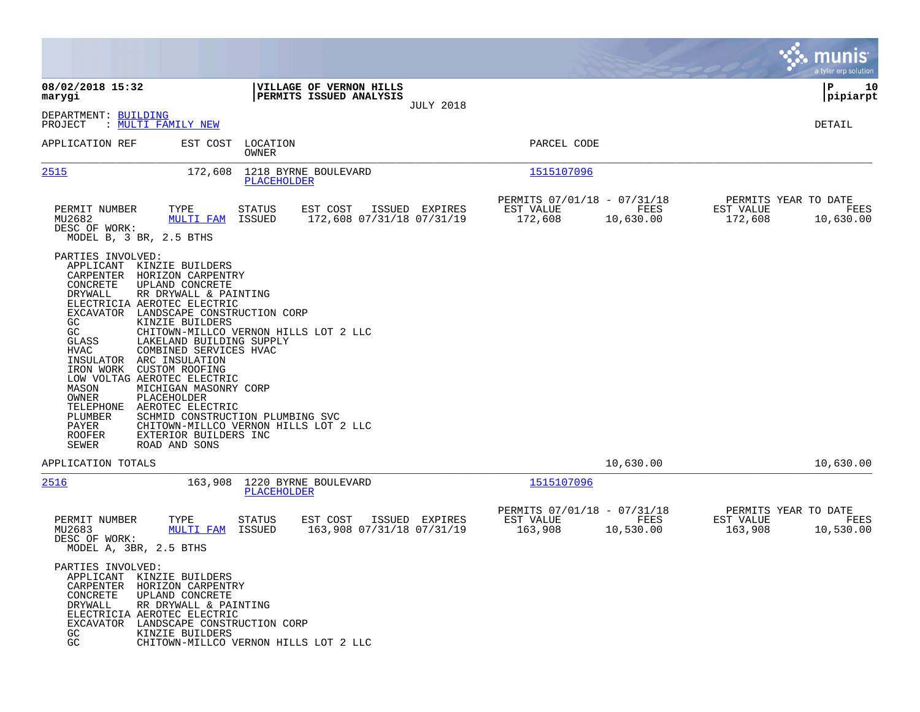**08/02/2018 15:32**
**marygi**

**VILLAGE OF VERNON HILLS**
**PERMITS ISSUED ANALYSIS**
JULY 2018

**pipiarpt**

DEPARTMENT: BUILDING
PROJECT : MULTI FAMILY NEW

DETAIL

| APPLICATION REF | EST COST | LOCATION / OWNER | PARCEL CODE |
|---|---|---|---|
| 2515 | 172,608 | 1218 BYRNE BOULEVARD / PLACEHOLDER | 1515107096 |

| PERMIT NUMBER | TYPE | STATUS | EST COST | ISSUED | EXPIRES | PERMITS 07/01/18 - 07/31/18 EST VALUE | FEES | PERMITS YEAR TO DATE EST VALUE | FEES |
|---|---|---|---|---|---|---|---|---|---|
| MU2682 | MULTI FAM | ISSUED | 172,608 | 07/31/18 | 07/31/19 | 172,608 | 10,630.00 | 172,608 | 10,630.00 |

DESC OF WORK:
MODEL B, 3 BR, 2.5 BTHS

PARTIES INVOLVED:

| | |
|---|---|
| APPLICANT | KINZIE BUILDERS |
| CARPENTER | HORIZON CARPENTRY |
| CONCRETE | UPLAND CONCRETE |
| DRYWALL | RR DRYWALL & PAINTING |
| ELECTRICIA | AEROTEC ELECTRIC |
| EXCAVATOR | LANDSCAPE CONSTRUCTION CORP |
| GC | KINZIE BUILDERS |
| GC | CHITOWN-MILLCO VERNON HILLS LOT 2 LLC |
| GLASS | LAKELAND BUILDING SUPPLY |
| HVAC | COMBINED SERVICES HVAC |
| INSULATOR | ARC INSULATION |
| IRON WORK | CUSTOM ROOFING |
| LOW VOLTAG | AEROTEC ELECTRIC |
| MASON | MICHIGAN MASONRY CORP |
| OWNER | PLACEHOLDER |
| TELEPHONE | AEROTEC ELECTRIC |
| PLUMBER | SCHMID CONSTRUCTION PLUMBING SVC |
| PAYER | CHITOWN-MILLCO VERNON HILLS LOT 2 LLC |
| ROOFER | EXTERIOR BUILDERS INC |
| SEWER | ROAD AND SONS |

APPLICATION TOTALS 10,630.00 10,630.00

| APPLICATION REF | EST COST | LOCATION / OWNER | PARCEL CODE |
|---|---|---|---|
| 2516 | 163,908 | 1220 BYRNE BOULEVARD / PLACEHOLDER | 1515107096 |

| PERMIT NUMBER | TYPE | STATUS | EST COST | ISSUED | EXPIRES | PERMITS 07/01/18 - 07/31/18 EST VALUE | FEES | PERMITS YEAR TO DATE EST VALUE | FEES |
|---|---|---|---|---|---|---|---|---|---|
| MU2683 | MULTI FAM | ISSUED | 163,908 | 07/31/18 | 07/31/19 | 163,908 | 10,530.00 | 163,908 | 10,530.00 |

DESC OF WORK:
MODEL A, 3BR, 2.5 BTHS

PARTIES INVOLVED:

| | |
|---|---|
| APPLICANT | KINZIE BUILDERS |
| CARPENTER | HORIZON CARPENTRY |
| CONCRETE | UPLAND CONCRETE |
| DRYWALL | RR DRYWALL & PAINTING |
| ELECTRICIA | AEROTEC ELECTRIC |
| EXCAVATOR | LANDSCAPE CONSTRUCTION CORP |
| GC | KINZIE BUILDERS |
| GC | CHITOWN-MILLCO VERNON HILLS LOT 2 LLC |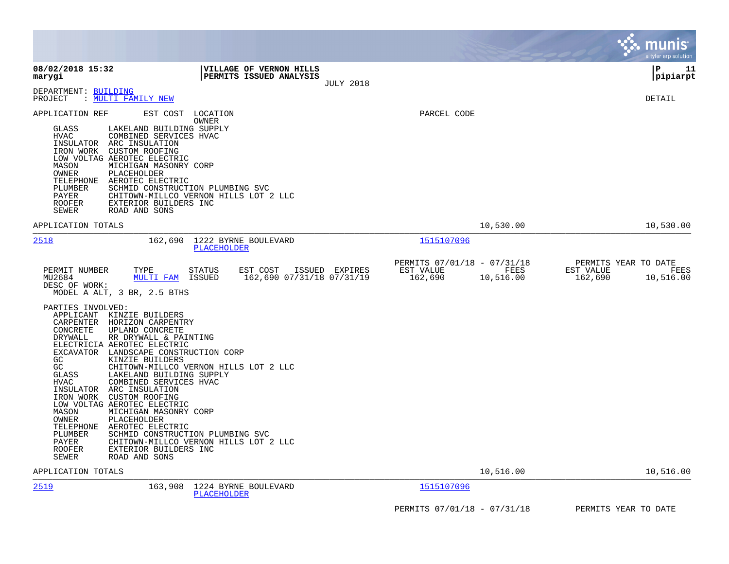**08/02/2018 15:32** — **VILLAGE OF VERNON HILLS** — **PERMITS ISSUED ANALYSIS** — JULY 2018
**marygi** — **pipiarpt**

DEPARTMENT: BUILDING
PROJECT : MULTI FAMILY NEW

DETAIL

APPLICATION REF    EST COST    LOCATION / OWNER    PARCEL CODE

| | |
|---|---|
| GLASS | LAKELAND BUILDING SUPPLY |
| HVAC | COMBINED SERVICES HVAC |
| INSULATOR | ARC INSULATION |
| IRON WORK | CUSTOM ROOFING |
| LOW VOLTAG | AEROTEC ELECTRIC |
| MASON | MICHIGAN MASONRY CORP |
| OWNER | PLACEHOLDER |
| TELEPHONE | AEROTEC ELECTRIC |
| PLUMBER | SCHMID CONSTRUCTION PLUMBING SVC |
| PAYER | CHITOWN-MILLCO VERNON HILLS LOT 2 LLC |
| ROOFER | EXTERIOR BUILDERS INC |
| SEWER | ROAD AND SONS |

APPLICATION TOTALS — 10,530.00 — 10,530.00

---

**2518** — 162,690 — 1222 BYRNE BOULEVARD — PLACEHOLDER — Parcel: 1515107096

| PERMIT NUMBER | TYPE | STATUS | EST COST | ISSUED | EXPIRES | PERMITS 07/01/18 - 07/31/18 EST VALUE | FEES | PERMITS YEAR TO DATE EST VALUE | FEES |
|---|---|---|---|---|---|---|---|---|---|
| MU2684 | MULTI FAM | ISSUED | 162,690 | 07/31/18 | 07/31/19 | 162,690 | 10,516.00 | 162,690 | 10,516.00 |

DESC OF WORK:
MODEL A ALT, 3 BR, 2.5 BTHS

PARTIES INVOLVED:

| | |
|---|---|
| APPLICANT | KINZIE BUILDERS |
| CARPENTER | HORIZON CARPENTRY |
| CONCRETE | UPLAND CONCRETE |
| DRYWALL | RR DRYWALL & PAINTING |
| ELECTRICIA | AEROTEC ELECTRIC |
| EXCAVATOR | LANDSCAPE CONSTRUCTION CORP |
| GC | KINZIE BUILDERS |
| GC | CHITOWN-MILLCO VERNON HILLS LOT 2 LLC |
| GLASS | LAKELAND BUILDING SUPPLY |
| HVAC | COMBINED SERVICES HVAC |
| INSULATOR | ARC INSULATION |
| IRON WORK | CUSTOM ROOFING |
| LOW VOLTAG | AEROTEC ELECTRIC |
| MASON | MICHIGAN MASONRY CORP |
| OWNER | PLACEHOLDER |
| TELEPHONE | AEROTEC ELECTRIC |
| PLUMBER | SCHMID CONSTRUCTION PLUMBING SVC |
| PAYER | CHITOWN-MILLCO VERNON HILLS LOT 2 LLC |
| ROOFER | EXTERIOR BUILDERS INC |
| SEWER | ROAD AND SONS |

APPLICATION TOTALS — 10,516.00 — 10,516.00

---

**2519** — 163,908 — 1224 BYRNE BOULEVARD — PLACEHOLDER — Parcel: 1515107096

PERMITS 07/01/18 - 07/31/18    PERMITS YEAR TO DATE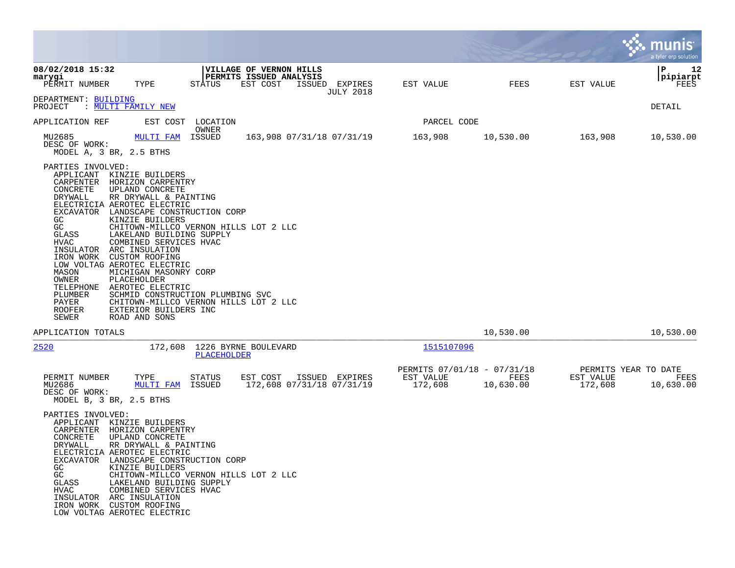08/02/2018 15:32
marygi

**VILLAGE OF VERNON HILLS**
**PERMITS ISSUED ANALYSIS**
JULY 2018

P 12
pipiarpt

| PERMIT NUMBER | TYPE | STATUS | EST COST | ISSUED | EXPIRES | EST VALUE | FEES | EST VALUE | FEES |
|---|---|---|---|---|---|---|---|---|---|

DEPARTMENT: BUILDING
PROJECT : MULTI FAMILY NEW

DETAIL

| APPLICATION REF | EST COST | LOCATION / OWNER | | | | PARCEL CODE | | | |
|---|---|---|---|---|---|---|---|---|---|
| MU2685 | MULTI FAM | ISSUED | 163,908 | 07/31/18 | 07/31/19 | 163,908 | 10,530.00 | 163,908 | 10,530.00 |

DESC OF WORK:
MODEL A, 3 BR, 2.5 BTHS

PARTIES INVOLVED:

| | |
|---|---|
| APPLICANT | KINZIE BUILDERS |
| CARPENTER | HORIZON CARPENTRY |
| CONCRETE | UPLAND CONCRETE |
| DRYWALL | RR DRYWALL & PAINTING |
| ELECTRICIA | AEROTEC ELECTRIC |
| EXCAVATOR | LANDSCAPE CONSTRUCTION CORP |
| GC | KINZIE BUILDERS |
| GC | CHITOWN-MILLCO VERNON HILLS LOT 2 LLC |
| GLASS | LAKELAND BUILDING SUPPLY |
| HVAC | COMBINED SERVICES HVAC |
| INSULATOR | ARC INSULATION |
| IRON WORK | CUSTOM ROOFING |
| LOW VOLTAG | AEROTEC ELECTRIC |
| MASON | MICHIGAN MASONRY CORP |
| OWNER | PLACEHOLDER |
| TELEPHONE | AEROTEC ELECTRIC |
| PLUMBER | SCHMID CONSTRUCTION PLUMBING SVC |
| PAYER | CHITOWN-MILLCO VERNON HILLS LOT 2 LLC |
| ROOFER | EXTERIOR BUILDERS INC |
| SEWER | ROAD AND SONS |

APPLICATION TOTALS — 10,530.00 — 10,530.00

| APPLICATION REF | EST COST | LOCATION / OWNER | PARCEL CODE |
|---|---|---|---|
| 2520 | 172,608 | 1226 BYRNE BOULEVARD / PLACEHOLDER | 1515107096 |

| PERMIT NUMBER | TYPE | STATUS | EST COST | ISSUED | EXPIRES | PERMITS 07/01/18 - 07/31/18 EST VALUE | FEES | PERMITS YEAR TO DATE EST VALUE | FEES |
|---|---|---|---|---|---|---|---|---|---|
| MU2686 | MULTI FAM | ISSUED | 172,608 | 07/31/18 | 07/31/19 | 172,608 | 10,630.00 | 172,608 | 10,630.00 |

DESC OF WORK:
MODEL B, 3 BR, 2.5 BTHS

PARTIES INVOLVED:

| | |
|---|---|
| APPLICANT | KINZIE BUILDERS |
| CARPENTER | HORIZON CARPENTRY |
| CONCRETE | UPLAND CONCRETE |
| DRYWALL | RR DRYWALL & PAINTING |
| ELECTRICIA | AEROTEC ELECTRIC |
| EXCAVATOR | LANDSCAPE CONSTRUCTION CORP |
| GC | KINZIE BUILDERS |
| GC | CHITOWN-MILLCO VERNON HILLS LOT 2 LLC |
| GLASS | LAKELAND BUILDING SUPPLY |
| HVAC | COMBINED SERVICES HVAC |
| INSULATOR | ARC INSULATION |
| IRON WORK | CUSTOM ROOFING |
| LOW VOLTAG | AEROTEC ELECTRIC |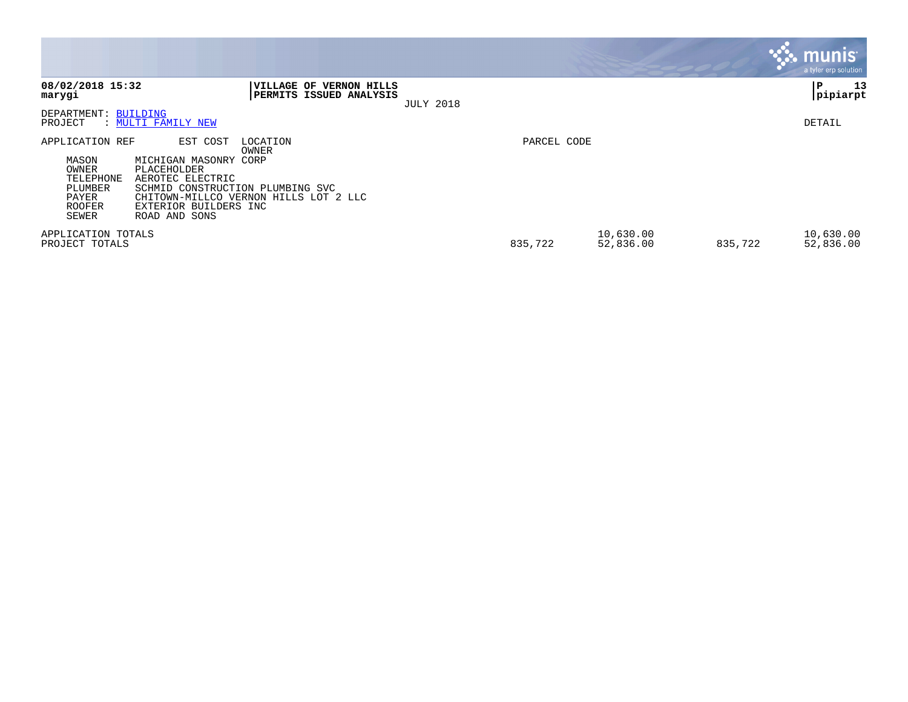**08/02/2018 15:32**
**marygi**

**VILLAGE OF VERNON HILLS**
**PERMITS ISSUED ANALYSIS**

JULY 2018

**P 13**
**pipiarpt**

DEPARTMENT: BUILDING
PROJECT : MULTI FAMILY NEW

DETAIL

| APPLICATION REF | EST COST | LOCATION / OWNER | PARCEL CODE | | | |
|---|---|---|---|---|---|---|
| MASON | MICHIGAN MASONRY CORP | | | | | |
| OWNER | PLACEHOLDER | | | | | |
| TELEPHONE | AEROTEC ELECTRIC | | | | | |
| PLUMBER | SCHMID CONSTRUCTION PLUMBING SVC | | | | | |
| PAYER | CHITOWN-MILLCO VERNON HILLS LOT 2 LLC | | | | | |
| ROOFER | EXTERIOR BUILDERS INC | | | | | |
| SEWER | ROAD AND SONS | | | | | |
| APPLICATION TOTALS | | | | 10,630.00 | | 10,630.00 |
| PROJECT TOTALS | | | 835,722 | 52,836.00 | 835,722 | 52,836.00 |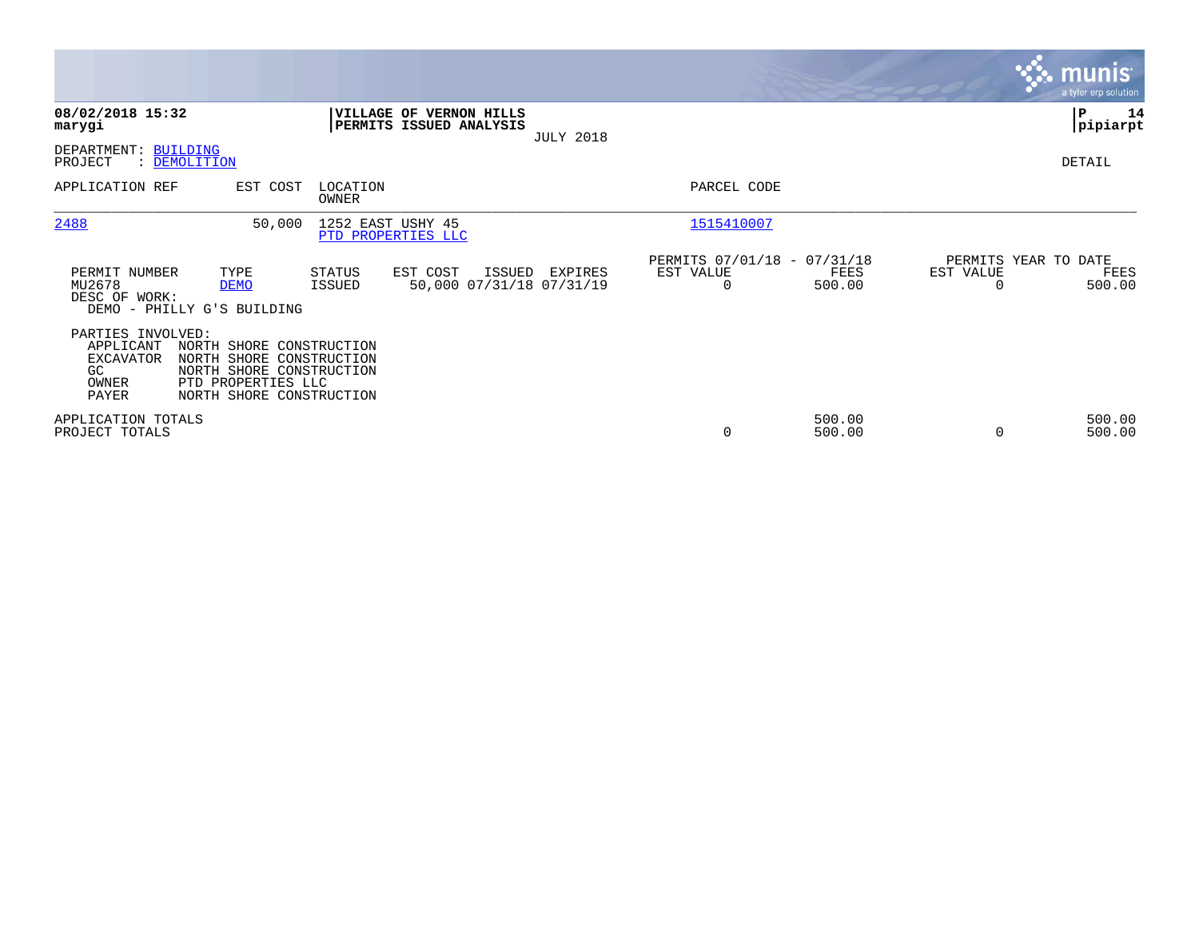**08/02/2018 15:32**
**marygi**

**VILLAGE OF VERNON HILLS**
**PERMITS ISSUED ANALYSIS**
JULY 2018

**P 14**
**pipiarpt**

DEPARTMENT: BUILDING
PROJECT : DEMOLITION

DETAIL

| APPLICATION REF | EST COST | LOCATION / OWNER | PARCEL CODE |
|---|---|---|---|
| 2488 | 50,000 | 1252 EAST USHY 45 / PTD PROPERTIES LLC | 1515410007 |

| PERMIT NUMBER | TYPE | STATUS | EST COST | ISSUED | EXPIRES | PERMITS 07/01/18 - 07/31/18 EST VALUE | FEES | PERMITS YEAR TO DATE EST VALUE | FEES |
|---|---|---|---|---|---|---|---|---|---|
| MU2678 | DEMO | ISSUED | 50,000 | 07/31/18 | 07/31/19 | 0 | 500.00 | 0 | 500.00 |

DESC OF WORK:
DEMO - PHILLY G'S BUILDING

PARTIES INVOLVED:

| | |
|---|---|
| APPLICANT | NORTH SHORE CONSTRUCTION |
| EXCAVATOR | NORTH SHORE CONSTRUCTION |
| GC | NORTH SHORE CONSTRUCTION |
| OWNER | PTD PROPERTIES LLC |
| PAYER | NORTH SHORE CONSTRUCTION |

| | EST VALUE | FEES | YTD EST VALUE | YTD FEES |
|---|---|---|---|---|
| APPLICATION TOTALS | | 500.00 | | 500.00 |
| PROJECT TOTALS | 0 | 500.00 | 0 | 500.00 |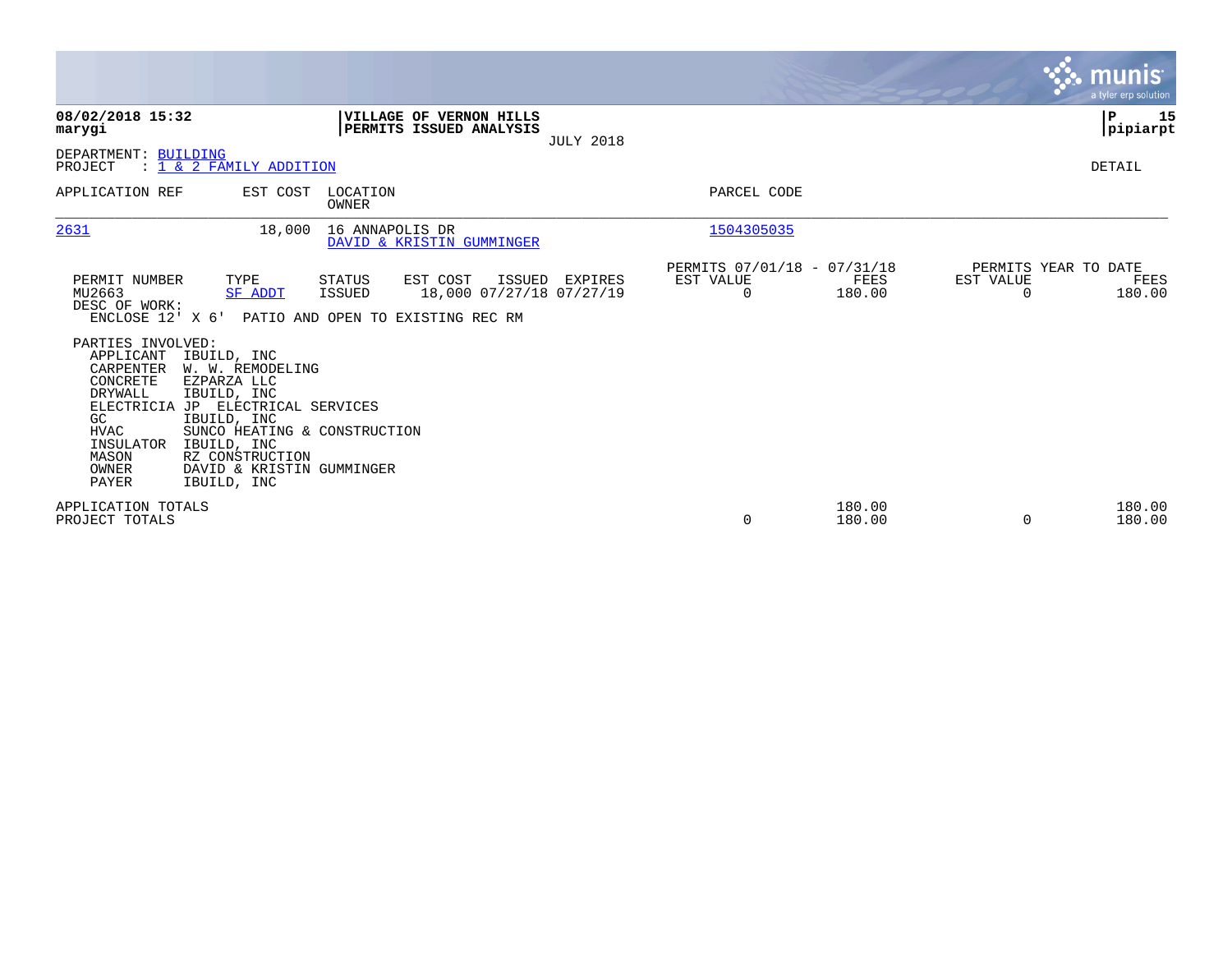**08/02/2018 15:32**
**marygi**

**VILLAGE OF VERNON HILLS**
**PERMITS ISSUED ANALYSIS**
JULY 2018

**P 15**
**pipiarpt**

DEPARTMENT: BUILDING
PROJECT : 1 & 2 FAMILY ADDITION

DETAIL

| APPLICATION REF | EST COST | LOCATION / OWNER | PARCEL CODE |
|---|---|---|---|
| 2631 | 18,000 | 16 ANNAPOLIS DR / DAVID & KRISTIN GUMMINGER | 1504305035 |

| PERMIT NUMBER | TYPE | STATUS | EST COST | ISSUED | EXPIRES | PERMITS 07/01/18 - 07/31/18 EST VALUE | FEES | PERMITS YEAR TO DATE EST VALUE | FEES |
|---|---|---|---|---|---|---|---|---|---|
| MU2663 | SF ADDT | ISSUED | 18,000 | 07/27/18 | 07/27/19 | 0 | 180.00 | 0 | 180.00 |

DESC OF WORK:
ENCLOSE 12' X 6' PATIO AND OPEN TO EXISTING REC RM

PARTIES INVOLVED:

| | |
|---|---|
| APPLICANT | IBUILD, INC |
| CARPENTER | W. W. REMODELING |
| CONCRETE | EZPARZA LLC |
| DRYWALL | IBUILD, INC |
| ELECTRICIA | JP ELECTRICAL SERVICES |
| GC | IBUILD, INC |
| HVAC | SUNCO HEATING & CONSTRUCTION |
| INSULATOR | IBUILD, INC |
| MASON | RZ CONSTRUCTION |
| OWNER | DAVID & KRISTIN GUMMINGER |
| PAYER | IBUILD, INC |

| | EST VALUE | FEES | YTD EST VALUE | YTD FEES |
|---|---|---|---|---|
| APPLICATION TOTALS | | 180.00 | | 180.00 |
| PROJECT TOTALS | 0 | 180.00 | 0 | 180.00 |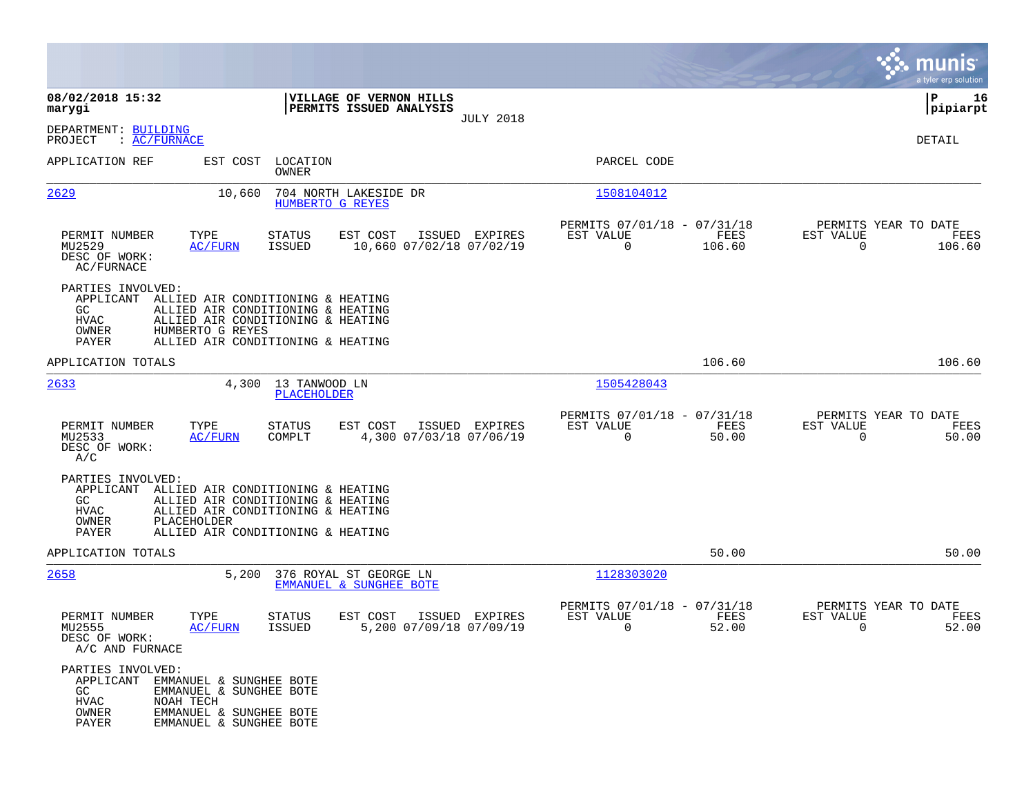**08/02/2018 15:32**
**marygi**

**VILLAGE OF VERNON HILLS**
**PERMITS ISSUED ANALYSIS**
JULY 2018

**P 16**
**pipiarpt**

DEPARTMENT: BUILDING
PROJECT : AC/FURNACE

DETAIL

| APPLICATION REF | EST COST | LOCATION / OWNER | PARCEL CODE |
|---|---|---|---|
| 2629 | 10,660 | 704 NORTH LAKESIDE DR / HUMBERTO G REYES | 1508104012 |

| PERMIT NUMBER | TYPE | STATUS | EST COST | ISSUED | EXPIRES | PERMITS 07/01/18 - 07/31/18 EST VALUE | FEES | PERMITS YEAR TO DATE EST VALUE | FEES |
|---|---|---|---|---|---|---|---|---|---|
| MU2529 | AC/FURN | ISSUED | 10,660 | 07/02/18 | 07/02/19 | 0 | 106.60 | 0 | 106.60 |

DESC OF WORK:
AC/FURNACE

PARTIES INVOLVED:
- APPLICANT ALLIED AIR CONDITIONING & HEATING
- GC ALLIED AIR CONDITIONING & HEATING
- HVAC ALLIED AIR CONDITIONING & HEATING
- OWNER HUMBERTO G REYES
- PAYER ALLIED AIR CONDITIONING & HEATING

APPLICATION TOTALS 106.60 106.60

| APPLICATION REF | EST COST | LOCATION / OWNER | PARCEL CODE |
|---|---|---|---|
| 2633 | 4,300 | 13 TANWOOD LN / PLACEHOLDER | 1505428043 |

| PERMIT NUMBER | TYPE | STATUS | EST COST | ISSUED | EXPIRES | PERMITS 07/01/18 - 07/31/18 EST VALUE | FEES | PERMITS YEAR TO DATE EST VALUE | FEES |
|---|---|---|---|---|---|---|---|---|---|
| MU2533 | AC/FURN | COMPLT | 4,300 | 07/03/18 | 07/06/19 | 0 | 50.00 | 0 | 50.00 |

DESC OF WORK:
A/C

PARTIES INVOLVED:
- APPLICANT ALLIED AIR CONDITIONING & HEATING
- GC ALLIED AIR CONDITIONING & HEATING
- HVAC ALLIED AIR CONDITIONING & HEATING
- OWNER PLACEHOLDER
- PAYER ALLIED AIR CONDITIONING & HEATING

APPLICATION TOTALS 50.00 50.00

| APPLICATION REF | EST COST | LOCATION / OWNER | PARCEL CODE |
|---|---|---|---|
| 2658 | 5,200 | 376 ROYAL ST GEORGE LN / EMMANUEL & SUNGHEE BOTE | 1128303020 |

| PERMIT NUMBER | TYPE | STATUS | EST COST | ISSUED | EXPIRES | PERMITS 07/01/18 - 07/31/18 EST VALUE | FEES | PERMITS YEAR TO DATE EST VALUE | FEES |
|---|---|---|---|---|---|---|---|---|---|
| MU2555 | AC/FURN | ISSUED | 5,200 | 07/09/18 | 07/09/19 | 0 | 52.00 | 0 | 52.00 |

DESC OF WORK:
A/C AND FURNACE

PARTIES INVOLVED:
- APPLICANT EMMANUEL & SUNGHEE BOTE
- GC EMMANUEL & SUNGHEE BOTE
- HVAC NOAH TECH
- OWNER EMMANUEL & SUNGHEE BOTE
- PAYER EMMANUEL & SUNGHEE BOTE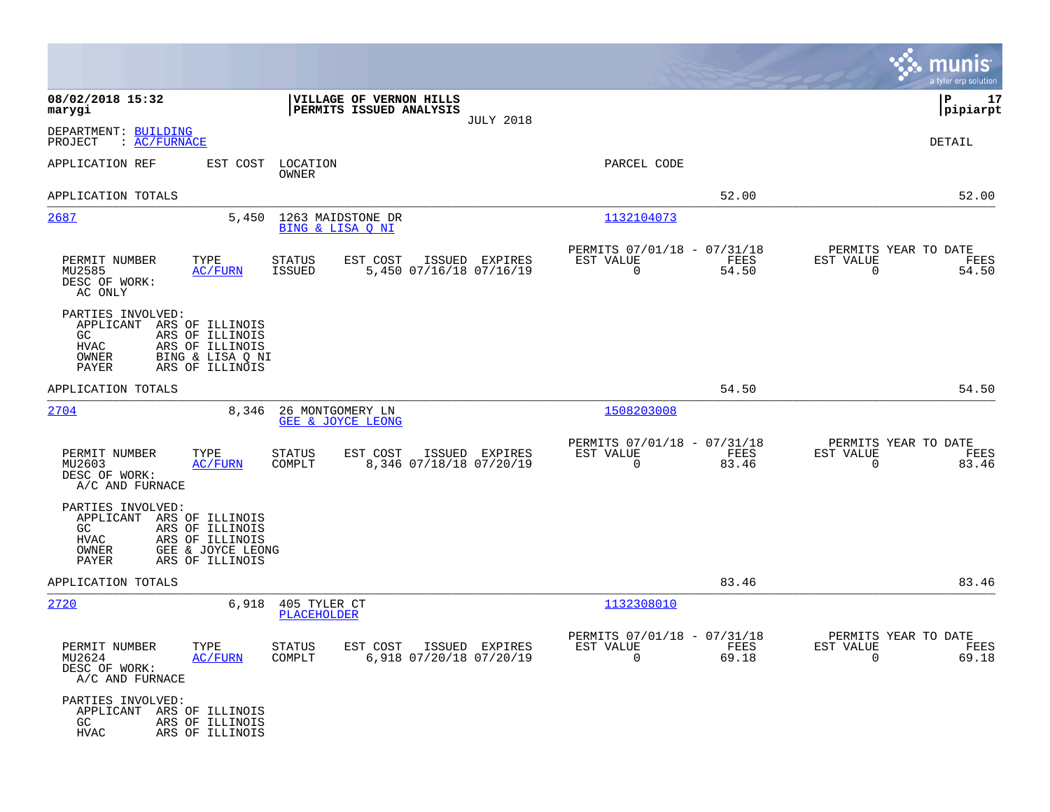08/02/2018 15:32
marygi

**VILLAGE OF VERNON HILLS**
**PERMITS ISSUED ANALYSIS**
JULY 2018

P 17
pipiarpt

DEPARTMENT: BUILDING
PROJECT : AC/FURNACE

DETAIL

| APPLICATION REF | EST COST | LOCATION / OWNER | PARCEL CODE | | |
|---|---|---|---|---|---|
| APPLICATION TOTALS | | | | 52.00 | 52.00 |

**2687** — 5,450 — 1263 MAIDSTONE DR — BING & LISA Q NI — 1132104073

| PERMIT NUMBER | TYPE | STATUS | EST COST | ISSUED | EXPIRES | PERMITS 07/01/18 - 07/31/18 EST VALUE | FEES | PERMITS YEAR TO DATE EST VALUE | FEES |
|---|---|---|---|---|---|---|---|---|---|
| MU2585 | AC/FURN | ISSUED | 5,450 | 07/16/18 | 07/16/19 | 0 | 54.50 | 0 | 54.50 |

DESC OF WORK:
AC ONLY

PARTIES INVOLVED:
- APPLICANT ARS OF ILLINOIS
- GC ARS OF ILLINOIS
- HVAC ARS OF ILLINOIS
- OWNER BING & LISA Q NI
- PAYER ARS OF ILLINOIS

APPLICATION TOTALS 54.50 54.50

**2704** — 8,346 — 26 MONTGOMERY LN — GEE & JOYCE LEONG — 1508203008

| PERMIT NUMBER | TYPE | STATUS | EST COST | ISSUED | EXPIRES | PERMITS 07/01/18 - 07/31/18 EST VALUE | FEES | PERMITS YEAR TO DATE EST VALUE | FEES |
|---|---|---|---|---|---|---|---|---|---|
| MU2603 | AC/FURN | COMPLT | 8,346 | 07/18/18 | 07/20/19 | 0 | 83.46 | 0 | 83.46 |

DESC OF WORK:
A/C AND FURNACE

PARTIES INVOLVED:
- APPLICANT ARS OF ILLINOIS
- GC ARS OF ILLINOIS
- HVAC ARS OF ILLINOIS
- OWNER GEE & JOYCE LEONG
- PAYER ARS OF ILLINOIS

APPLICATION TOTALS 83.46 83.46

**2720** — 6,918 — 405 TYLER CT — PLACEHOLDER — 1132308010

| PERMIT NUMBER | TYPE | STATUS | EST COST | ISSUED | EXPIRES | PERMITS 07/01/18 - 07/31/18 EST VALUE | FEES | PERMITS YEAR TO DATE EST VALUE | FEES |
|---|---|---|---|---|---|---|---|---|---|
| MU2624 | AC/FURN | COMPLT | 6,918 | 07/20/18 | 07/20/19 | 0 | 69.18 | 0 | 69.18 |

DESC OF WORK:
A/C AND FURNACE

PARTIES INVOLVED:
- APPLICANT ARS OF ILLINOIS
- GC ARS OF ILLINOIS
- HVAC ARS OF ILLINOIS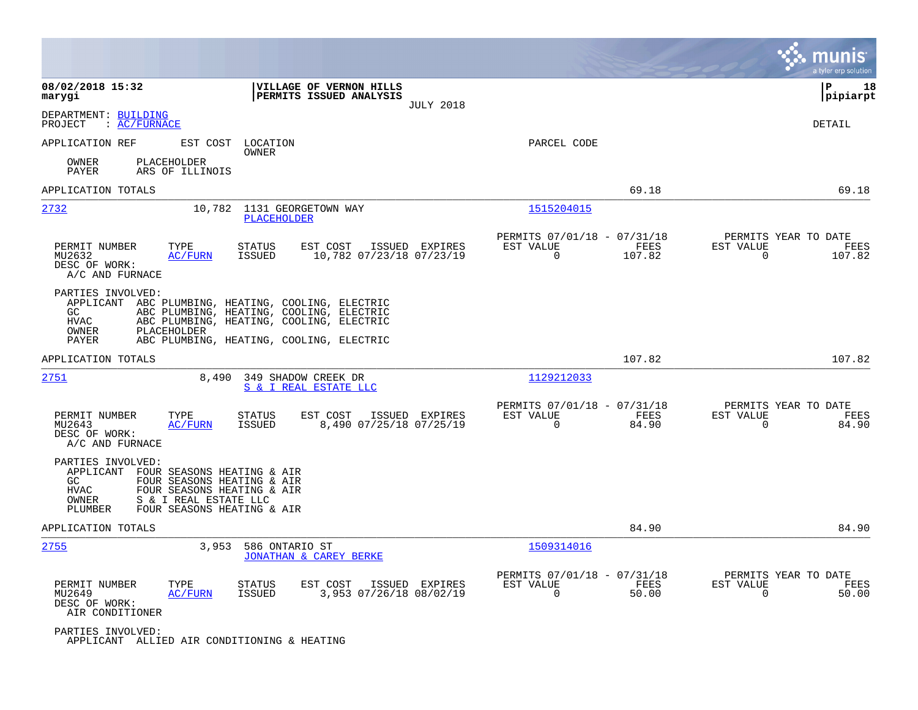08/02/2018 15:32
marygi

VILLAGE OF VERNON HILLS
PERMITS ISSUED ANALYSIS
JULY 2018

P 18
pipiarpt

DEPARTMENT: BUILDING
PROJECT : AC/FURNACE

DETAIL

APPLICATION REF　EST COST　LOCATION / OWNER　PARCEL CODE

OWNER　PLACEHOLDER
PAYER　ARS OF ILLINOIS

APPLICATION TOTALS　69.18　69.18

---

**2732**　10,782　1131 GEORGETOWN WAY　PLACEHOLDER　1515204015

| PERMIT NUMBER | TYPE | STATUS | EST COST | ISSUED | EXPIRES | PERMITS 07/01/18 - 07/31/18 EST VALUE | FEES | PERMITS YEAR TO DATE EST VALUE | FEES |
|---|---|---|---|---|---|---|---|---|---|
| MU2632 | AC/FURN | ISSUED | 10,782 | 07/23/18 | 07/23/19 | 0 | 107.82 | 0 | 107.82 |

DESC OF WORK:
A/C AND FURNACE

PARTIES INVOLVED:
APPLICANT　ABC PLUMBING, HEATING, COOLING, ELECTRIC
GC　ABC PLUMBING, HEATING, COOLING, ELECTRIC
HVAC　ABC PLUMBING, HEATING, COOLING, ELECTRIC
OWNER　PLACEHOLDER
PAYER　ABC PLUMBING, HEATING, COOLING, ELECTRIC

APPLICATION TOTALS　107.82　107.82

---

**2751**　8,490　349 SHADOW CREEK DR　S & I REAL ESTATE LLC　1129212033

| PERMIT NUMBER | TYPE | STATUS | EST COST | ISSUED | EXPIRES | PERMITS 07/01/18 - 07/31/18 EST VALUE | FEES | PERMITS YEAR TO DATE EST VALUE | FEES |
|---|---|---|---|---|---|---|---|---|---|
| MU2643 | AC/FURN | ISSUED | 8,490 | 07/25/18 | 07/25/19 | 0 | 84.90 | 0 | 84.90 |

DESC OF WORK:
A/C AND FURNACE

PARTIES INVOLVED:
APPLICANT　FOUR SEASONS HEATING & AIR
GC　FOUR SEASONS HEATING & AIR
HVAC　FOUR SEASONS HEATING & AIR
OWNER　S & I REAL ESTATE LLC
PLUMBER　FOUR SEASONS HEATING & AIR

APPLICATION TOTALS　84.90　84.90

---

**2755**　3,953　586 ONTARIO ST　JONATHAN & CAREY BERKE　1509314016

| PERMIT NUMBER | TYPE | STATUS | EST COST | ISSUED | EXPIRES | PERMITS 07/01/18 - 07/31/18 EST VALUE | FEES | PERMITS YEAR TO DATE EST VALUE | FEES |
|---|---|---|---|---|---|---|---|---|---|
| MU2649 | AC/FURN | ISSUED | 3,953 | 07/26/18 | 08/02/19 | 0 | 50.00 | 0 | 50.00 |

DESC OF WORK:
AIR CONDITIONER

PARTIES INVOLVED:
APPLICANT　ALLIED AIR CONDITIONING & HEATING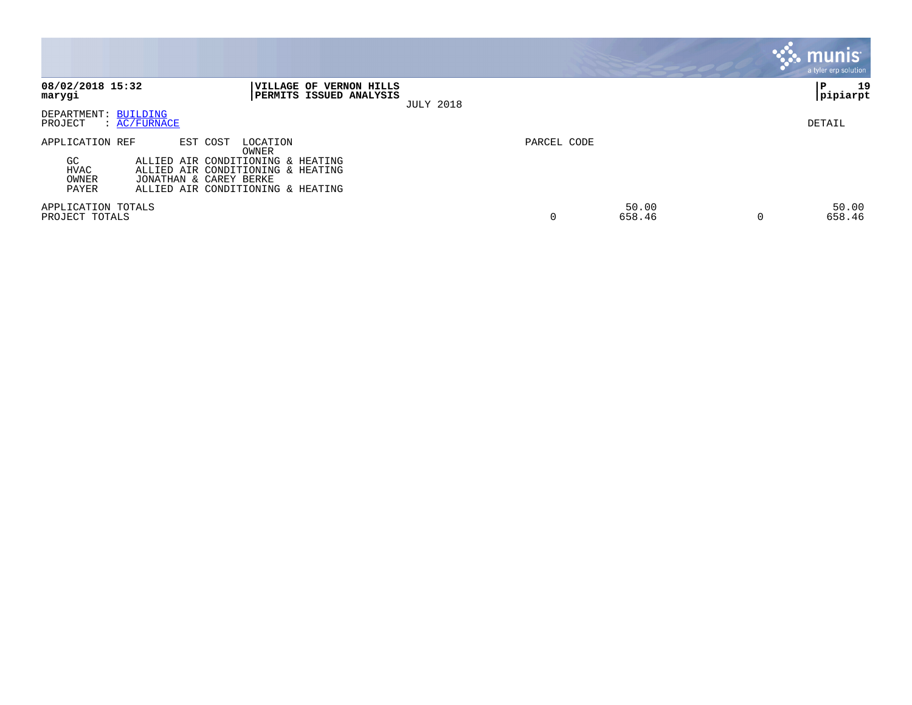**08/02/2018 15:32**
**marygi**

**VILLAGE OF VERNON HILLS**
**PERMITS ISSUED ANALYSIS**
JULY 2018

**P 19**
**pipiarpt**

DEPARTMENT: BUILDING
PROJECT : AC/FURNACE

DETAIL

| APPLICATION REF | EST COST | LOCATION / OWNER | PARCEL CODE | | | |
|---|---|---|---|---|---|---|
| GC | | ALLIED AIR CONDITIONING & HEATING | | | | |
| HVAC | | ALLIED AIR CONDITIONING & HEATING | | | | |
| OWNER | | JONATHAN & CAREY BERKE | | | | |
| PAYER | | ALLIED AIR CONDITIONING & HEATING | | | | |
| APPLICATION TOTALS | | | | 50.00 | | 50.00 |
| PROJECT TOTALS | | | 0 | 658.46 | 0 | 658.46 |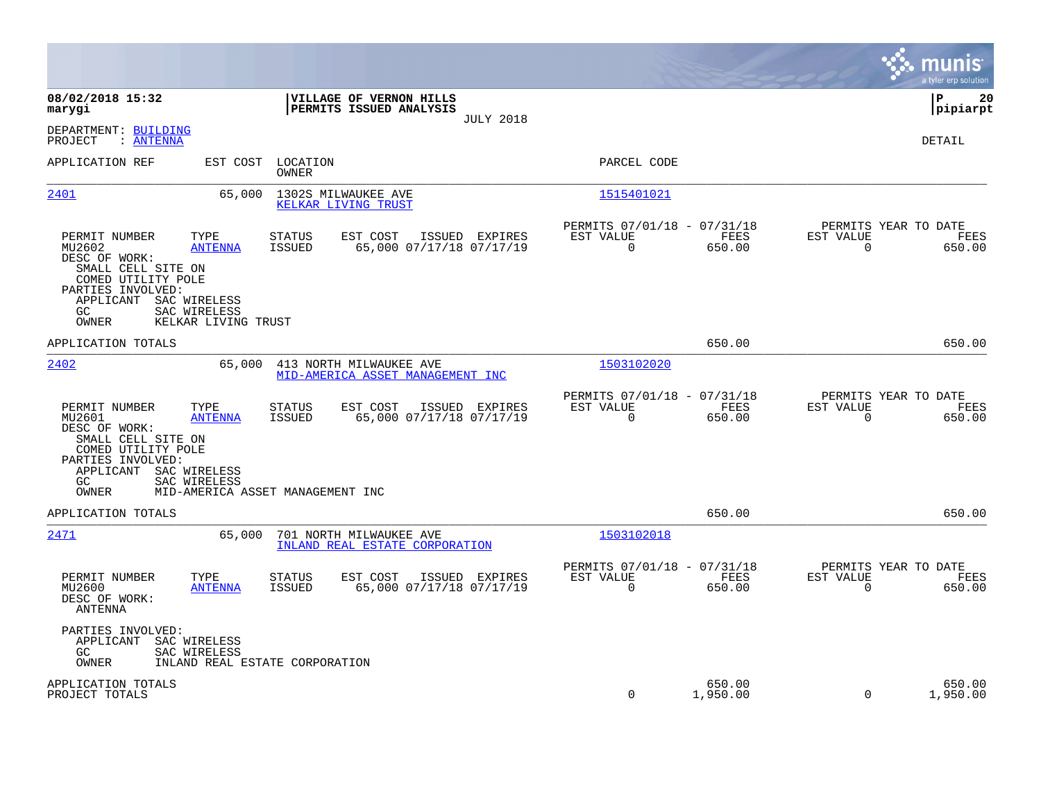**08/02/2018 15:32**
**marygi**

**VILLAGE OF VERNON HILLS**
**PERMITS ISSUED ANALYSIS**
JULY 2018

**P 20**
**pipiarpt**

DEPARTMENT: BUILDING
PROJECT : ANTENNA

DETAIL

| APPLICATION REF | EST COST | LOCATION / OWNER | PARCEL CODE |
|---|---|---|---|
| 2401 | 65,000 | 1302S MILWAUKEE AVE / KELKAR LIVING TRUST | 1515401021 |

| PERMIT NUMBER | TYPE | STATUS | EST COST | ISSUED | EXPIRES | PERMITS 07/01/18 - 07/31/18 EST VALUE | FEES | PERMITS YEAR TO DATE EST VALUE | FEES |
|---|---|---|---|---|---|---|---|---|---|
| MU2602 | ANTENNA | ISSUED | 65,000 | 07/17/18 | 07/17/19 | 0 | 650.00 | 0 | 650.00 |

DESC OF WORK:
SMALL CELL SITE ON
COMED UTILITY POLE
PARTIES INVOLVED:
APPLICANT SAC WIRELESS
GC SAC WIRELESS
OWNER KELKAR LIVING TRUST

APPLICATION TOTALS 650.00 650.00

| APPLICATION REF | EST COST | LOCATION / OWNER | PARCEL CODE |
|---|---|---|---|
| 2402 | 65,000 | 413 NORTH MILWAUKEE AVE / MID-AMERICA ASSET MANAGEMENT INC | 1503102020 |

| PERMIT NUMBER | TYPE | STATUS | EST COST | ISSUED | EXPIRES | PERMITS 07/01/18 - 07/31/18 EST VALUE | FEES | PERMITS YEAR TO DATE EST VALUE | FEES |
|---|---|---|---|---|---|---|---|---|---|
| MU2601 | ANTENNA | ISSUED | 65,000 | 07/17/18 | 07/17/19 | 0 | 650.00 | 0 | 650.00 |

DESC OF WORK:
SMALL CELL SITE ON
COMED UTILITY POLE
PARTIES INVOLVED:
APPLICANT SAC WIRELESS
GC SAC WIRELESS
OWNER MID-AMERICA ASSET MANAGEMENT INC

APPLICATION TOTALS 650.00 650.00

| APPLICATION REF | EST COST | LOCATION / OWNER | PARCEL CODE |
|---|---|---|---|
| 2471 | 65,000 | 701 NORTH MILWAUKEE AVE / INLAND REAL ESTATE CORPORATION | 1503102018 |

| PERMIT NUMBER | TYPE | STATUS | EST COST | ISSUED | EXPIRES | PERMITS 07/01/18 - 07/31/18 EST VALUE | FEES | PERMITS YEAR TO DATE EST VALUE | FEES |
|---|---|---|---|---|---|---|---|---|---|
| MU2600 | ANTENNA | ISSUED | 65,000 | 07/17/18 | 07/17/19 | 0 | 650.00 | 0 | 650.00 |

DESC OF WORK:
ANTENNA

PARTIES INVOLVED:
APPLICANT SAC WIRELESS
GC SAC WIRELESS
OWNER INLAND REAL ESTATE CORPORATION

| | EST VALUE | FEES | EST VALUE | FEES |
|---|---|---|---|---|
| APPLICATION TOTALS | | 650.00 | | 650.00 |
| PROJECT TOTALS | 0 | 1,950.00 | 0 | 1,950.00 |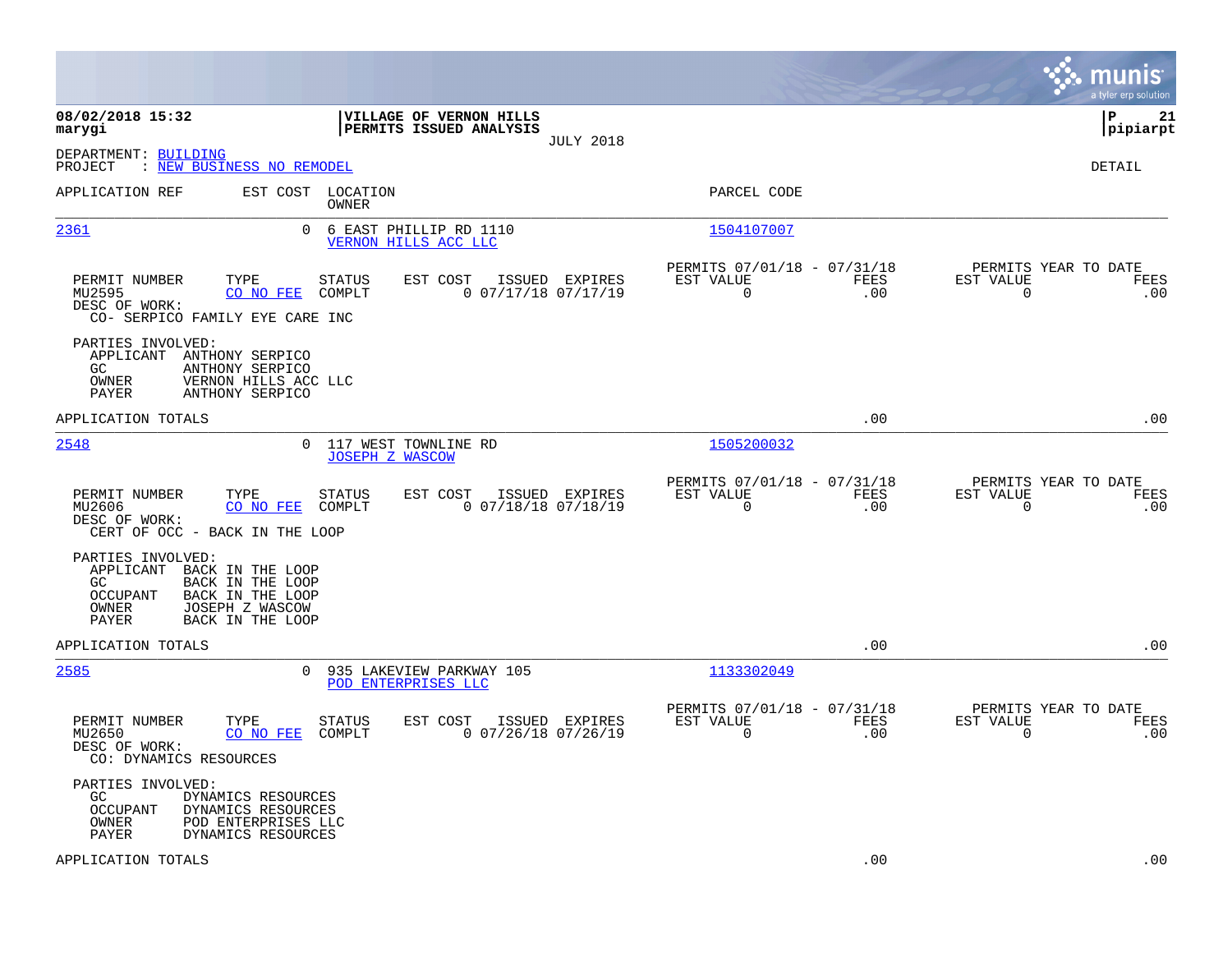**08/02/2018 15:32**
**marygi**

**VILLAGE OF VERNON HILLS**
**PERMITS ISSUED ANALYSIS**
JULY 2018

**P 21**
**pipiarpt**

DEPARTMENT: BUILDING
PROJECT : NEW BUSINESS NO REMODEL

DETAIL

| APPLICATION REF | EST COST | LOCATION / OWNER | PARCEL CODE |
|---|---|---|---|
| 2361 | 0 | 6 EAST PHILLIP RD 1110 / VERNON HILLS ACC LLC | 1504107007 |

| PERMIT NUMBER | TYPE | STATUS | EST COST | ISSUED | EXPIRES | PERMITS 07/01/18 - 07/31/18 EST VALUE | FEES | PERMITS YEAR TO DATE EST VALUE | FEES |
|---|---|---|---|---|---|---|---|---|---|
| MU2595 | CO NO FEE | COMPLT | 0 | 07/17/18 | 07/17/19 | 0 | .00 | 0 | .00 |

DESC OF WORK:
CO- SERPICO FAMILY EYE CARE INC

PARTIES INVOLVED:
- APPLICANT ANTHONY SERPICO
- GC ANTHONY SERPICO
- OWNER VERNON HILLS ACC LLC
- PAYER ANTHONY SERPICO

APPLICATION TOTALS .00 .00

| APPLICATION REF | EST COST | LOCATION / OWNER | PARCEL CODE |
|---|---|---|---|
| 2548 | 0 | 117 WEST TOWNLINE RD / JOSEPH Z WASCOW | 1505200032 |

| PERMIT NUMBER | TYPE | STATUS | EST COST | ISSUED | EXPIRES | PERMITS 07/01/18 - 07/31/18 EST VALUE | FEES | PERMITS YEAR TO DATE EST VALUE | FEES |
|---|---|---|---|---|---|---|---|---|---|
| MU2606 | CO NO FEE | COMPLT | 0 | 07/18/18 | 07/18/19 | 0 | .00 | 0 | .00 |

DESC OF WORK:
CERT OF OCC - BACK IN THE LOOP

PARTIES INVOLVED:
- APPLICANT BACK IN THE LOOP
- GC BACK IN THE LOOP
- OCCUPANT BACK IN THE LOOP
- OWNER JOSEPH Z WASCOW
- PAYER BACK IN THE LOOP

APPLICATION TOTALS .00 .00

| APPLICATION REF | EST COST | LOCATION / OWNER | PARCEL CODE |
|---|---|---|---|
| 2585 | 0 | 935 LAKEVIEW PARKWAY 105 / POD ENTERPRISES LLC | 1133302049 |

| PERMIT NUMBER | TYPE | STATUS | EST COST | ISSUED | EXPIRES | PERMITS 07/01/18 - 07/31/18 EST VALUE | FEES | PERMITS YEAR TO DATE EST VALUE | FEES |
|---|---|---|---|---|---|---|---|---|---|
| MU2650 | CO NO FEE | COMPLT | 0 | 07/26/18 | 07/26/19 | 0 | .00 | 0 | .00 |

DESC OF WORK:
CO: DYNAMICS RESOURCES

PARTIES INVOLVED:
- GC DYNAMICS RESOURCES
- OCCUPANT DYNAMICS RESOURCES
- OWNER POD ENTERPRISES LLC
- PAYER DYNAMICS RESOURCES

APPLICATION TOTALS .00 .00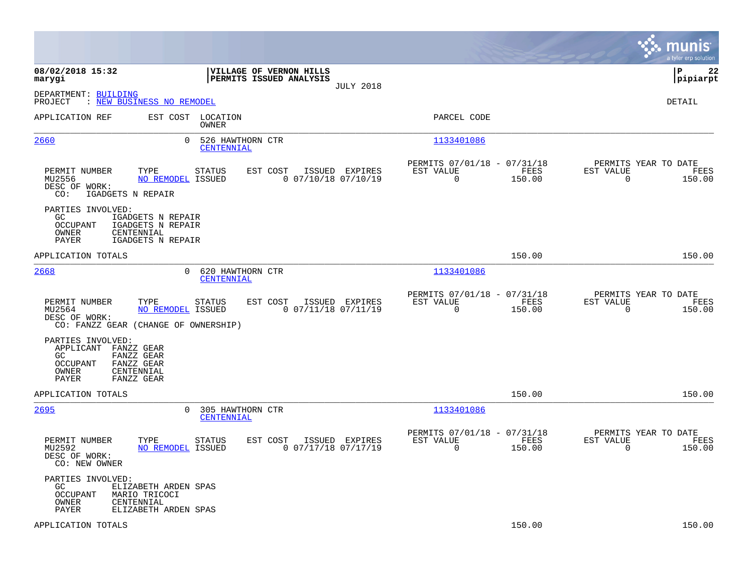08/02/2018 15:32
marygi

**VILLAGE OF VERNON HILLS**
**PERMITS ISSUED ANALYSIS**
JULY 2018

P 22
pipiarpt

DEPARTMENT: BUILDING
PROJECT : NEW BUSINESS NO REMODEL

DETAIL

| APPLICATION REF | EST COST | LOCATION / OWNER | PARCEL CODE |
|---|---|---|---|
| 2660 | 0 | 526 HAWTHORN CTR / CENTENNIAL | 1133401086 |

| PERMIT NUMBER | TYPE | STATUS | EST COST | ISSUED | EXPIRES | PERMITS 07/01/18 - 07/31/18 EST VALUE | FEES | PERMITS YEAR TO DATE EST VALUE | FEES |
|---|---|---|---|---|---|---|---|---|---|
| MU2556 | NO REMODEL | ISSUED | 0 | 07/10/18 | 07/10/19 | 0 | 150.00 | 0 | 150.00 |

DESC OF WORK:
CO: IGADGETS N REPAIR

PARTIES INVOLVED:
GC IGADGETS N REPAIR
OCCUPANT IGADGETS N REPAIR
OWNER CENTENNIAL
PAYER IGADGETS N REPAIR

APPLICATION TOTALS 150.00 150.00

| APPLICATION REF | EST COST | LOCATION / OWNER | PARCEL CODE |
|---|---|---|---|
| 2668 | 0 | 620 HAWTHORN CTR / CENTENNIAL | 1133401086 |

| PERMIT NUMBER | TYPE | STATUS | EST COST | ISSUED | EXPIRES | PERMITS 07/01/18 - 07/31/18 EST VALUE | FEES | PERMITS YEAR TO DATE EST VALUE | FEES |
|---|---|---|---|---|---|---|---|---|---|
| MU2564 | NO REMODEL | ISSUED | 0 | 07/11/18 | 07/11/19 | 0 | 150.00 | 0 | 150.00 |

DESC OF WORK:
CO: FANZZ GEAR (CHANGE OF OWNERSHIP)

PARTIES INVOLVED:
APPLICANT FANZZ GEAR
GC FANZZ GEAR
OCCUPANT FANZZ GEAR
OWNER CENTENNIAL
PAYER FANZZ GEAR

APPLICATION TOTALS 150.00 150.00

| APPLICATION REF | EST COST | LOCATION / OWNER | PARCEL CODE |
|---|---|---|---|
| 2695 | 0 | 305 HAWTHORN CTR / CENTENNIAL | 1133401086 |

| PERMIT NUMBER | TYPE | STATUS | EST COST | ISSUED | EXPIRES | PERMITS 07/01/18 - 07/31/18 EST VALUE | FEES | PERMITS YEAR TO DATE EST VALUE | FEES |
|---|---|---|---|---|---|---|---|---|---|
| MU2592 | NO REMODEL | ISSUED | 0 | 07/17/18 | 07/17/19 | 0 | 150.00 | 0 | 150.00 |

DESC OF WORK:
CO: NEW OWNER

PARTIES INVOLVED:
GC ELIZABETH ARDEN SPAS
OCCUPANT MARIO TRICOCI
OWNER CENTENNIAL
PAYER ELIZABETH ARDEN SPAS

APPLICATION TOTALS 150.00 150.00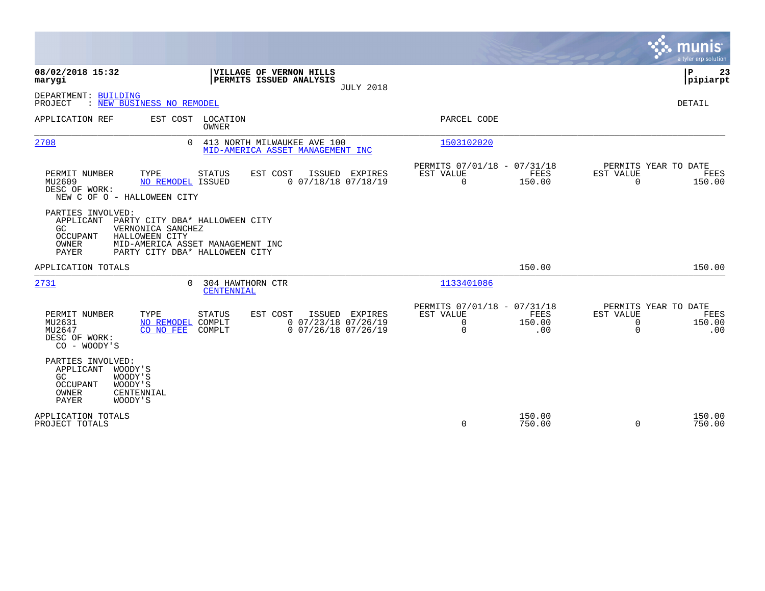**08/02/2018 15:32**
**marygi**

**VILLAGE OF VERNON HILLS**
**PERMITS ISSUED ANALYSIS**
JULY 2018

**P 23**
**pipiarpt**

DEPARTMENT: BUILDING
PROJECT : NEW BUSINESS NO REMODEL

DETAIL

| APPLICATION REF | EST COST | LOCATION / OWNER | PARCEL CODE |
|---|---|---|---|
| 2708 | 0 | 413 NORTH MILWAUKEE AVE 100 / MID-AMERICA ASSET MANAGEMENT INC | 1503102020 |

| PERMIT NUMBER | TYPE | STATUS | EST COST | ISSUED | EXPIRES | PERMITS 07/01/18 - 07/31/18 EST VALUE | FEES | PERMITS YEAR TO DATE EST VALUE | FEES |
|---|---|---|---|---|---|---|---|---|---|
| MU2609 | NO REMODEL | ISSUED | 0 | 07/18/18 | 07/18/19 | 0 | 150.00 | 0 | 150.00 |

DESC OF WORK:
NEW C OF O - HALLOWEEN CITY

PARTIES INVOLVED:
- APPLICANT PARTY CITY DBA* HALLOWEEN CITY
- GC VERNONICA SANCHEZ
- OCCUPANT HALLOWEEN CITY
- OWNER MID-AMERICA ASSET MANAGEMENT INC
- PAYER PARTY CITY DBA* HALLOWEEN CITY

APPLICATION TOTALS 150.00 150.00

| APPLICATION REF | EST COST | LOCATION / OWNER | PARCEL CODE |
|---|---|---|---|
| 2731 | 0 | 304 HAWTHORN CTR / CENTENNIAL | 1133401086 |

| PERMIT NUMBER | TYPE | STATUS | EST COST | ISSUED | EXPIRES | PERMITS 07/01/18 - 07/31/18 EST VALUE | FEES | PERMITS YEAR TO DATE EST VALUE | FEES |
|---|---|---|---|---|---|---|---|---|---|
| MU2631 | NO REMODEL | COMPLT | 0 | 07/23/18 | 07/26/19 | 0 | 150.00 | 0 | 150.00 |
| MU2647 | CO NO FEE | COMPLT | 0 | 07/26/18 | 07/26/19 | 0 | .00 | 0 | .00 |

DESC OF WORK:
CO - WOODY'S

PARTIES INVOLVED:
- APPLICANT WOODY'S
- GC WOODY'S
- OCCUPANT WOODY'S
- OWNER CENTENNIAL
- PAYER WOODY'S

| | EST VALUE | FEES | EST VALUE | FEES |
|---|---|---|---|---|
| APPLICATION TOTALS | | 150.00 | | 150.00 |
| PROJECT TOTALS | 0 | 750.00 | 0 | 750.00 |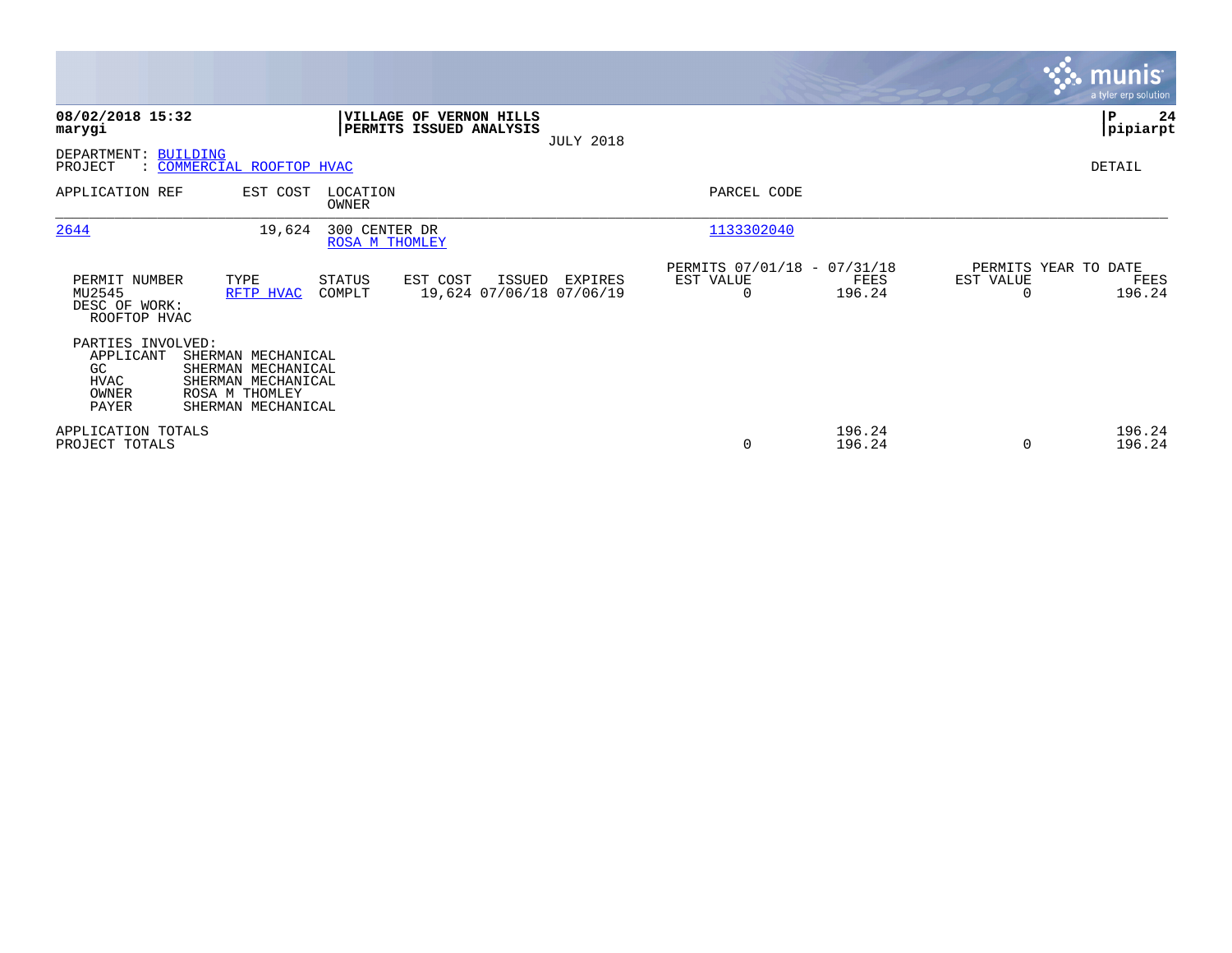**08/02/2018 15:32**
**marygi**

**VILLAGE OF VERNON HILLS**
**PERMITS ISSUED ANALYSIS**
JULY 2018

**P 24**
**pipiarpt**

DEPARTMENT: BUILDING
PROJECT : COMMERCIAL ROOFTOP HVAC

DETAIL

| APPLICATION REF | EST COST | LOCATION / OWNER | PARCEL CODE |
|---|---|---|---|
| 2644 | 19,624 | 300 CENTER DR / ROSA M THOMLEY | 1133302040 |

| PERMIT NUMBER | TYPE | STATUS | EST COST | ISSUED | EXPIRES | PERMITS 07/01/18 - 07/31/18 EST VALUE | FEES | PERMITS YEAR TO DATE EST VALUE | FEES |
|---|---|---|---|---|---|---|---|---|---|
| MU2545 | RFTP HVAC | COMPLT | 19,624 | 07/06/18 | 07/06/19 | 0 | 196.24 | 0 | 196.24 |

DESC OF WORK:
ROOFTOP HVAC

PARTIES INVOLVED:

| | |
|---|---|
| APPLICANT | SHERMAN MECHANICAL |
| GC | SHERMAN MECHANICAL |
| HVAC | SHERMAN MECHANICAL |
| OWNER | ROSA M THOMLEY |
| PAYER | SHERMAN MECHANICAL |

| | EST VALUE | FEES | YTD EST VALUE | YTD FEES |
|---|---|---|---|---|
| APPLICATION TOTALS | | 196.24 | | 196.24 |
| PROJECT TOTALS | 0 | 196.24 | 0 | 196.24 |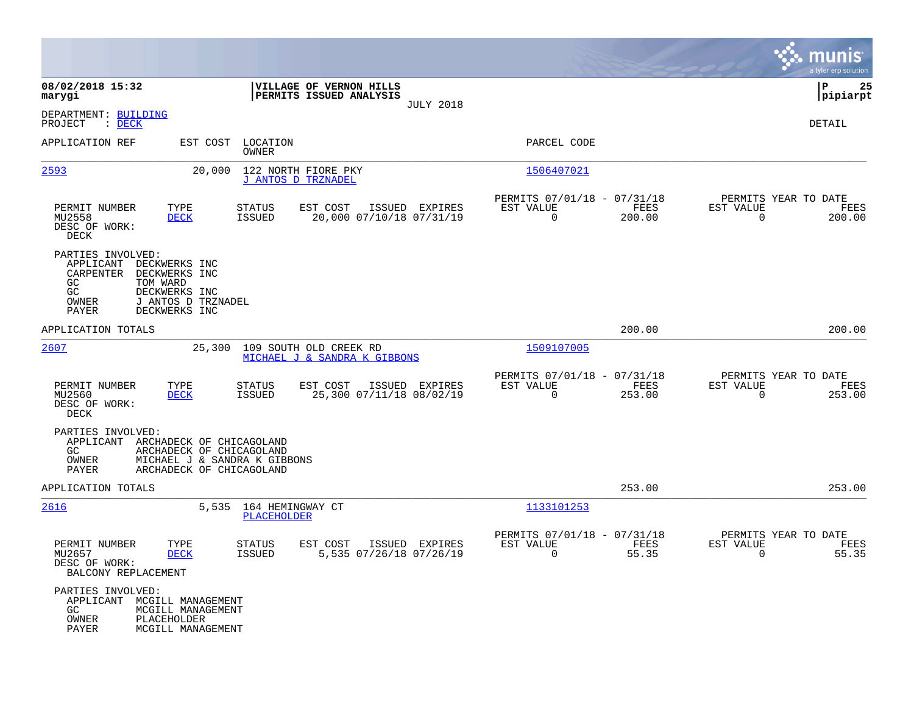**08/02/2018 15:32**
**marygi**

**VILLAGE OF VERNON HILLS**
**PERMITS ISSUED ANALYSIS**
JULY 2018

**P 25**
**pipiarpt**

DEPARTMENT: BUILDING
PROJECT : DECK

DETAIL

| APPLICATION REF | EST COST | LOCATION / OWNER | PARCEL CODE |
|---|---|---|---|
| 2593 | 20,000 | 122 NORTH FIORE PKY / J ANTOS D TRZNADEL | 1506407021 |

| PERMIT NUMBER | TYPE | STATUS | EST COST | ISSUED | EXPIRES | PERMITS 07/01/18 - 07/31/18 EST VALUE | FEES | PERMITS YEAR TO DATE EST VALUE | FEES |
|---|---|---|---|---|---|---|---|---|---|
| MU2558 | DECK | ISSUED | 20,000 | 07/10/18 | 07/31/19 | 0 | 200.00 | 0 | 200.00 |

DESC OF WORK:
DECK

PARTIES INVOLVED:
- APPLICANT DECKWERKS INC
- CARPENTER DECKWERKS INC
- GC TOM WARD
- GC DECKWERKS INC
- OWNER J ANTOS D TRZNADEL
- PAYER DECKWERKS INC

APPLICATION TOTALS: 200.00 | 200.00

| APPLICATION REF | EST COST | LOCATION / OWNER | PARCEL CODE |
|---|---|---|---|
| 2607 | 25,300 | 109 SOUTH OLD CREEK RD / MICHAEL J & SANDRA K GIBBONS | 1509107005 |

| PERMIT NUMBER | TYPE | STATUS | EST COST | ISSUED | EXPIRES | PERMITS 07/01/18 - 07/31/18 EST VALUE | FEES | PERMITS YEAR TO DATE EST VALUE | FEES |
|---|---|---|---|---|---|---|---|---|---|
| MU2560 | DECK | ISSUED | 25,300 | 07/11/18 | 08/02/19 | 0 | 253.00 | 0 | 253.00 |

DESC OF WORK:
DECK

PARTIES INVOLVED:
- APPLICANT ARCHADECK OF CHICAGOLAND
- GC ARCHADECK OF CHICAGOLAND
- OWNER MICHAEL J & SANDRA K GIBBONS
- PAYER ARCHADECK OF CHICAGOLAND

APPLICATION TOTALS: 253.00 | 253.00

| APPLICATION REF | EST COST | LOCATION / OWNER | PARCEL CODE |
|---|---|---|---|
| 2616 | 5,535 | 164 HEMINGWAY CT / PLACEHOLDER | 1133101253 |

| PERMIT NUMBER | TYPE | STATUS | EST COST | ISSUED | EXPIRES | PERMITS 07/01/18 - 07/31/18 EST VALUE | FEES | PERMITS YEAR TO DATE EST VALUE | FEES |
|---|---|---|---|---|---|---|---|---|---|
| MU2657 | DECK | ISSUED | 5,535 | 07/26/18 | 07/26/19 | 0 | 55.35 | 0 | 55.35 |

DESC OF WORK:
BALCONY REPLACEMENT

PARTIES INVOLVED:
- APPLICANT MCGILL MANAGEMENT
- GC MCGILL MANAGEMENT
- OWNER PLACEHOLDER
- PAYER MCGILL MANAGEMENT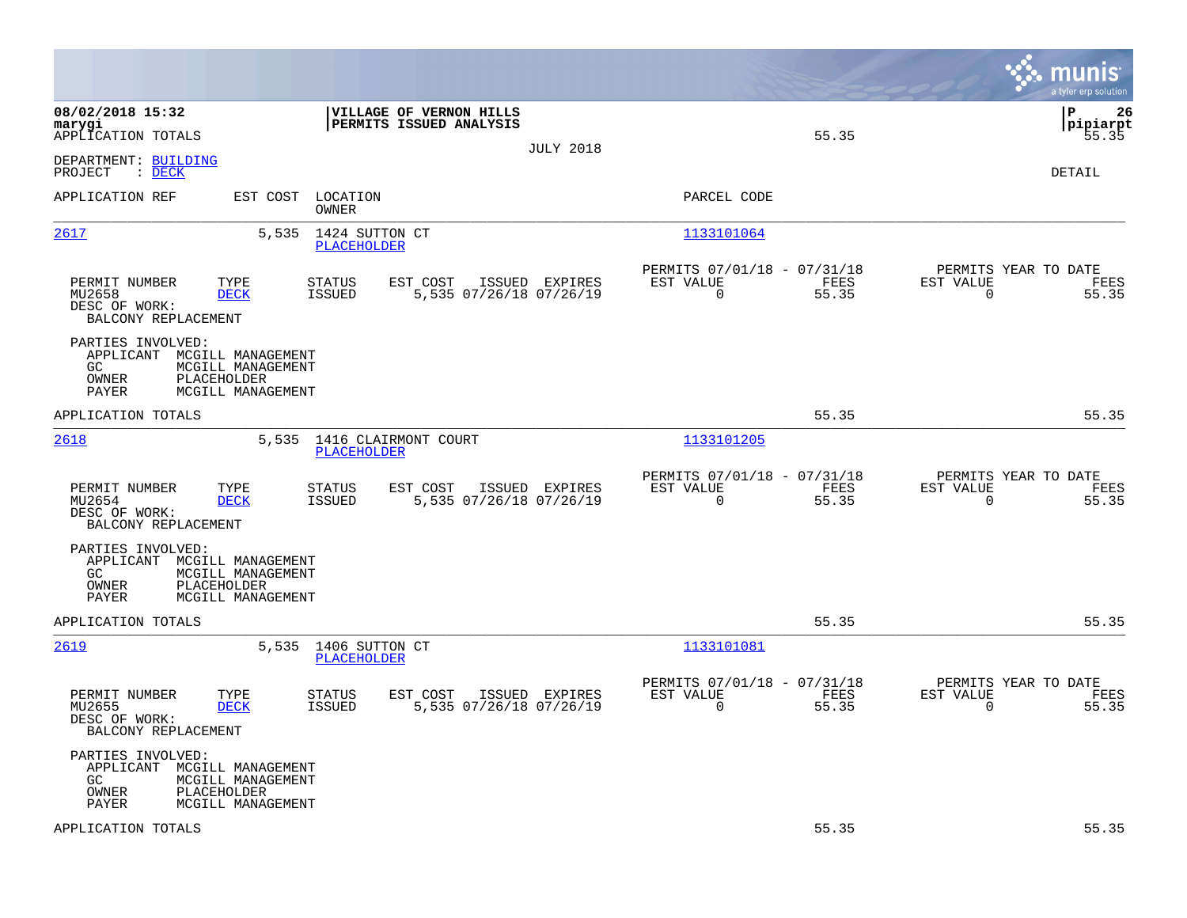08/02/2018 15:32
marygi
APPLICATION TOTALS

VILLAGE OF VERNON HILLS
PERMITS ISSUED ANALYSIS

JULY 2018

55.35

P 26
pipiarpt
55.35

DEPARTMENT: BUILDING
PROJECT : DECK

DETAIL

| APPLICATION REF | EST COST | LOCATION / OWNER | PARCEL CODE |
|---|---|---|---|

**2617** — 5,535 — 1424 SUTTON CT — PLACEHOLDER — 1133101064

| PERMIT NUMBER | TYPE | STATUS | EST COST | ISSUED | EXPIRES | PERMITS 07/01/18 - 07/31/18 EST VALUE | FEES | PERMITS YEAR TO DATE EST VALUE | FEES |
|---|---|---|---|---|---|---|---|---|---|
| MU2658 | DECK | ISSUED | 5,535 | 07/26/18 | 07/26/19 | 0 | 55.35 | 0 | 55.35 |

DESC OF WORK:
BALCONY REPLACEMENT

PARTIES INVOLVED:
APPLICANT MCGILL MANAGEMENT
GC MCGILL MANAGEMENT
OWNER PLACEHOLDER
PAYER MCGILL MANAGEMENT

APPLICATION TOTALS 55.35 55.35

**2618** — 5,535 — 1416 CLAIRMONT COURT — PLACEHOLDER — 1133101205

| PERMIT NUMBER | TYPE | STATUS | EST COST | ISSUED | EXPIRES | PERMITS 07/01/18 - 07/31/18 EST VALUE | FEES | PERMITS YEAR TO DATE EST VALUE | FEES |
|---|---|---|---|---|---|---|---|---|---|
| MU2654 | DECK | ISSUED | 5,535 | 07/26/18 | 07/26/19 | 0 | 55.35 | 0 | 55.35 |

DESC OF WORK:
BALCONY REPLACEMENT

PARTIES INVOLVED:
APPLICANT MCGILL MANAGEMENT
GC MCGILL MANAGEMENT
OWNER PLACEHOLDER
PAYER MCGILL MANAGEMENT

APPLICATION TOTALS 55.35 55.35

**2619** — 5,535 — 1406 SUTTON CT — PLACEHOLDER — 1133101081

| PERMIT NUMBER | TYPE | STATUS | EST COST | ISSUED | EXPIRES | PERMITS 07/01/18 - 07/31/18 EST VALUE | FEES | PERMITS YEAR TO DATE EST VALUE | FEES |
|---|---|---|---|---|---|---|---|---|---|
| MU2655 | DECK | ISSUED | 5,535 | 07/26/18 | 07/26/19 | 0 | 55.35 | 0 | 55.35 |

DESC OF WORK:
BALCONY REPLACEMENT

PARTIES INVOLVED:
APPLICANT MCGILL MANAGEMENT
GC MCGILL MANAGEMENT
OWNER PLACEHOLDER
PAYER MCGILL MANAGEMENT

APPLICATION TOTALS 55.35 55.35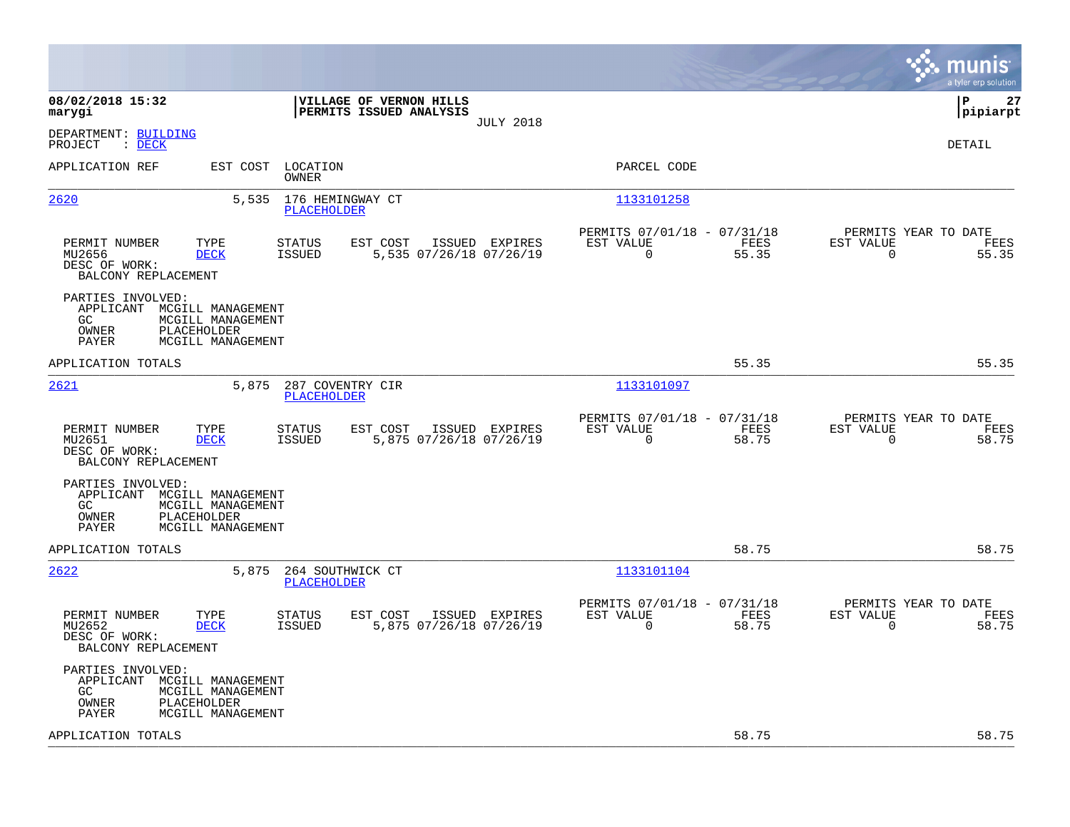08/02/2018 15:32
marygi

**VILLAGE OF VERNON HILLS**
**PERMITS ISSUED ANALYSIS**
JULY 2018

pipiarpt

DEPARTMENT: BUILDING
PROJECT : DECK

DETAIL

| APPLICATION REF | EST COST | LOCATION / OWNER | PARCEL CODE |
|---|---|---|---|
| 2620 | 5,535 | 176 HEMINGWAY CT / PLACEHOLDER | 1133101258 |

| PERMIT NUMBER | TYPE | STATUS | EST COST | ISSUED | EXPIRES | PERMITS 07/01/18 - 07/31/18 EST VALUE | FEES | PERMITS YEAR TO DATE EST VALUE | FEES |
|---|---|---|---|---|---|---|---|---|---|
| MU2656 | DECK | ISSUED | 5,535 | 07/26/18 | 07/26/19 | 0 | 55.35 | 0 | 55.35 |

DESC OF WORK:
BALCONY REPLACEMENT

PARTIES INVOLVED:
APPLICANT MCGILL MANAGEMENT
GC MCGILL MANAGEMENT
OWNER PLACEHOLDER
PAYER MCGILL MANAGEMENT

APPLICATION TOTALS 55.35 55.35

| APPLICATION REF | EST COST | LOCATION / OWNER | PARCEL CODE |
|---|---|---|---|
| 2621 | 5,875 | 287 COVENTRY CIR / PLACEHOLDER | 1133101097 |

| PERMIT NUMBER | TYPE | STATUS | EST COST | ISSUED | EXPIRES | PERMITS 07/01/18 - 07/31/18 EST VALUE | FEES | PERMITS YEAR TO DATE EST VALUE | FEES |
|---|---|---|---|---|---|---|---|---|---|
| MU2651 | DECK | ISSUED | 5,875 | 07/26/18 | 07/26/19 | 0 | 58.75 | 0 | 58.75 |

DESC OF WORK:
BALCONY REPLACEMENT

PARTIES INVOLVED:
APPLICANT MCGILL MANAGEMENT
GC MCGILL MANAGEMENT
OWNER PLACEHOLDER
PAYER MCGILL MANAGEMENT

APPLICATION TOTALS 58.75 58.75

| APPLICATION REF | EST COST | LOCATION / OWNER | PARCEL CODE |
|---|---|---|---|
| 2622 | 5,875 | 264 SOUTHWICK CT / PLACEHOLDER | 1133101104 |

| PERMIT NUMBER | TYPE | STATUS | EST COST | ISSUED | EXPIRES | PERMITS 07/01/18 - 07/31/18 EST VALUE | FEES | PERMITS YEAR TO DATE EST VALUE | FEES |
|---|---|---|---|---|---|---|---|---|---|
| MU2652 | DECK | ISSUED | 5,875 | 07/26/18 | 07/26/19 | 0 | 58.75 | 0 | 58.75 |

DESC OF WORK:
BALCONY REPLACEMENT

PARTIES INVOLVED:
APPLICANT MCGILL MANAGEMENT
GC MCGILL MANAGEMENT
OWNER PLACEHOLDER
PAYER MCGILL MANAGEMENT

APPLICATION TOTALS 58.75 58.75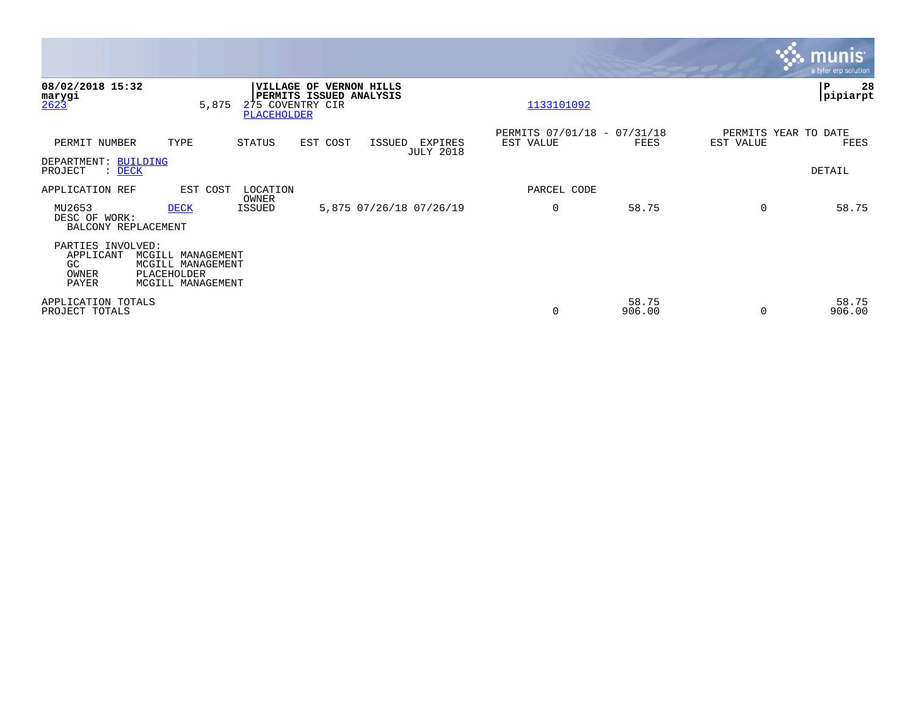**08/02/2018 15:32**
**marygi**
2623 5,875 275 COVENTRY CIR
PLACEHOLDER

**VILLAGE OF VERNON HILLS**
**PERMITS ISSUED ANALYSIS**

1133101092

**P 28**
**pipiarpt**

| PERMIT NUMBER | TYPE | STATUS | EST COST | ISSUED | EXPIRES JULY 2018 | PERMITS 07/01/18 - 07/31/18 EST VALUE | FEES | PERMITS YEAR TO DATE EST VALUE | FEES |
|---|---|---|---|---|---|---|---|---|---|

DEPARTMENT: BUILDING
PROJECT : DECK

DETAIL

| APPLICATION REF | EST COST | LOCATION OWNER | | | | PARCEL CODE | | | |
|---|---|---|---|---|---|---|---|---|---|
| MU2653 | DECK | ISSUED | 5,875 | 07/26/18 | 07/26/19 | 0 | 58.75 | 0 | 58.75 |

DESC OF WORK:
BALCONY REPLACEMENT

PARTIES INVOLVED:
APPLICANT MCGILL MANAGEMENT
GC MCGILL MANAGEMENT
OWNER PLACEHOLDER
PAYER MCGILL MANAGEMENT

| | | | | |
|---|---|---|---|---|
| APPLICATION TOTALS | | 58.75 | | 58.75 |
| PROJECT TOTALS | 0 | 906.00 | 0 | 906.00 |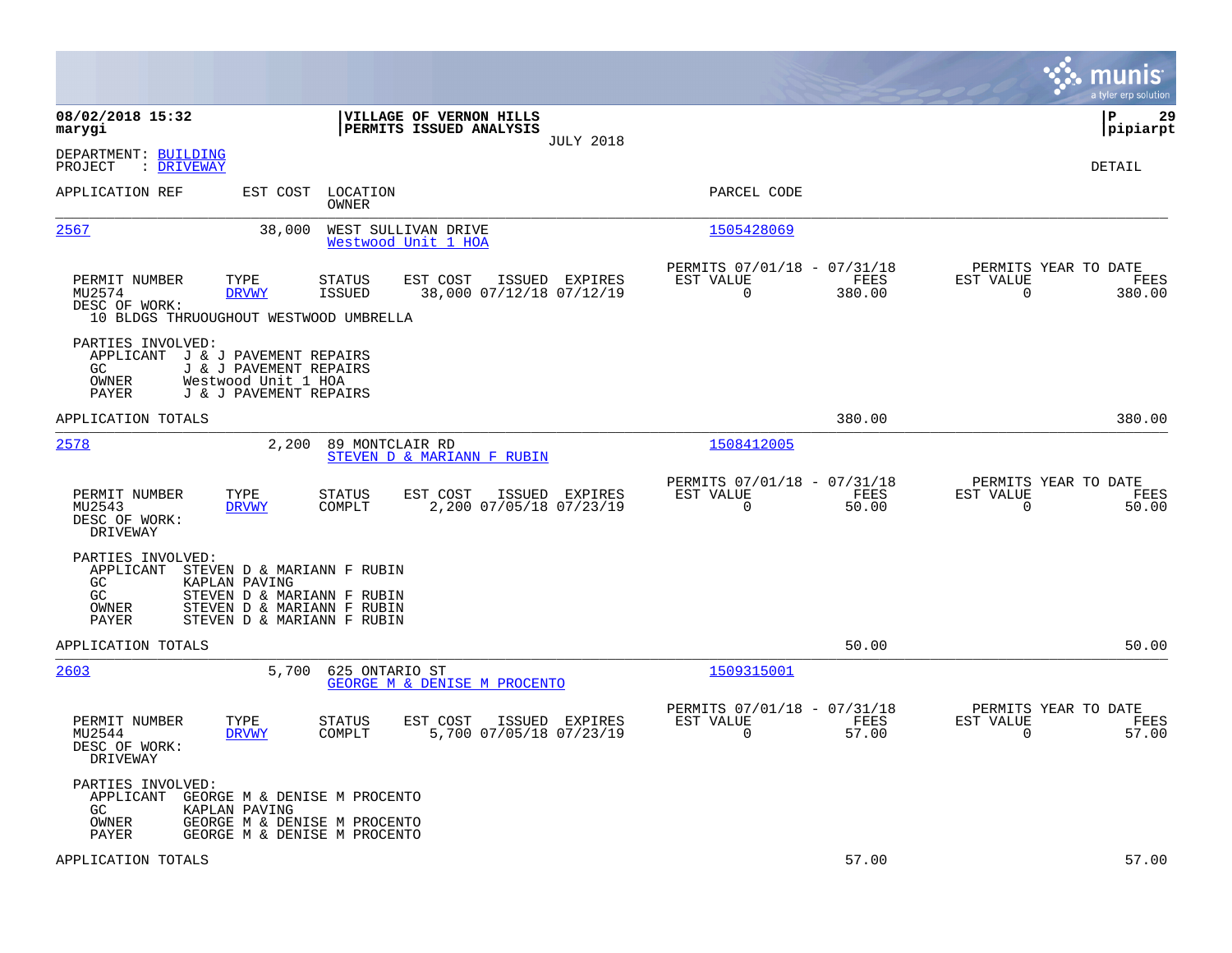08/02/2018 15:32
marygi

**VILLAGE OF VERNON HILLS**
**PERMITS ISSUED ANALYSIS**
JULY 2018

pipiarpt

DEPARTMENT: BUILDING
PROJECT : DRIVEWAY

DETAIL

| APPLICATION REF | EST COST | LOCATION / OWNER | PARCEL CODE |
|---|---|---|---|
| 2567 | 38,000 | WEST SULLIVAN DRIVE / Westwood Unit 1 HOA | 1505428069 |

| PERMIT NUMBER | TYPE | STATUS | EST COST | ISSUED | EXPIRES | PERMITS 07/01/18 - 07/31/18 EST VALUE | FEES | PERMITS YEAR TO DATE EST VALUE | FEES |
|---|---|---|---|---|---|---|---|---|---|
| MU2574 | DRVWY | ISSUED | 38,000 | 07/12/18 | 07/12/19 | 0 | 380.00 | 0 | 380.00 |

DESC OF WORK:
10 BLDGS THRUOUGHOUT WESTWOOD UMBRELLA

PARTIES INVOLVED:
- APPLICANT J & J PAVEMENT REPAIRS
- GC J & J PAVEMENT REPAIRS
- OWNER Westwood Unit 1 HOA
- PAYER J & J PAVEMENT REPAIRS

APPLICATION TOTALS 380.00 380.00

| APPLICATION REF | EST COST | LOCATION / OWNER | PARCEL CODE |
|---|---|---|---|
| 2578 | 2,200 | 89 MONTCLAIR RD / STEVEN D & MARIANN F RUBIN | 1508412005 |

| PERMIT NUMBER | TYPE | STATUS | EST COST | ISSUED | EXPIRES | PERMITS 07/01/18 - 07/31/18 EST VALUE | FEES | PERMITS YEAR TO DATE EST VALUE | FEES |
|---|---|---|---|---|---|---|---|---|---|
| MU2543 | DRVWY | COMPLT | 2,200 | 07/05/18 | 07/23/19 | 0 | 50.00 | 0 | 50.00 |

DESC OF WORK:
DRIVEWAY

PARTIES INVOLVED:
- APPLICANT STEVEN D & MARIANN F RUBIN
- GC KAPLAN PAVING
- GC STEVEN D & MARIANN F RUBIN
- OWNER STEVEN D & MARIANN F RUBIN
- PAYER STEVEN D & MARIANN F RUBIN

APPLICATION TOTALS 50.00 50.00

| APPLICATION REF | EST COST | LOCATION / OWNER | PARCEL CODE |
|---|---|---|---|
| 2603 | 5,700 | 625 ONTARIO ST / GEORGE M & DENISE M PROCENTO | 1509315001 |

| PERMIT NUMBER | TYPE | STATUS | EST COST | ISSUED | EXPIRES | PERMITS 07/01/18 - 07/31/18 EST VALUE | FEES | PERMITS YEAR TO DATE EST VALUE | FEES |
|---|---|---|---|---|---|---|---|---|---|
| MU2544 | DRVWY | COMPLT | 5,700 | 07/05/18 | 07/23/19 | 0 | 57.00 | 0 | 57.00 |

DESC OF WORK:
DRIVEWAY

PARTIES INVOLVED:
- APPLICANT GEORGE M & DENISE M PROCENTO
- GC KAPLAN PAVING
- OWNER GEORGE M & DENISE M PROCENTO
- PAYER GEORGE M & DENISE M PROCENTO

APPLICATION TOTALS 57.00 57.00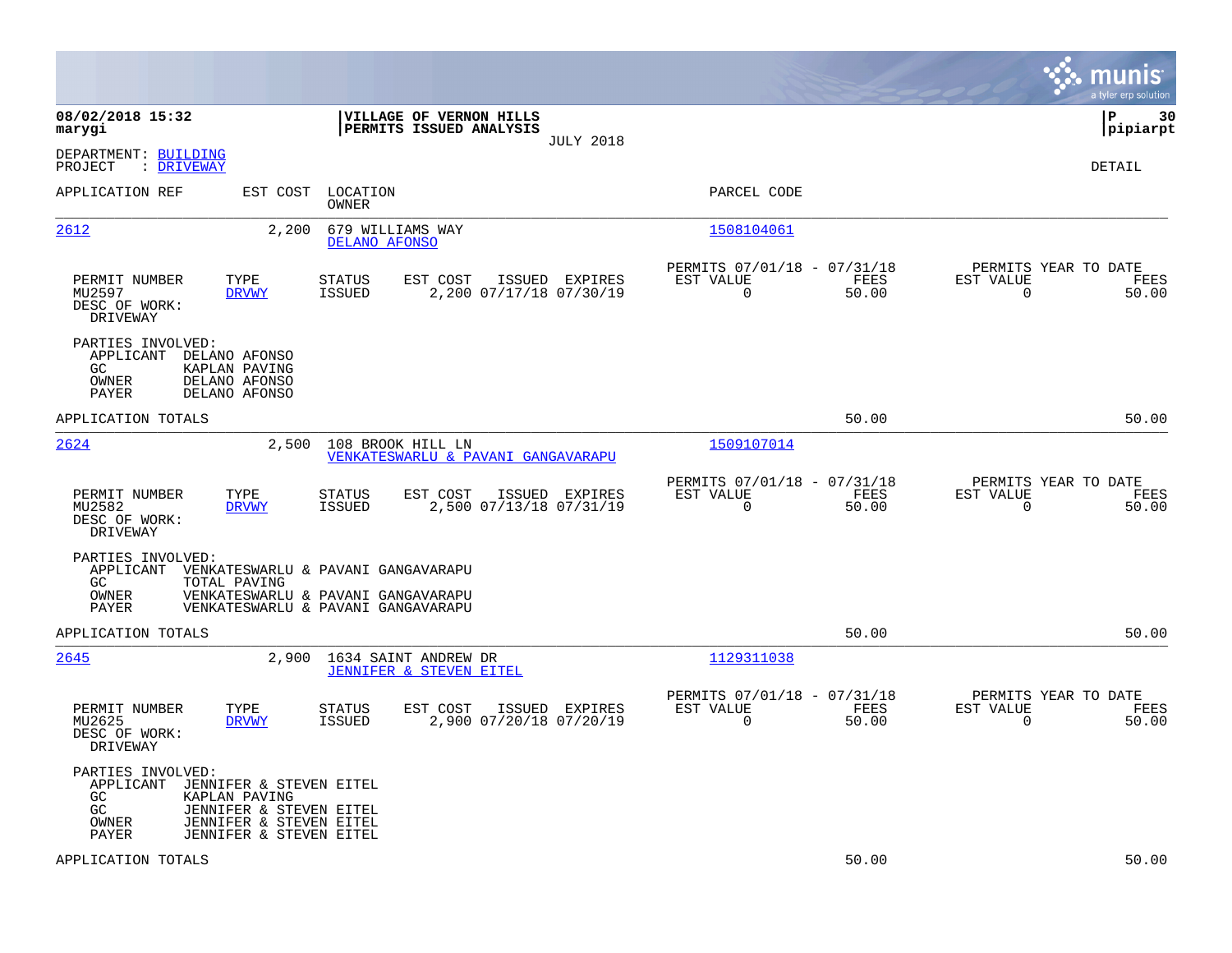**08/02/2018 15:32**
**marygi**

**VILLAGE OF VERNON HILLS**
**PERMITS ISSUED ANALYSIS**
JULY 2018

**P 30**
**pipiarpt**

DEPARTMENT: BUILDING
PROJECT : DRIVEWAY

DETAIL

| APPLICATION REF | EST COST | LOCATION / OWNER | PARCEL CODE |
|---|---|---|---|
| 2612 | 2,200 | 679 WILLIAMS WAY / DELANO AFONSO | 1508104061 |

| PERMIT NUMBER | TYPE | STATUS | EST COST | ISSUED | EXPIRES | PERMITS 07/01/18 - 07/31/18 EST VALUE | FEES | PERMITS YEAR TO DATE EST VALUE | FEES |
|---|---|---|---|---|---|---|---|---|---|
| MU2597 | DRVWY | ISSUED | 2,200 | 07/17/18 | 07/30/19 | 0 | 50.00 | 0 | 50.00 |

DESC OF WORK:
DRIVEWAY

PARTIES INVOLVED:
- APPLICANT DELANO AFONSO
- GC KAPLAN PAVING
- OWNER DELANO AFONSO
- PAYER DELANO AFONSO

APPLICATION TOTALS 50.00 50.00

| APPLICATION REF | EST COST | LOCATION / OWNER | PARCEL CODE |
|---|---|---|---|
| 2624 | 2,500 | 108 BROOK HILL LN / VENKATESWARLU & PAVANI GANGAVARAPU | 1509107014 |

| PERMIT NUMBER | TYPE | STATUS | EST COST | ISSUED | EXPIRES | PERMITS 07/01/18 - 07/31/18 EST VALUE | FEES | PERMITS YEAR TO DATE EST VALUE | FEES |
|---|---|---|---|---|---|---|---|---|---|
| MU2582 | DRVWY | ISSUED | 2,500 | 07/13/18 | 07/31/19 | 0 | 50.00 | 0 | 50.00 |

DESC OF WORK:
DRIVEWAY

PARTIES INVOLVED:
- APPLICANT VENKATESWARLU & PAVANI GANGAVARAPU
- GC TOTAL PAVING
- OWNER VENKATESWARLU & PAVANI GANGAVARAPU
- PAYER VENKATESWARLU & PAVANI GANGAVARAPU

APPLICATION TOTALS 50.00 50.00

| APPLICATION REF | EST COST | LOCATION / OWNER | PARCEL CODE |
|---|---|---|---|
| 2645 | 2,900 | 1634 SAINT ANDREW DR / JENNIFER & STEVEN EITEL | 1129311038 |

| PERMIT NUMBER | TYPE | STATUS | EST COST | ISSUED | EXPIRES | PERMITS 07/01/18 - 07/31/18 EST VALUE | FEES | PERMITS YEAR TO DATE EST VALUE | FEES |
|---|---|---|---|---|---|---|---|---|---|
| MU2625 | DRVWY | ISSUED | 2,900 | 07/20/18 | 07/20/19 | 0 | 50.00 | 0 | 50.00 |

DESC OF WORK:
DRIVEWAY

PARTIES INVOLVED:
- APPLICANT JENNIFER & STEVEN EITEL
- GC KAPLAN PAVING
- GC JENNIFER & STEVEN EITEL
- OWNER JENNIFER & STEVEN EITEL
- PAYER JENNIFER & STEVEN EITEL

APPLICATION TOTALS 50.00 50.00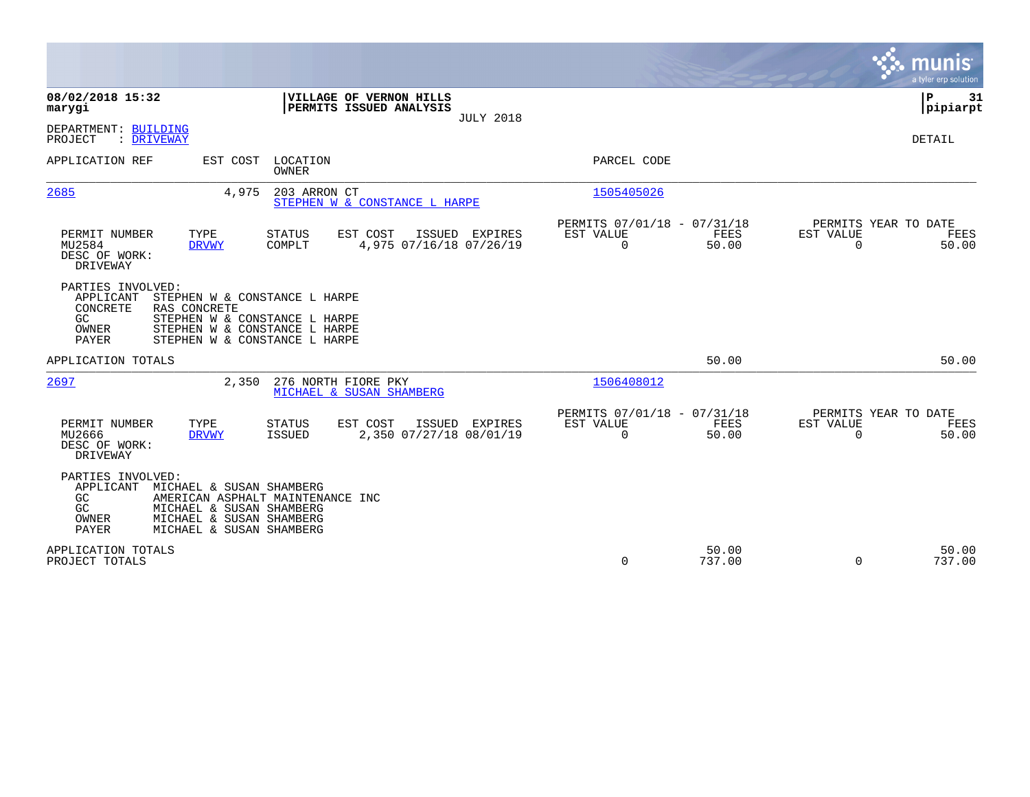**08/02/2018 15:32**
**marygi**

**VILLAGE OF VERNON HILLS**
**PERMITS ISSUED ANALYSIS**
JULY 2018

**P 31**
**pipiarpt**

DEPARTMENT: BUILDING
PROJECT : DRIVEWAY

DETAIL

| APPLICATION REF | EST COST | LOCATION / OWNER | PARCEL CODE |
|---|---|---|---|
| 2685 | 4,975 | 203 ARRON CT / STEPHEN W & CONSTANCE L HARPE | 1505405026 |

| PERMIT NUMBER | TYPE | STATUS | EST COST | ISSUED | EXPIRES | PERMITS 07/01/18 - 07/31/18 EST VALUE | FEES | PERMITS YEAR TO DATE EST VALUE | FEES |
|---|---|---|---|---|---|---|---|---|---|
| MU2584 | DRVWY | COMPLT | 4,975 | 07/16/18 | 07/26/19 | 0 | 50.00 | 0 | 50.00 |

DESC OF WORK:
DRIVEWAY

PARTIES INVOLVED:

| | |
|---|---|
| APPLICANT | STEPHEN W & CONSTANCE L HARPE |
| CONCRETE | RAS CONCRETE |
| GC | STEPHEN W & CONSTANCE L HARPE |
| OWNER | STEPHEN W & CONSTANCE L HARPE |
| PAYER | STEPHEN W & CONSTANCE L HARPE |

APPLICATION TOTALS — 50.00 — 50.00

| APPLICATION REF | EST COST | LOCATION / OWNER | PARCEL CODE |
|---|---|---|---|
| 2697 | 2,350 | 276 NORTH FIORE PKY / MICHAEL & SUSAN SHAMBERG | 1506408012 |

| PERMIT NUMBER | TYPE | STATUS | EST COST | ISSUED | EXPIRES | PERMITS 07/01/18 - 07/31/18 EST VALUE | FEES | PERMITS YEAR TO DATE EST VALUE | FEES |
|---|---|---|---|---|---|---|---|---|---|
| MU2666 | DRVWY | ISSUED | 2,350 | 07/27/18 | 08/01/19 | 0 | 50.00 | 0 | 50.00 |

DESC OF WORK:
DRIVEWAY

PARTIES INVOLVED:

| | |
|---|---|
| APPLICANT | MICHAEL & SUSAN SHAMBERG |
| GC | AMERICAN ASPHALT MAINTENANCE INC |
| GC | MICHAEL & SUSAN SHAMBERG |
| OWNER | MICHAEL & SUSAN SHAMBERG |
| PAYER | MICHAEL & SUSAN SHAMBERG |

| | EST VALUE | FEES | YTD EST VALUE | YTD FEES |
|---|---|---|---|---|
| APPLICATION TOTALS | | 50.00 | | 50.00 |
| PROJECT TOTALS | 0 | 737.00 | 0 | 737.00 |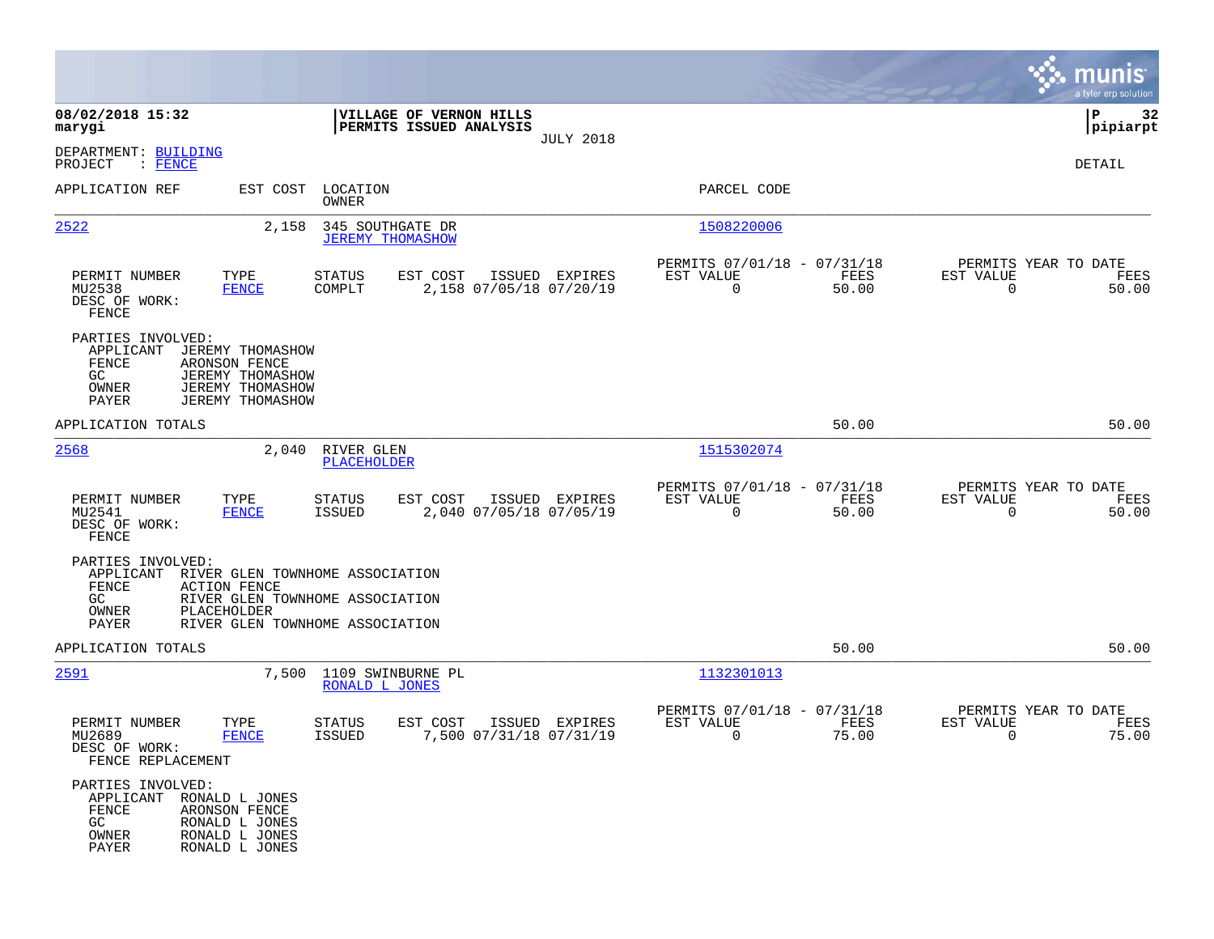**08/02/2018 15:32**
**marygi**

**VILLAGE OF VERNON HILLS**
**PERMITS ISSUED ANALYSIS**
JULY 2018

**P 32**
**pipiarpt**

DEPARTMENT: BUILDING
PROJECT : FENCE

DETAIL

| APPLICATION REF | EST COST | LOCATION / OWNER | PARCEL CODE |
|---|---|---|---|
| 2522 | 2,158 | 345 SOUTHGATE DR / JEREMY THOMASHOW | 1508220006 |

| PERMIT NUMBER | TYPE | STATUS | EST COST | ISSUED | EXPIRES | PERMITS 07/01/18 - 07/31/18 EST VALUE | FEES | PERMITS YEAR TO DATE EST VALUE | FEES |
|---|---|---|---|---|---|---|---|---|---|
| MU2538 | FENCE | COMPLT | 2,158 | 07/05/18 | 07/20/19 | 0 | 50.00 | 0 | 50.00 |

DESC OF WORK:
FENCE

PARTIES INVOLVED:
- APPLICANT JEREMY THOMASHOW
- FENCE ARONSON FENCE
- GC JEREMY THOMASHOW
- OWNER JEREMY THOMASHOW
- PAYER JEREMY THOMASHOW

APPLICATION TOTALS 50.00 50.00

| APPLICATION REF | EST COST | LOCATION / OWNER | PARCEL CODE |
|---|---|---|---|
| 2568 | 2,040 | RIVER GLEN / PLACEHOLDER | 1515302074 |

| PERMIT NUMBER | TYPE | STATUS | EST COST | ISSUED | EXPIRES | PERMITS 07/01/18 - 07/31/18 EST VALUE | FEES | PERMITS YEAR TO DATE EST VALUE | FEES |
|---|---|---|---|---|---|---|---|---|---|
| MU2541 | FENCE | ISSUED | 2,040 | 07/05/18 | 07/05/19 | 0 | 50.00 | 0 | 50.00 |

DESC OF WORK:
FENCE

PARTIES INVOLVED:
- APPLICANT RIVER GLEN TOWNHOME ASSOCIATION
- FENCE ACTION FENCE
- GC RIVER GLEN TOWNHOME ASSOCIATION
- OWNER PLACEHOLDER
- PAYER RIVER GLEN TOWNHOME ASSOCIATION

APPLICATION TOTALS 50.00 50.00

| APPLICATION REF | EST COST | LOCATION / OWNER | PARCEL CODE |
|---|---|---|---|
| 2591 | 7,500 | 1109 SWINBURNE PL / RONALD L JONES | 1132301013 |

| PERMIT NUMBER | TYPE | STATUS | EST COST | ISSUED | EXPIRES | PERMITS 07/01/18 - 07/31/18 EST VALUE | FEES | PERMITS YEAR TO DATE EST VALUE | FEES |
|---|---|---|---|---|---|---|---|---|---|
| MU2689 | FENCE | ISSUED | 7,500 | 07/31/18 | 07/31/19 | 0 | 75.00 | 0 | 75.00 |

DESC OF WORK:
FENCE REPLACEMENT

PARTIES INVOLVED:
- APPLICANT RONALD L JONES
- FENCE ARONSON FENCE
- GC RONALD L JONES
- OWNER RONALD L JONES
- PAYER RONALD L JONES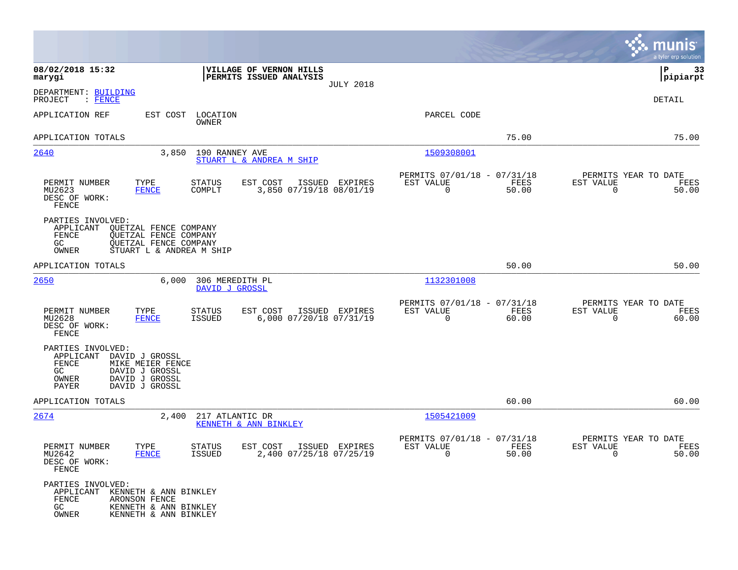08/02/2018 15:32
marygi

**VILLAGE OF VERNON HILLS**
**PERMITS ISSUED ANALYSIS**
JULY 2018

P 33
pipiarpt

DEPARTMENT: BUILDING
PROJECT : FENCE

DETAIL

APPLICATION REF | EST COST | LOCATION / OWNER | PARCEL CODE

APPLICATION TOTALS 75.00 75.00

---

**2640** 3,850 190 RANNEY AVE
STUART L & ANDREA M SHIP
1509308001

| PERMIT NUMBER | TYPE | STATUS | EST COST | ISSUED | EXPIRES | PERMITS 07/01/18 - 07/31/18 EST VALUE | FEES | PERMITS YEAR TO DATE EST VALUE | FEES |
|---|---|---|---|---|---|---|---|---|---|
| MU2623 | FENCE | COMPLT | 3,850 | 07/19/18 | 08/01/19 | 0 | 50.00 | 0 | 50.00 |

DESC OF WORK:
FENCE

PARTIES INVOLVED:
APPLICANT QUETZAL FENCE COMPANY
FENCE QUETZAL FENCE COMPANY
GC QUETZAL FENCE COMPANY
OWNER STUART L & ANDREA M SHIP

APPLICATION TOTALS 50.00 50.00

---

**2650** 6,000 306 MEREDITH PL
DAVID J GROSSL
1132301008

| PERMIT NUMBER | TYPE | STATUS | EST COST | ISSUED | EXPIRES | PERMITS 07/01/18 - 07/31/18 EST VALUE | FEES | PERMITS YEAR TO DATE EST VALUE | FEES |
|---|---|---|---|---|---|---|---|---|---|
| MU2628 | FENCE | ISSUED | 6,000 | 07/20/18 | 07/31/19 | 0 | 60.00 | 0 | 60.00 |

DESC OF WORK:
FENCE

PARTIES INVOLVED:
APPLICANT DAVID J GROSSL
FENCE MIKE MEIER FENCE
GC DAVID J GROSSL
OWNER DAVID J GROSSL
PAYER DAVID J GROSSL

APPLICATION TOTALS 60.00 60.00

---

**2674** 2,400 217 ATLANTIC DR
KENNETH & ANN BINKLEY
1505421009

| PERMIT NUMBER | TYPE | STATUS | EST COST | ISSUED | EXPIRES | PERMITS 07/01/18 - 07/31/18 EST VALUE | FEES | PERMITS YEAR TO DATE EST VALUE | FEES |
|---|---|---|---|---|---|---|---|---|---|
| MU2642 | FENCE | ISSUED | 2,400 | 07/25/18 | 07/25/19 | 0 | 50.00 | 0 | 50.00 |

DESC OF WORK:
FENCE

PARTIES INVOLVED:
APPLICANT KENNETH & ANN BINKLEY
FENCE ARONSON FENCE
GC KENNETH & ANN BINKLEY
OWNER KENNETH & ANN BINKLEY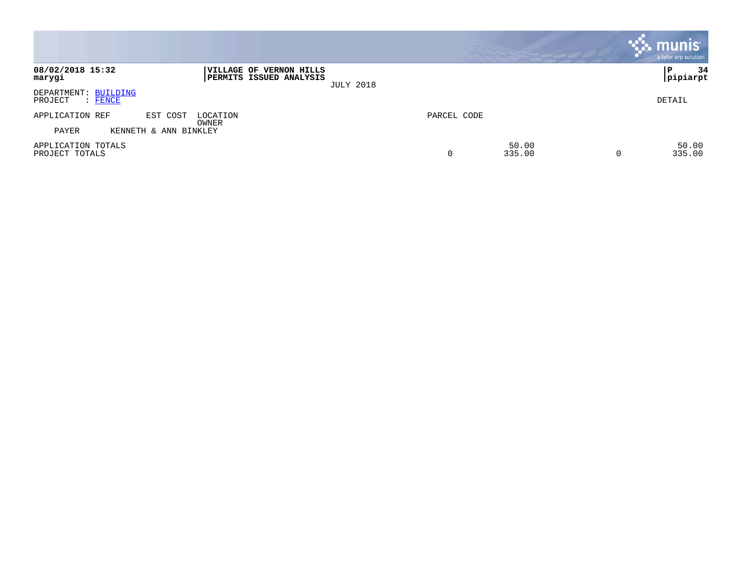**08/02/2018 15:32**
**marygi**

**VILLAGE OF VERNON HILLS**
**PERMITS ISSUED ANALYSIS**
JULY 2018

**P 34**
**pipiarpt**

DEPARTMENT: BUILDING
PROJECT : FENCE

DETAIL

| APPLICATION REF | EST COST | LOCATION / OWNER | PARCEL CODE | | | | |
|---|---|---|---|---|---|---|---|
| PAYER | KENNETH & ANN BINKLEY | | | | | | |
| APPLICATION TOTALS | | | | | 50.00 | | 50.00 |
| PROJECT TOTALS | | | | 0 | 335.00 | 0 | 335.00 |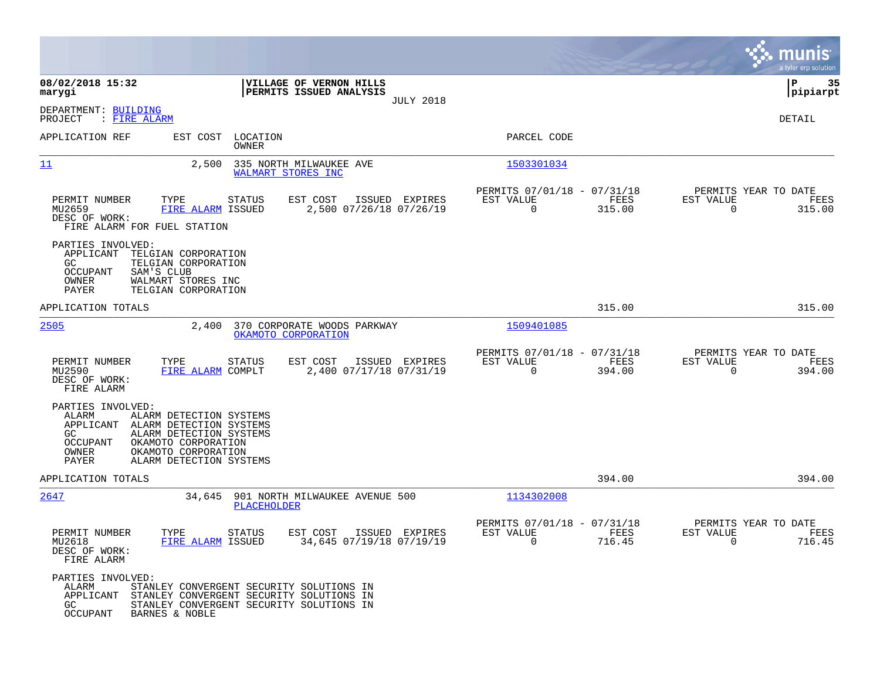08/02/2018 15:32
marygi

VILLAGE OF VERNON HILLS
PERMITS ISSUED ANALYSIS
JULY 2018

P 35
pipiarpt

DEPARTMENT: BUILDING
PROJECT : FIRE ALARM

DETAIL

| APPLICATION REF | EST COST | LOCATION / OWNER | PARCEL CODE |
|---|---|---|---|
| 11 | 2,500 | 335 NORTH MILWAUKEE AVE / WALMART STORES INC | 1503301034 |

| PERMIT NUMBER | TYPE | STATUS | EST COST | ISSUED | EXPIRES | PERMITS 07/01/18 - 07/31/18 EST VALUE | FEES | PERMITS YEAR TO DATE EST VALUE | FEES |
|---|---|---|---|---|---|---|---|---|---|
| MU2659 | FIRE ALARM | ISSUED | 2,500 | 07/26/18 | 07/26/19 | 0 | 315.00 | 0 | 315.00 |

DESC OF WORK:
FIRE ALARM FOR FUEL STATION

PARTIES INVOLVED:
APPLICANT TELGIAN CORPORATION
GC TELGIAN CORPORATION
OCCUPANT SAM'S CLUB
OWNER WALMART STORES INC
PAYER TELGIAN CORPORATION

APPLICATION TOTALS 315.00 315.00

| APPLICATION REF | EST COST | LOCATION / OWNER | PARCEL CODE |
|---|---|---|---|
| 2505 | 2,400 | 370 CORPORATE WOODS PARKWAY / OKAMOTO CORPORATION | 1509401085 |

| PERMIT NUMBER | TYPE | STATUS | EST COST | ISSUED | EXPIRES | PERMITS 07/01/18 - 07/31/18 EST VALUE | FEES | PERMITS YEAR TO DATE EST VALUE | FEES |
|---|---|---|---|---|---|---|---|---|---|
| MU2590 | FIRE ALARM | COMPLT | 2,400 | 07/17/18 | 07/31/19 | 0 | 394.00 | 0 | 394.00 |

DESC OF WORK:
FIRE ALARM

PARTIES INVOLVED:
ALARM ALARM DETECTION SYSTEMS
APPLICANT ALARM DETECTION SYSTEMS
GC ALARM DETECTION SYSTEMS
OCCUPANT OKAMOTO CORPORATION
OWNER OKAMOTO CORPORATION
PAYER ALARM DETECTION SYSTEMS

APPLICATION TOTALS 394.00 394.00

| APPLICATION REF | EST COST | LOCATION / OWNER | PARCEL CODE |
|---|---|---|---|
| 2647 | 34,645 | 901 NORTH MILWAUKEE AVENUE 500 / PLACEHOLDER | 1134302008 |

| PERMIT NUMBER | TYPE | STATUS | EST COST | ISSUED | EXPIRES | PERMITS 07/01/18 - 07/31/18 EST VALUE | FEES | PERMITS YEAR TO DATE EST VALUE | FEES |
|---|---|---|---|---|---|---|---|---|---|
| MU2618 | FIRE ALARM | ISSUED | 34,645 | 07/19/18 | 07/19/19 | 0 | 716.45 | 0 | 716.45 |

DESC OF WORK:
FIRE ALARM

PARTIES INVOLVED:
ALARM STANLEY CONVERGENT SECURITY SOLUTIONS IN
APPLICANT STANLEY CONVERGENT SECURITY SOLUTIONS IN
GC STANLEY CONVERGENT SECURITY SOLUTIONS IN
OCCUPANT BARNES & NOBLE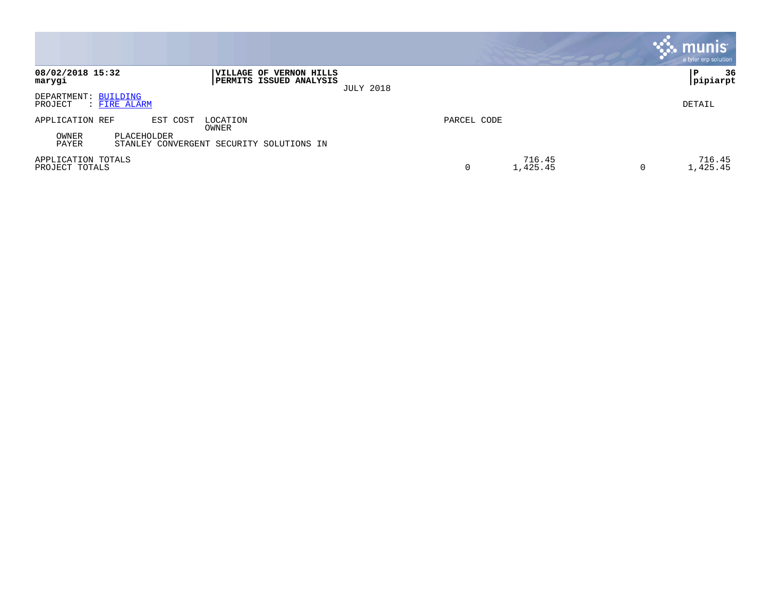**08/02/2018 15:32**
**marygi**

**VILLAGE OF VERNON HILLS**
**PERMITS ISSUED ANALYSIS**

JULY 2018

**P 36**
**pipiarpt**

DEPARTMENT: BUILDING
PROJECT : FIRE ALARM

DETAIL

| APPLICATION REF | EST COST | LOCATION / OWNER | PARCEL CODE | | | |
|---|---|---|---|---|---|---|
| OWNER | PLACEHOLDER | | | | | |
| PAYER | STANLEY CONVERGENT SECURITY SOLUTIONS IN | | | | | |
| APPLICATION TOTALS | | | | 716.45 | | 716.45 |
| PROJECT TOTALS | | | 0 | 1,425.45 | 0 | 1,425.45 |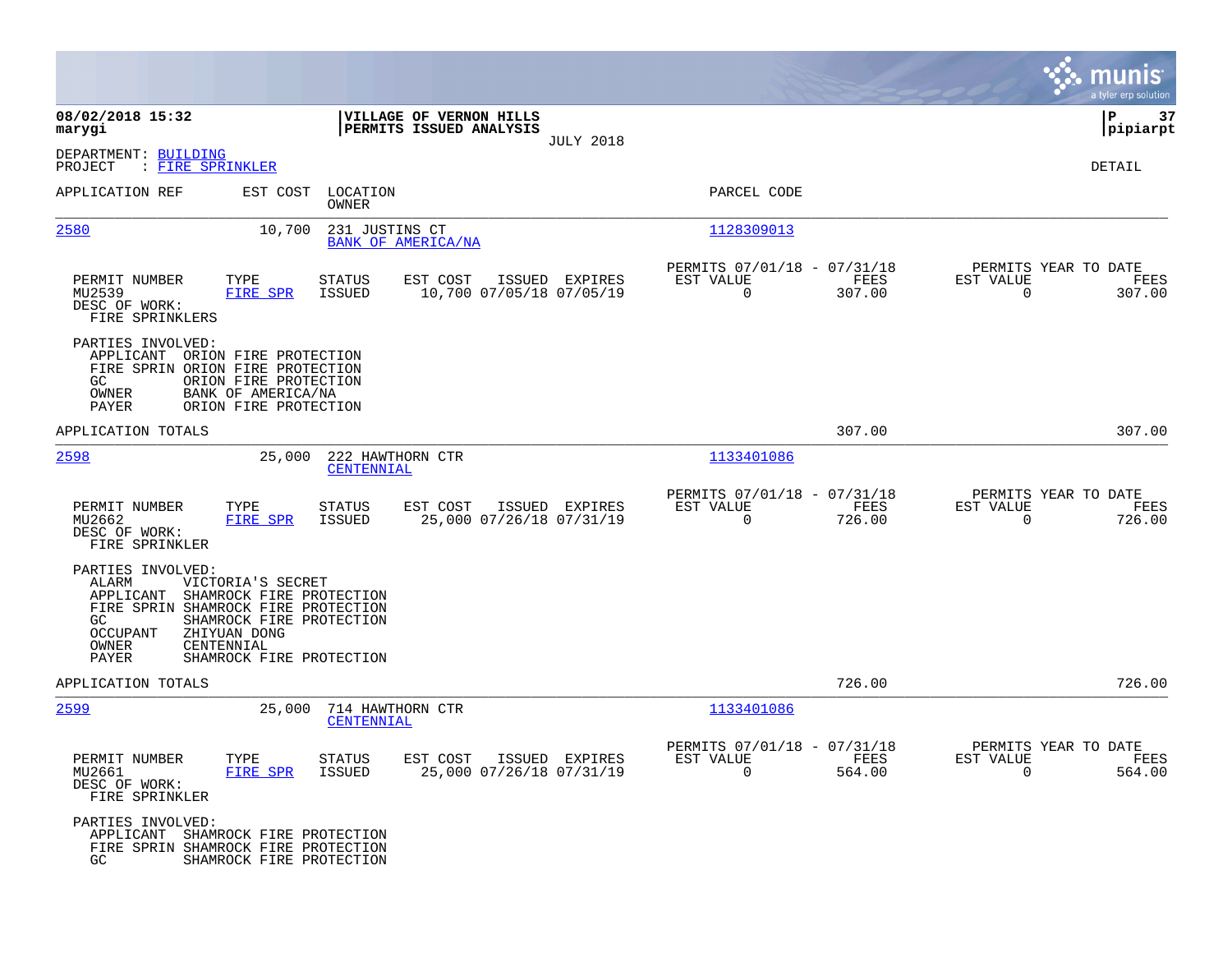**08/02/2018 15:32** | **VILLAGE OF VERNON HILLS** | **P 37**
**marygi** | **PERMITS ISSUED ANALYSIS** | **pipiarpt**

JULY 2018

DEPARTMENT: BUILDING
PROJECT : FIRE SPRINKLER

DETAIL

| APPLICATION REF | EST COST | LOCATION / OWNER | PARCEL CODE |
|---|---|---|---|
| 2580 | 10,700 | 231 JUSTINS CT / BANK OF AMERICA/NA | 1128309013 |

| PERMIT NUMBER | TYPE | STATUS | EST COST | ISSUED | EXPIRES | PERMITS 07/01/18 - 07/31/18 EST VALUE | FEES | PERMITS YEAR TO DATE EST VALUE | FEES |
|---|---|---|---|---|---|---|---|---|---|
| MU2539 | FIRE SPR | ISSUED | 10,700 | 07/05/18 | 07/05/19 | 0 | 307.00 | 0 | 307.00 |

DESC OF WORK:
FIRE SPRINKLERS

PARTIES INVOLVED:
- APPLICANT ORION FIRE PROTECTION
- FIRE SPRIN ORION FIRE PROTECTION
- GC ORION FIRE PROTECTION
- OWNER BANK OF AMERICA/NA
- PAYER ORION FIRE PROTECTION

APPLICATION TOTALS 307.00 307.00

| APPLICATION REF | EST COST | LOCATION / OWNER | PARCEL CODE |
|---|---|---|---|
| 2598 | 25,000 | 222 HAWTHORN CTR / CENTENNIAL | 1133401086 |

| PERMIT NUMBER | TYPE | STATUS | EST COST | ISSUED | EXPIRES | PERMITS 07/01/18 - 07/31/18 EST VALUE | FEES | PERMITS YEAR TO DATE EST VALUE | FEES |
|---|---|---|---|---|---|---|---|---|---|
| MU2662 | FIRE SPR | ISSUED | 25,000 | 07/26/18 | 07/31/19 | 0 | 726.00 | 0 | 726.00 |

DESC OF WORK:
FIRE SPRINKLER

PARTIES INVOLVED:
- ALARM VICTORIA'S SECRET
- APPLICANT SHAMROCK FIRE PROTECTION
- FIRE SPRIN SHAMROCK FIRE PROTECTION
- GC SHAMROCK FIRE PROTECTION
- OCCUPANT ZHIYUAN DONG
- OWNER CENTENNIAL
- PAYER SHAMROCK FIRE PROTECTION

APPLICATION TOTALS 726.00 726.00

| APPLICATION REF | EST COST | LOCATION / OWNER | PARCEL CODE |
|---|---|---|---|
| 2599 | 25,000 | 714 HAWTHORN CTR / CENTENNIAL | 1133401086 |

| PERMIT NUMBER | TYPE | STATUS | EST COST | ISSUED | EXPIRES | PERMITS 07/01/18 - 07/31/18 EST VALUE | FEES | PERMITS YEAR TO DATE EST VALUE | FEES |
|---|---|---|---|---|---|---|---|---|---|
| MU2661 | FIRE SPR | ISSUED | 25,000 | 07/26/18 | 07/31/19 | 0 | 564.00 | 0 | 564.00 |

DESC OF WORK:
FIRE SPRINKLER

PARTIES INVOLVED:
- APPLICANT SHAMROCK FIRE PROTECTION
- FIRE SPRIN SHAMROCK FIRE PROTECTION
- GC SHAMROCK FIRE PROTECTION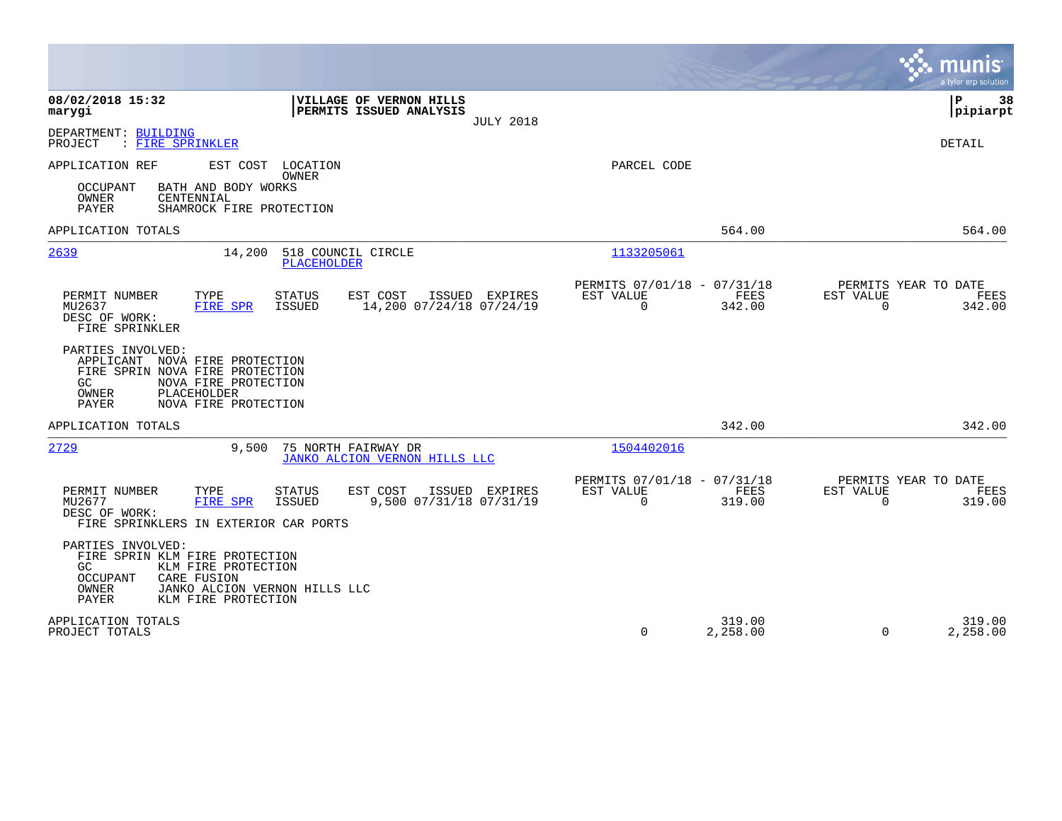08/02/2018 15:32
marygi

VILLAGE OF VERNON HILLS
PERMITS ISSUED ANALYSIS
JULY 2018

P 38
pipiarpt

DEPARTMENT: BUILDING
PROJECT : FIRE SPRINKLER

DETAIL

APPLICATION REF    EST COST    LOCATION
                               OWNER
PARCEL CODE

OCCUPANT    BATH AND BODY WORKS
OWNER       CENTENNIAL
PAYER       SHAMROCK FIRE PROTECTION

APPLICATION TOTALS    564.00    564.00

---

**2639**    14,200    518 COUNCIL CIRCLE
PLACEHOLDER
1133205061

| PERMIT NUMBER | TYPE | STATUS | EST COST | ISSUED | EXPIRES | PERMITS 07/01/18 - 07/31/18 EST VALUE | FEES | PERMITS YEAR TO DATE EST VALUE | FEES |
|---|---|---|---|---|---|---|---|---|---|
| MU2637 | FIRE SPR | ISSUED | 14,200 | 07/24/18 | 07/24/19 | 0 | 342.00 | 0 | 342.00 |

DESC OF WORK:
FIRE SPRINKLER

PARTIES INVOLVED:
APPLICANT   NOVA FIRE PROTECTION
FIRE SPRIN  NOVA FIRE PROTECTION
GC          NOVA FIRE PROTECTION
OWNER       PLACEHOLDER
PAYER       NOVA FIRE PROTECTION

APPLICATION TOTALS    342.00    342.00

---

**2729**    9,500    75 NORTH FAIRWAY DR
JANKO ALCION VERNON HILLS LLC
1504402016

| PERMIT NUMBER | TYPE | STATUS | EST COST | ISSUED | EXPIRES | PERMITS 07/01/18 - 07/31/18 EST VALUE | FEES | PERMITS YEAR TO DATE EST VALUE | FEES |
|---|---|---|---|---|---|---|---|---|---|
| MU2677 | FIRE SPR | ISSUED | 9,500 | 07/31/18 | 07/31/19 | 0 | 319.00 | 0 | 319.00 |

DESC OF WORK:
FIRE SPRINKLERS IN EXTERIOR CAR PORTS

PARTIES INVOLVED:
FIRE SPRIN  KLM FIRE PROTECTION
GC          KLM FIRE PROTECTION
OCCUPANT    CARE FUSION
OWNER       JANKO ALCION VERNON HILLS LLC
PAYER       KLM FIRE PROTECTION

| | EST VALUE | FEES | EST VALUE | FEES |
|---|---|---|---|---|
| APPLICATION TOTALS | | 319.00 | | 319.00 |
| PROJECT TOTALS | 0 | 2,258.00 | 0 | 2,258.00 |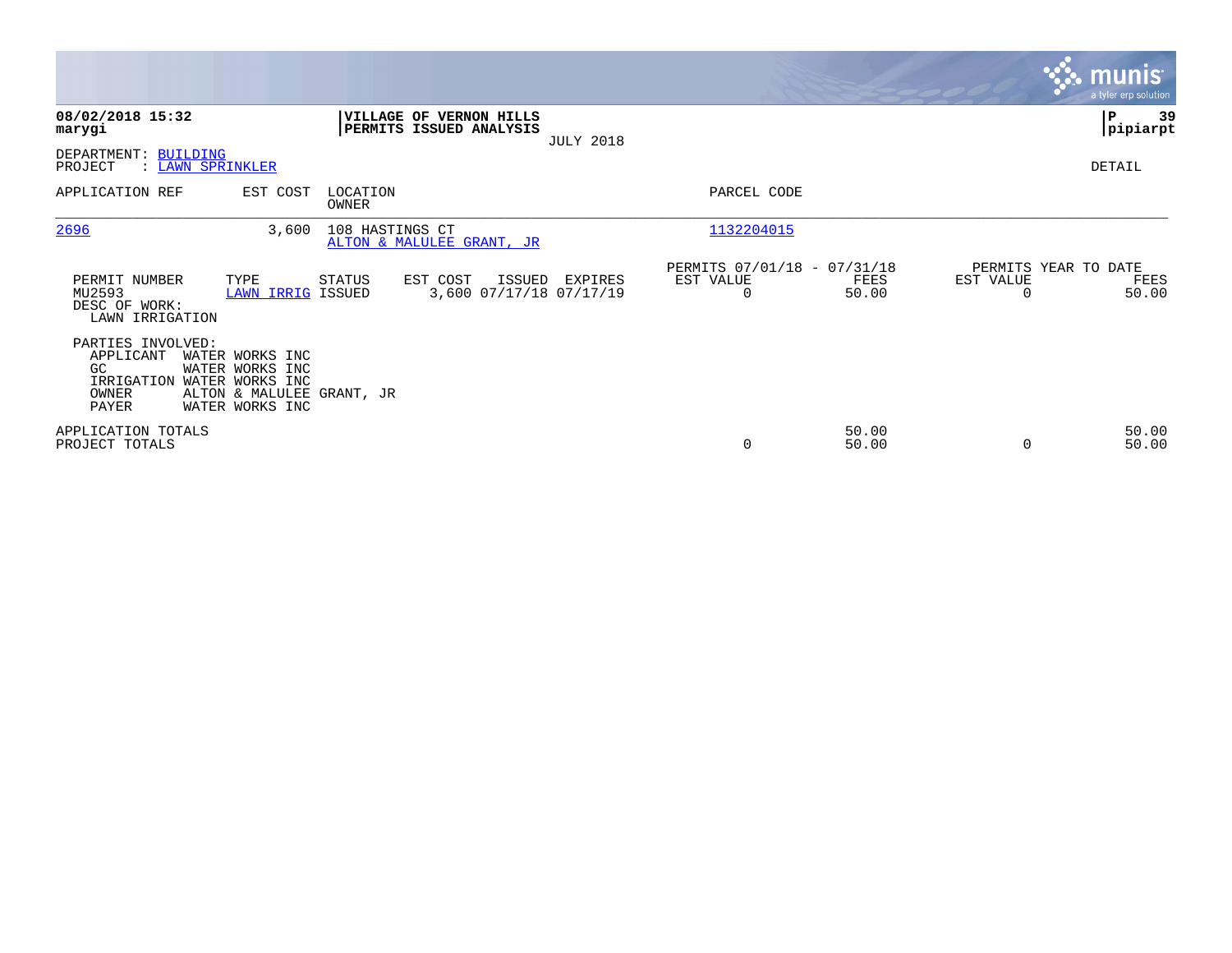**08/02/2018 15:32**
**marygi**

**VILLAGE OF VERNON HILLS**
**PERMITS ISSUED ANALYSIS**
JULY 2018

**P 39**
**pipiarpt**

DEPARTMENT: BUILDING
PROJECT : LAWN SPRINKLER

DETAIL

| APPLICATION REF | EST COST | LOCATION / OWNER | PARCEL CODE |
|---|---|---|---|
| 2696 | 3,600 | 108 HASTINGS CT / ALTON & MALULEE GRANT, JR | 1132204015 |

| PERMIT NUMBER | TYPE | STATUS | EST COST | ISSUED | EXPIRES | PERMITS 07/01/18 - 07/31/18 EST VALUE | FEES | PERMITS YEAR TO DATE EST VALUE | FEES |
|---|---|---|---|---|---|---|---|---|---|
| MU2593 | LAWN IRRIG | ISSUED | 3,600 | 07/17/18 | 07/17/19 | 0 | 50.00 | 0 | 50.00 |

DESC OF WORK:
LAWN IRRIGATION

PARTIES INVOLVED:

| | |
|---|---|
| APPLICANT | WATER WORKS INC |
| GC | WATER WORKS INC |
| IRRIGATION | WATER WORKS INC |
| OWNER | ALTON & MALULEE GRANT, JR |
| PAYER | WATER WORKS INC |

| | EST VALUE | FEES | EST VALUE | FEES |
|---|---|---|---|---|
| APPLICATION TOTALS | | 50.00 | | 50.00 |
| PROJECT TOTALS | 0 | 50.00 | 0 | 50.00 |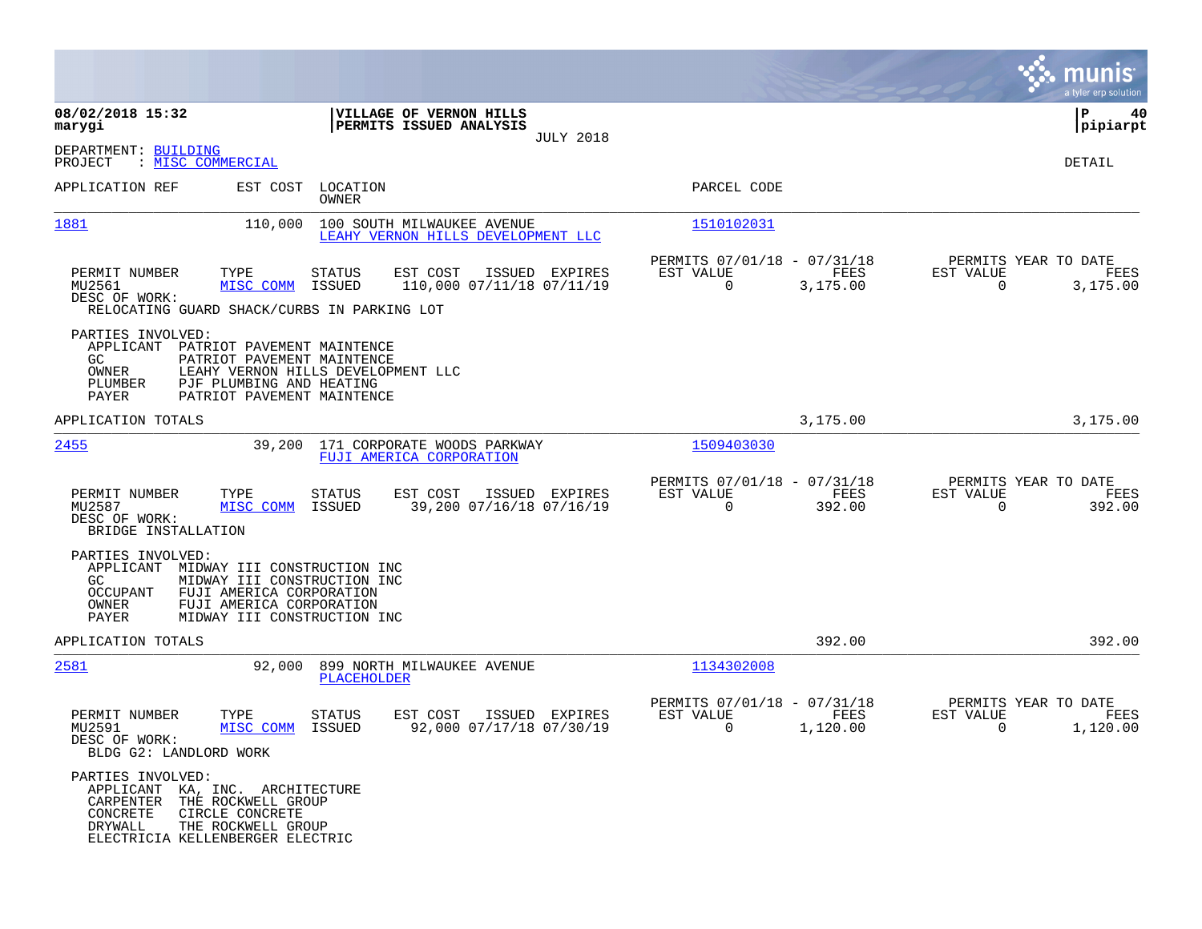**08/02/2018 15:32**
**marygi**

**VILLAGE OF VERNON HILLS**
**PERMITS ISSUED ANALYSIS**
JULY 2018

**P 40**
**pipiarpt**

DEPARTMENT: BUILDING
PROJECT : MISC COMMERCIAL

DETAIL

| APPLICATION REF | EST COST | LOCATION / OWNER | PARCEL CODE |
|---|---|---|---|
| 1881 | 110,000 | 100 SOUTH MILWAUKEE AVENUE / LEAHY VERNON HILLS DEVELOPMENT LLC | 1510102031 |

| PERMIT NUMBER | TYPE | STATUS | EST COST | ISSUED | EXPIRES | PERMITS 07/01/18 - 07/31/18 EST VALUE | FEES | PERMITS YEAR TO DATE EST VALUE | FEES |
|---|---|---|---|---|---|---|---|---|---|
| MU2561 | MISC COMM | ISSUED | 110,000 | 07/11/18 | 07/11/19 | 0 | 3,175.00 | 0 | 3,175.00 |

DESC OF WORK:
RELOCATING GUARD SHACK/CURBS IN PARKING LOT

PARTIES INVOLVED:
- APPLICANT PATRIOT PAVEMENT MAINTENCE
- GC PATRIOT PAVEMENT MAINTENCE
- OWNER LEAHY VERNON HILLS DEVELOPMENT LLC
- PLUMBER PJF PLUMBING AND HEATING
- PAYER PATRIOT PAVEMENT MAINTENCE

APPLICATION TOTALS 3,175.00 3,175.00

| APPLICATION REF | EST COST | LOCATION / OWNER | PARCEL CODE |
|---|---|---|---|
| 2455 | 39,200 | 171 CORPORATE WOODS PARKWAY / FUJI AMERICA CORPORATION | 1509403030 |

| PERMIT NUMBER | TYPE | STATUS | EST COST | ISSUED | EXPIRES | PERMITS 07/01/18 - 07/31/18 EST VALUE | FEES | PERMITS YEAR TO DATE EST VALUE | FEES |
|---|---|---|---|---|---|---|---|---|---|
| MU2587 | MISC COMM | ISSUED | 39,200 | 07/16/18 | 07/16/19 | 0 | 392.00 | 0 | 392.00 |

DESC OF WORK:
BRIDGE INSTALLATION

PARTIES INVOLVED:
- APPLICANT MIDWAY III CONSTRUCTION INC
- GC MIDWAY III CONSTRUCTION INC
- OCCUPANT FUJI AMERICA CORPORATION
- OWNER FUJI AMERICA CORPORATION
- PAYER MIDWAY III CONSTRUCTION INC

APPLICATION TOTALS 392.00 392.00

| APPLICATION REF | EST COST | LOCATION / OWNER | PARCEL CODE |
|---|---|---|---|
| 2581 | 92,000 | 899 NORTH MILWAUKEE AVENUE / PLACEHOLDER | 1134302008 |

| PERMIT NUMBER | TYPE | STATUS | EST COST | ISSUED | EXPIRES | PERMITS 07/01/18 - 07/31/18 EST VALUE | FEES | PERMITS YEAR TO DATE EST VALUE | FEES |
|---|---|---|---|---|---|---|---|---|---|
| MU2591 | MISC COMM | ISSUED | 92,000 | 07/17/18 | 07/30/19 | 0 | 1,120.00 | 0 | 1,120.00 |

DESC OF WORK:
BLDG G2: LANDLORD WORK

PARTIES INVOLVED:
- APPLICANT KA, INC. ARCHITECTURE
- CARPENTER THE ROCKWELL GROUP
- CONCRETE CIRCLE CONCRETE
- DRYWALL THE ROCKWELL GROUP
- ELECTRICIA KELLENBERGER ELECTRIC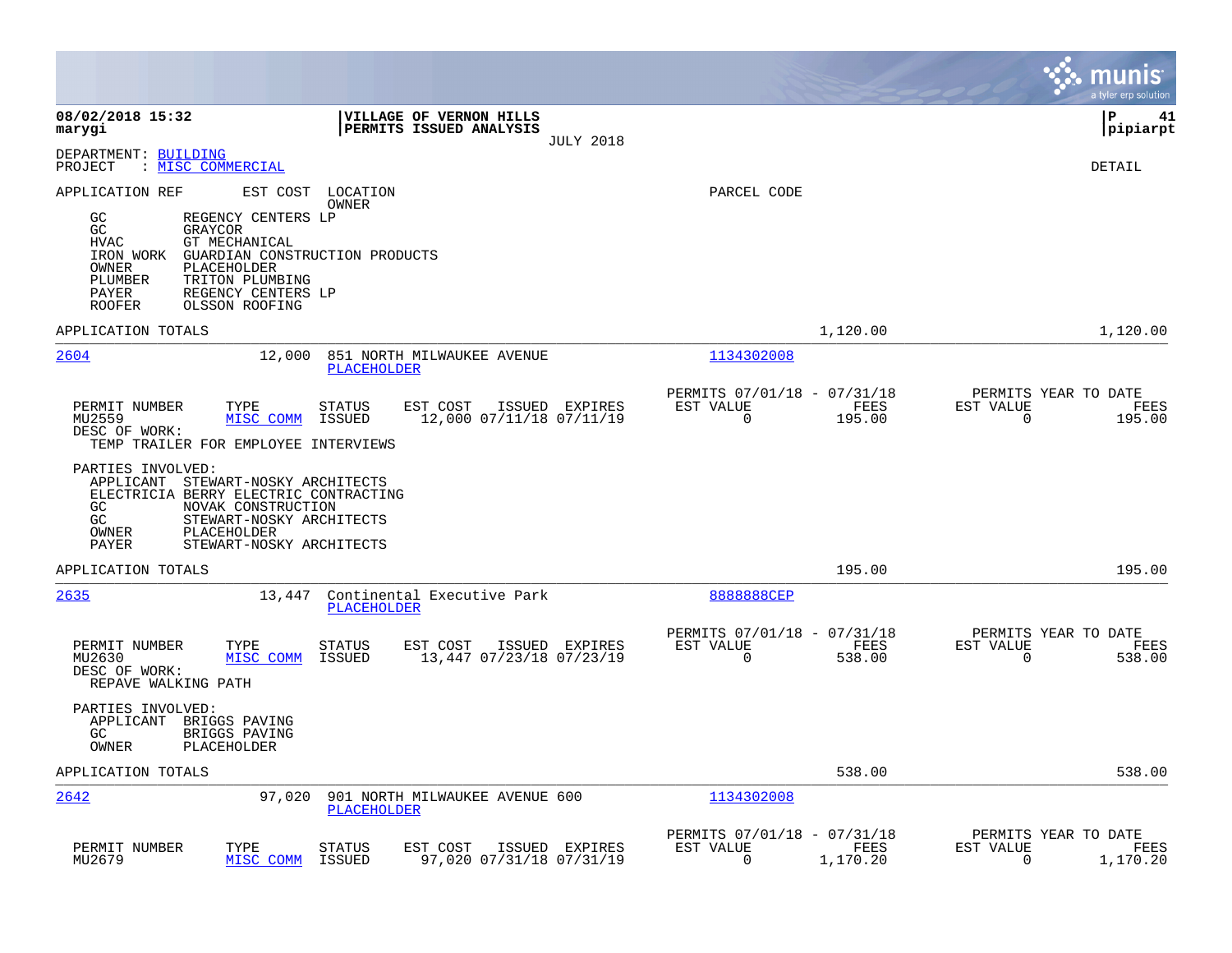**08/02/2018 15:32**
**marygi**

**VILLAGE OF VERNON HILLS**
**PERMITS ISSUED ANALYSIS**
JULY 2018

**P 41**
**pipiarpt**

DEPARTMENT: BUILDING
PROJECT : MISC COMMERCIAL

DETAIL

APPLICATION REF EST COST LOCATION / OWNER PARCEL CODE

| | |
|---|---|
| GC | REGENCY CENTERS LP |
| GC | GRAYCOR |
| HVAC | GT MECHANICAL |
| IRON WORK | GUARDIAN CONSTRUCTION PRODUCTS |
| OWNER | PLACEHOLDER |
| PLUMBER | TRITON PLUMBING |
| PAYER | REGENCY CENTERS LP |
| ROOFER | OLSSON ROOFING |

APPLICATION TOTALS 1,120.00 1,120.00

---

**2604** 12,000 851 NORTH MILWAUKEE AVENUE — PLACEHOLDER — 1134302008

| PERMIT NUMBER | TYPE | STATUS | EST COST | ISSUED | EXPIRES | PERMITS 07/01/18 - 07/31/18 EST VALUE | FEES | PERMITS YEAR TO DATE EST VALUE | FEES |
|---|---|---|---|---|---|---|---|---|---|
| MU2559 | MISC COMM | ISSUED | 12,000 | 07/11/18 | 07/11/19 | 0 | 195.00 | 0 | 195.00 |

DESC OF WORK:
TEMP TRAILER FOR EMPLOYEE INTERVIEWS

PARTIES INVOLVED:

| | |
|---|---|
| APPLICANT | STEWART-NOSKY ARCHITECTS |
| ELECTRICIA | BERRY ELECTRIC CONTRACTING |
| GC | NOVAK CONSTRUCTION |
| GC | STEWART-NOSKY ARCHITECTS |
| OWNER | PLACEHOLDER |
| PAYER | STEWART-NOSKY ARCHITECTS |

APPLICATION TOTALS 195.00 195.00

---

**2635** 13,447 Continental Executive Park — PLACEHOLDER — 8888888CEP

| PERMIT NUMBER | TYPE | STATUS | EST COST | ISSUED | EXPIRES | PERMITS 07/01/18 - 07/31/18 EST VALUE | FEES | PERMITS YEAR TO DATE EST VALUE | FEES |
|---|---|---|---|---|---|---|---|---|---|
| MU2630 | MISC COMM | ISSUED | 13,447 | 07/23/18 | 07/23/19 | 0 | 538.00 | 0 | 538.00 |

DESC OF WORK:
REPAVE WALKING PATH

PARTIES INVOLVED:

| | |
|---|---|
| APPLICANT | BRIGGS PAVING |
| GC | BRIGGS PAVING |
| OWNER | PLACEHOLDER |

APPLICATION TOTALS 538.00 538.00

---

**2642** 97,020 901 NORTH MILWAUKEE AVENUE 600 — PLACEHOLDER — 1134302008

| PERMIT NUMBER | TYPE | STATUS | EST COST | ISSUED | EXPIRES | PERMITS 07/01/18 - 07/31/18 EST VALUE | FEES | PERMITS YEAR TO DATE EST VALUE | FEES |
|---|---|---|---|---|---|---|---|---|---|
| MU2679 | MISC COMM | ISSUED | 97,020 | 07/31/18 | 07/31/19 | 0 | 1,170.20 | 0 | 1,170.20 |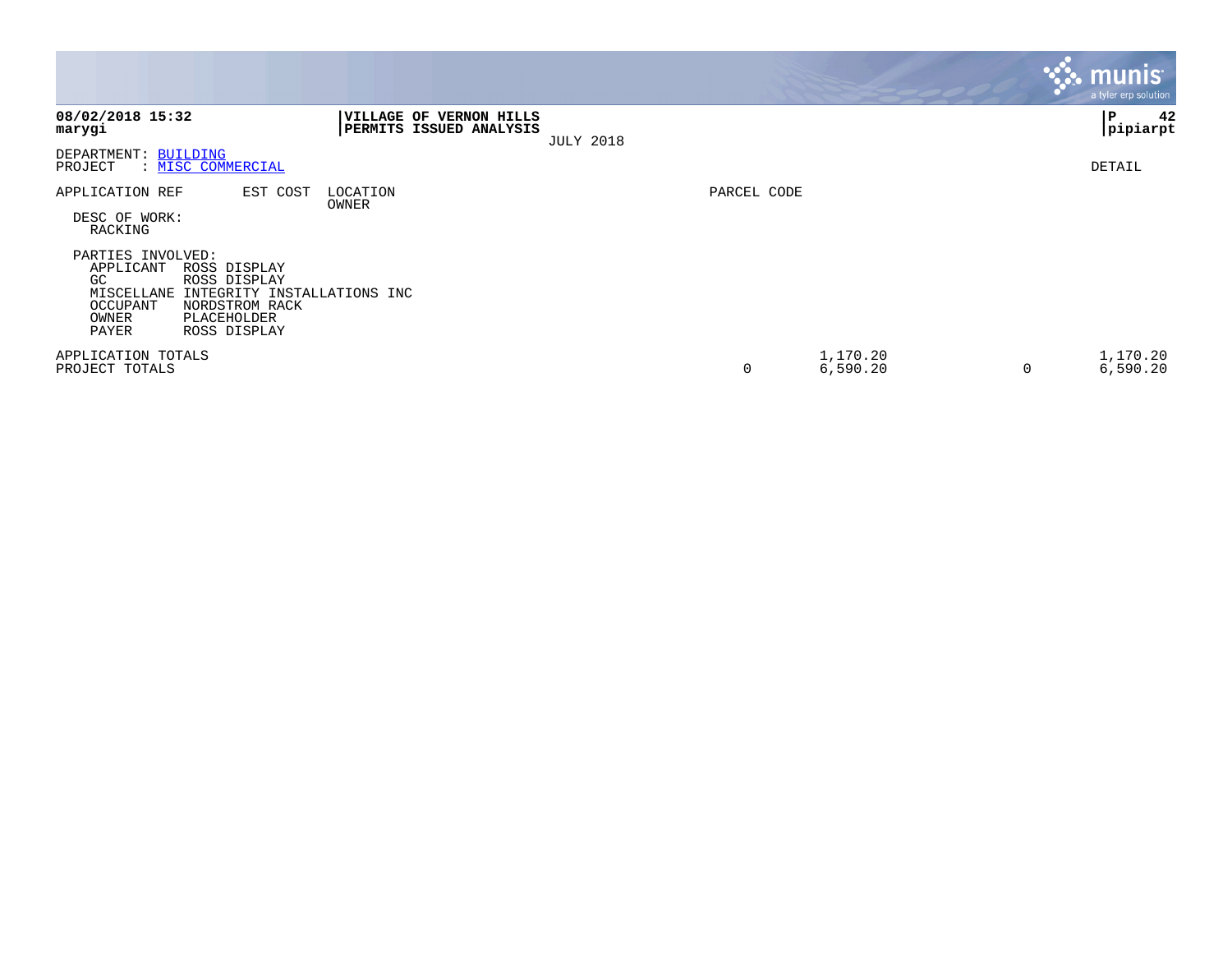**08/02/2018 15:32**
**marygi**

**VILLAGE OF VERNON HILLS**
**PERMITS ISSUED ANALYSIS**
JULY 2018

**P 42**
**pipiarpt**

DEPARTMENT: BUILDING
PROJECT : MISC COMMERCIAL

DETAIL

| APPLICATION REF | EST COST | LOCATION OWNER | PARCEL CODE |
|---|---|---|---|

DESC OF WORK:
RACKING

PARTIES INVOLVED:

| | |
|---|---|
| APPLICANT | ROSS DISPLAY |
| GC | ROSS DISPLAY |
| MISCELLANE | INTEGRITY INSTALLATIONS INC |
| OCCUPANT | NORDSTROM RACK |
| OWNER | PLACEHOLDER |
| PAYER | ROSS DISPLAY |

| | | | | |
|---|---|---|---|---|
| APPLICATION TOTALS | | 1,170.20 | | 1,170.20 |
| PROJECT TOTALS | 0 | 6,590.20 | 0 | 6,590.20 |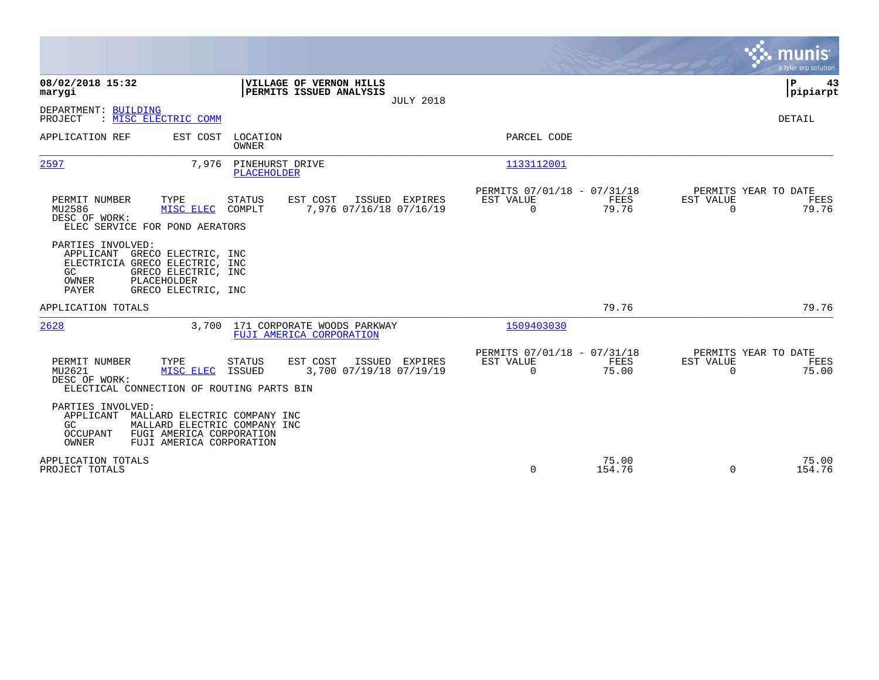**08/02/2018 15:32**
**marygi**

**VILLAGE OF VERNON HILLS**
**PERMITS ISSUED ANALYSIS**
JULY 2018

**P 43**
**pipiarpt**

DEPARTMENT: BUILDING
PROJECT : MISC ELECTRIC COMM

DETAIL

| APPLICATION REF | EST COST | LOCATION / OWNER | PARCEL CODE |
|---|---|---|---|
| 2597 | 7,976 | PINEHURST DRIVE / PLACEHOLDER | 1133112001 |

| PERMIT NUMBER | TYPE | STATUS | EST COST | ISSUED | EXPIRES | PERMITS 07/01/18 - 07/31/18 EST VALUE | FEES | PERMITS YEAR TO DATE EST VALUE | FEES |
|---|---|---|---|---|---|---|---|---|---|
| MU2586 | MISC ELEC | COMPLT | 7,976 | 07/16/18 | 07/16/19 | 0 | 79.76 | 0 | 79.76 |

DESC OF WORK:
ELEC SERVICE FOR POND AERATORS

PARTIES INVOLVED:
- APPLICANT GRECO ELECTRIC, INC
- ELECTRICIA GRECO ELECTRIC, INC
- GC GRECO ELECTRIC, INC
- OWNER PLACEHOLDER
- PAYER GRECO ELECTRIC, INC

APPLICATION TOTALS: FEES 79.76 — YEAR TO DATE FEES 79.76

| APPLICATION REF | EST COST | LOCATION / OWNER | PARCEL CODE |
|---|---|---|---|
| 2628 | 3,700 | 171 CORPORATE WOODS PARKWAY / FUJI AMERICA CORPORATION | 1509403030 |

| PERMIT NUMBER | TYPE | STATUS | EST COST | ISSUED | EXPIRES | PERMITS 07/01/18 - 07/31/18 EST VALUE | FEES | PERMITS YEAR TO DATE EST VALUE | FEES |
|---|---|---|---|---|---|---|---|---|---|
| MU2621 | MISC ELEC | ISSUED | 3,700 | 07/19/18 | 07/19/19 | 0 | 75.00 | 0 | 75.00 |

DESC OF WORK:
ELECTICAL CONNECTION OF ROUTING PARTS BIN

PARTIES INVOLVED:
- APPLICANT MALLARD ELECTRIC COMPANY INC
- GC MALLARD ELECTRIC COMPANY INC
- OCCUPANT FUGI AMERICA CORPORATION
- OWNER FUJI AMERICA CORPORATION

| | EST VALUE | FEES | YTD EST VALUE | YTD FEES |
|---|---|---|---|---|
| APPLICATION TOTALS | | 75.00 | | 75.00 |
| PROJECT TOTALS | 0 | 154.76 | 0 | 154.76 |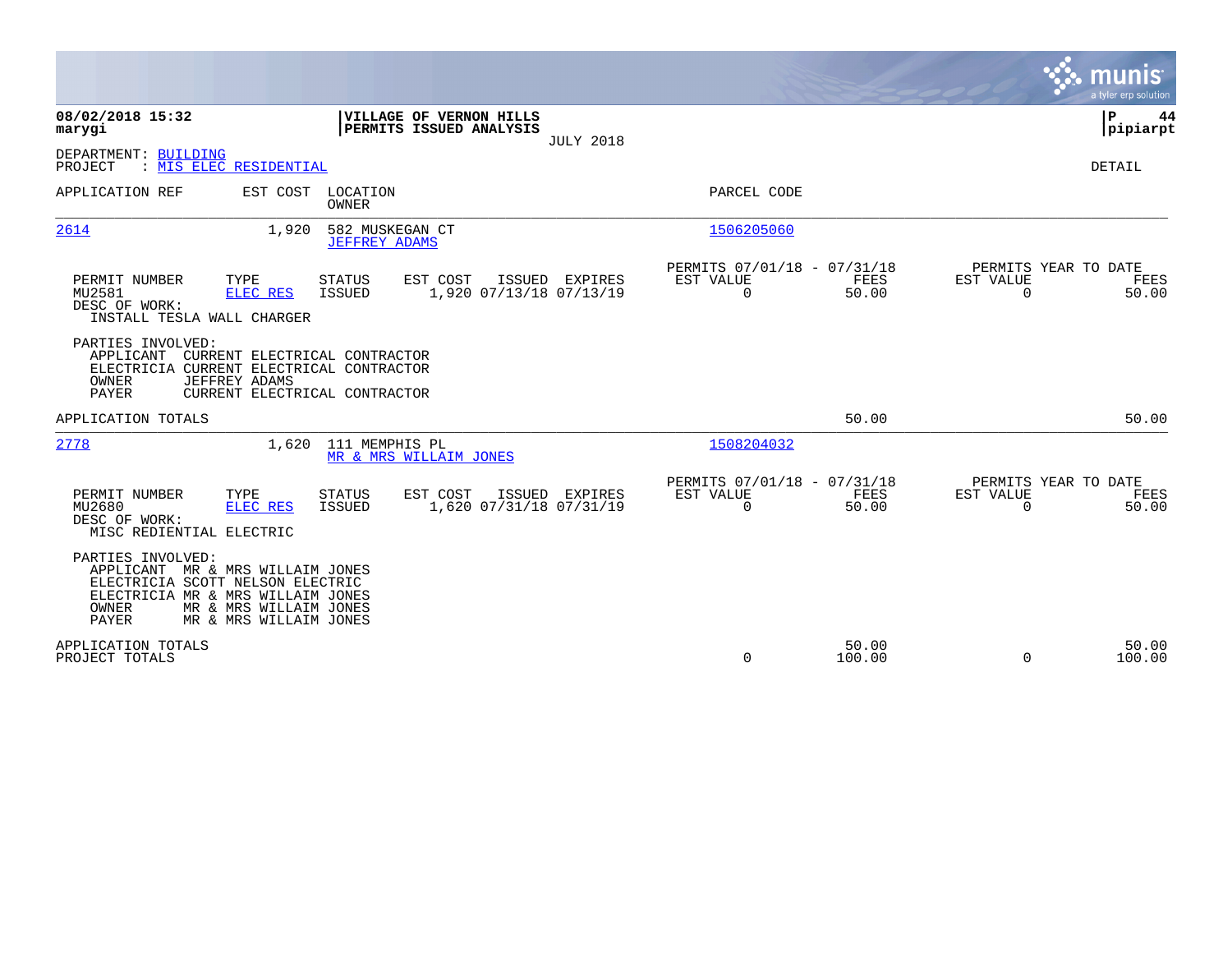**08/02/2018 15:32**
**marygi**

**VILLAGE OF VERNON HILLS**
**PERMITS ISSUED ANALYSIS**
JULY 2018

**P 44**
**pipiarpt**

DEPARTMENT: BUILDING
PROJECT : MIS ELEC RESIDENTIAL

DETAIL

| APPLICATION REF | EST COST | LOCATION / OWNER | PARCEL CODE |
|---|---|---|---|
| 2614 | 1,920 | 582 MUSKEGAN CT / JEFFREY ADAMS | 1506205060 |

| PERMIT NUMBER | TYPE | STATUS | EST COST | ISSUED | EXPIRES | PERMITS 07/01/18 - 07/31/18 EST VALUE | FEES | PERMITS YEAR TO DATE EST VALUE | FEES |
|---|---|---|---|---|---|---|---|---|---|
| MU2581 | ELEC RES | ISSUED | 1,920 | 07/13/18 | 07/13/19 | 0 | 50.00 | 0 | 50.00 |

DESC OF WORK:
INSTALL TESLA WALL CHARGER

PARTIES INVOLVED:
- APPLICANT CURRENT ELECTRICAL CONTRACTOR
- ELECTRICIA CURRENT ELECTRICAL CONTRACTOR
- OWNER JEFFREY ADAMS
- PAYER CURRENT ELECTRICAL CONTRACTOR

APPLICATION TOTALS 50.00 50.00

| APPLICATION REF | EST COST | LOCATION / OWNER | PARCEL CODE |
|---|---|---|---|
| 2778 | 1,620 | 111 MEMPHIS PL / MR & MRS WILLAIM JONES | 1508204032 |

| PERMIT NUMBER | TYPE | STATUS | EST COST | ISSUED | EXPIRES | PERMITS 07/01/18 - 07/31/18 EST VALUE | FEES | PERMITS YEAR TO DATE EST VALUE | FEES |
|---|---|---|---|---|---|---|---|---|---|
| MU2680 | ELEC RES | ISSUED | 1,620 | 07/31/18 | 07/31/19 | 0 | 50.00 | 0 | 50.00 |

DESC OF WORK:
MISC REDIENTIAL ELECTRIC

PARTIES INVOLVED:
- APPLICANT MR & MRS WILLAIM JONES
- ELECTRICIA SCOTT NELSON ELECTRIC
- ELECTRICIA MR & MRS WILLAIM JONES
- OWNER MR & MRS WILLAIM JONES
- PAYER MR & MRS WILLAIM JONES

| | EST VALUE | FEES | YTD EST VALUE | YTD FEES |
|---|---|---|---|---|
| APPLICATION TOTALS | | 50.00 | | 50.00 |
| PROJECT TOTALS | 0 | 100.00 | 0 | 100.00 |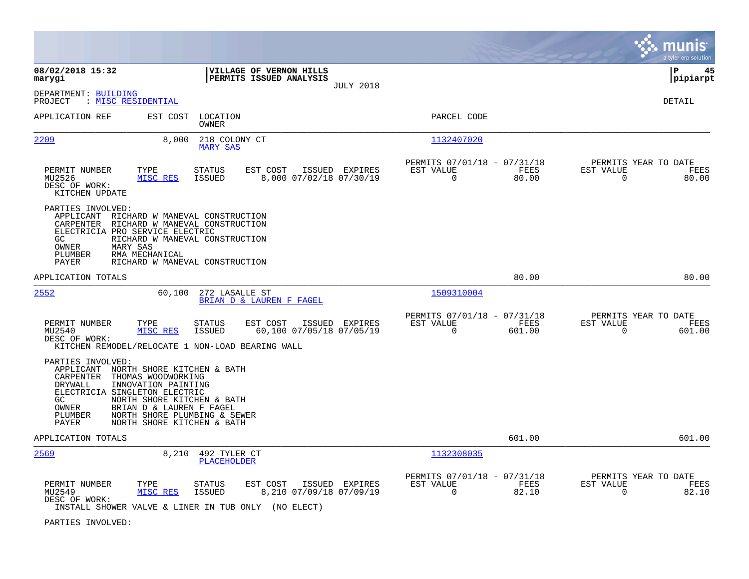08/02/2018 15:32
marygi

**VILLAGE OF VERNON HILLS**
**PERMITS ISSUED ANALYSIS**
JULY 2018

P 45
pipiarpt

DEPARTMENT: BUILDING
PROJECT : MISC RESIDENTIAL

DETAIL

| APPLICATION REF | EST COST | LOCATION / OWNER | PARCEL CODE |
|---|---|---|---|
| 2209 | 8,000 | 218 COLONY CT / MARY SAS | 1132407020 |

| PERMIT NUMBER | TYPE | STATUS | EST COST | ISSUED | EXPIRES | PERMITS 07/01/18 - 07/31/18 EST VALUE | FEES | PERMITS YEAR TO DATE EST VALUE | FEES |
|---|---|---|---|---|---|---|---|---|---|
| MU2526 | MISC RES | ISSUED | 8,000 | 07/02/18 | 07/30/19 | 0 | 80.00 | 0 | 80.00 |

DESC OF WORK:
KITCHEN UPDATE

PARTIES INVOLVED:
- APPLICANT RICHARD W MANEVAL CONSTRUCTION
- CARPENTER RICHARD W MANEVAL CONSTRUCTION
- ELECTRICIA PRO SERVICE ELECTRIC
- GC RICHARD W MANEVAL CONSTRUCTION
- OWNER MARY SAS
- PLUMBER RMA MECHANICAL
- PAYER RICHARD W MANEVAL CONSTRUCTION

APPLICATION TOTALS 80.00 80.00

| APPLICATION REF | EST COST | LOCATION / OWNER | PARCEL CODE |
|---|---|---|---|
| 2552 | 60,100 | 272 LASALLE ST / BRIAN D & LAUREN F FAGEL | 1509310004 |

| PERMIT NUMBER | TYPE | STATUS | EST COST | ISSUED | EXPIRES | PERMITS 07/01/18 - 07/31/18 EST VALUE | FEES | PERMITS YEAR TO DATE EST VALUE | FEES |
|---|---|---|---|---|---|---|---|---|---|
| MU2540 | MISC RES | ISSUED | 60,100 | 07/05/18 | 07/05/19 | 0 | 601.00 | 0 | 601.00 |

DESC OF WORK:
KITCHEN REMODEL/RELOCATE 1 NON-LOAD BEARING WALL

PARTIES INVOLVED:
- APPLICANT NORTH SHORE KITCHEN & BATH
- CARPENTER THOMAS WOODWORKING
- DRYWALL INNOVATION PAINTING
- ELECTRICIA SINGLETON ELECTRIC
- GC NORTH SHORE KITCHEN & BATH
- OWNER BRIAN D & LAUREN F FAGEL
- PLUMBER NORTH SHORE PLUMBING & SEWER
- PAYER NORTH SHORE KITCHEN & BATH

APPLICATION TOTALS 601.00 601.00

| APPLICATION REF | EST COST | LOCATION / OWNER | PARCEL CODE |
|---|---|---|---|
| 2569 | 8,210 | 492 TYLER CT / PLACEHOLDER | 1132308035 |

| PERMIT NUMBER | TYPE | STATUS | EST COST | ISSUED | EXPIRES | PERMITS 07/01/18 - 07/31/18 EST VALUE | FEES | PERMITS YEAR TO DATE EST VALUE | FEES |
|---|---|---|---|---|---|---|---|---|---|
| MU2549 | MISC RES | ISSUED | 8,210 | 07/09/18 | 07/09/19 | 0 | 82.10 | 0 | 82.10 |

DESC OF WORK:
INSTALL SHOWER VALVE & LINER IN TUB ONLY (NO ELECT)

PARTIES INVOLVED: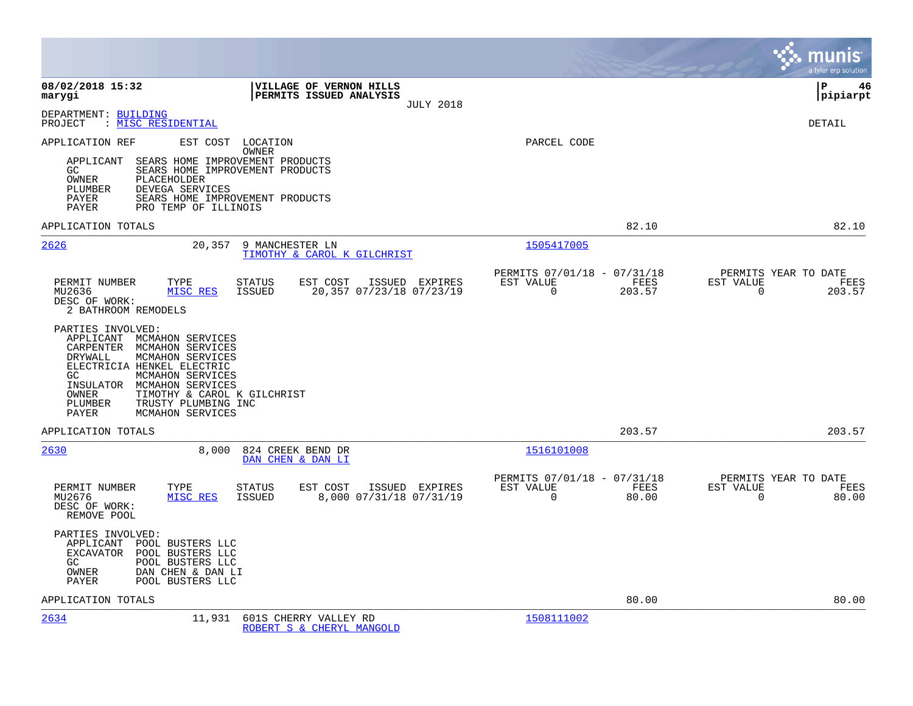08/02/2018 15:32 | VILLAGE OF VERNON HILLS | P 46
marygi | PERMITS ISSUED ANALYSIS | pipiarpt
JULY 2018

DEPARTMENT: BUILDING
PROJECT : MISC RESIDENTIAL

DETAIL

APPLICATION REF EST COST LOCATION PARCEL CODE
OWNER

APPLICANT SEARS HOME IMPROVEMENT PRODUCTS
GC SEARS HOME IMPROVEMENT PRODUCTS
OWNER PLACEHOLDER
PLUMBER DEVEGA SERVICES
PAYER SEARS HOME IMPROVEMENT PRODUCTS
PAYER PRO TEMP OF ILLINOIS

APPLICATION TOTALS 82.10 82.10

---

**2626** 20,357 9 MANCHESTER LN 1505417005
TIMOTHY & CAROL K GILCHRIST

| PERMIT NUMBER | TYPE | STATUS | EST COST | ISSUED | EXPIRES | PERMITS 07/01/18 - 07/31/18 EST VALUE | FEES | PERMITS YEAR TO DATE EST VALUE | FEES |
|---|---|---|---|---|---|---|---|---|---|
| MU2636 | MISC RES | ISSUED | 20,357 | 07/23/18 | 07/23/19 | 0 | 203.57 | 0 | 203.57 |

DESC OF WORK:
2 BATHROOM REMODELS

PARTIES INVOLVED:
APPLICANT MCMAHON SERVICES
CARPENTER MCMAHON SERVICES
DRYWALL MCMAHON SERVICES
ELECTRICIA HENKEL ELECTRIC
GC MCMAHON SERVICES
INSULATOR MCMAHON SERVICES
OWNER TIMOTHY & CAROL K GILCHRIST
PLUMBER TRUSTY PLUMBING INC
PAYER MCMAHON SERVICES

APPLICATION TOTALS 203.57 203.57

---

**2630** 8,000 824 CREEK BEND DR 1516101008
DAN CHEN & DAN LI

| PERMIT NUMBER | TYPE | STATUS | EST COST | ISSUED | EXPIRES | PERMITS 07/01/18 - 07/31/18 EST VALUE | FEES | PERMITS YEAR TO DATE EST VALUE | FEES |
|---|---|---|---|---|---|---|---|---|---|
| MU2676 | MISC RES | ISSUED | 8,000 | 07/31/18 | 07/31/19 | 0 | 80.00 | 0 | 80.00 |

DESC OF WORK:
REMOVE POOL

PARTIES INVOLVED:
APPLICANT POOL BUSTERS LLC
EXCAVATOR POOL BUSTERS LLC
GC POOL BUSTERS LLC
OWNER DAN CHEN & DAN LI
PAYER POOL BUSTERS LLC

APPLICATION TOTALS 80.00 80.00

---

**2634** 11,931 601S CHERRY VALLEY RD 1508111002
ROBERT S & CHERYL MANGOLD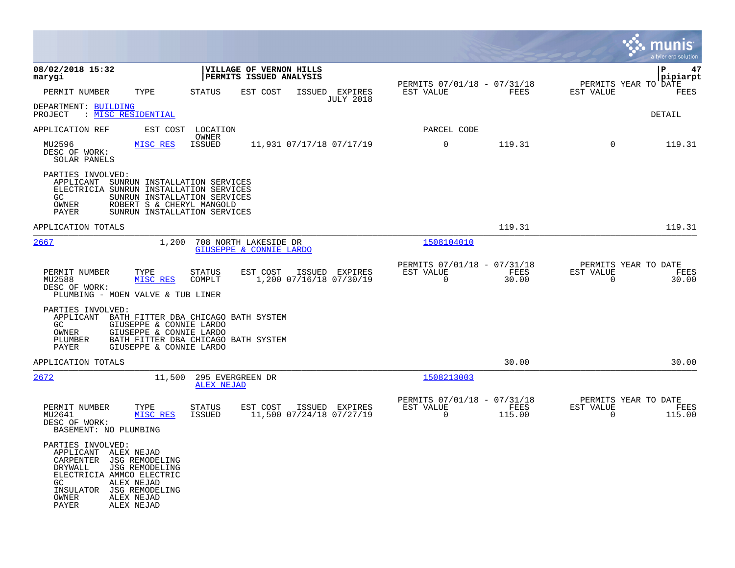08/02/2018 15:32 marygi

**VILLAGE OF VERNON HILLS**
**PERMITS ISSUED ANALYSIS**

pipiarpt

| PERMIT NUMBER | TYPE | STATUS | EST COST | ISSUED | EXPIRES | PERMITS 07/01/18 - 07/31/18 EST VALUE | FEES | PERMITS YEAR TO DATE EST VALUE | FEES |
|---|---|---|---|---|---|---|---|---|---|
| | | | | | JULY 2018 | | | | |

DEPARTMENT: BUILDING
PROJECT : MISC RESIDENTIAL

DETAIL

APPLICATION REF | EST COST | LOCATION / OWNER | PARCEL CODE

| PERMIT NUMBER | TYPE | STATUS | EST COST | ISSUED | EXPIRES | EST VALUE | FEES | EST VALUE | FEES |
|---|---|---|---|---|---|---|---|---|---|
| MU2596 | MISC RES | ISSUED | 11,931 | 07/17/18 | 07/17/19 | 0 | 119.31 | 0 | 119.31 |

DESC OF WORK:
SOLAR PANELS

PARTIES INVOLVED:
- APPLICANT SUNRUN INSTALLATION SERVICES
- ELECTRICIA SUNRUN INSTALLATION SERVICES
- GC SUNRUN INSTALLATION SERVICES
- OWNER ROBERT S & CHERYL MANGOLD
- PAYER SUNRUN INSTALLATION SERVICES

APPLICATION TOTALS: 119.31 | 119.31

---

2667 | 1,200 | 708 NORTH LAKESIDE DR / GIUSEPPE & CONNIE LARDO | 1508104010

| PERMIT NUMBER | TYPE | STATUS | EST COST | ISSUED | EXPIRES | PERMITS 07/01/18 - 07/31/18 EST VALUE | FEES | PERMITS YEAR TO DATE EST VALUE | FEES |
|---|---|---|---|---|---|---|---|---|---|
| MU2588 | MISC RES | COMPLT | 1,200 | 07/16/18 | 07/30/19 | 0 | 30.00 | 0 | 30.00 |

DESC OF WORK:
PLUMBING - MOEN VALVE & TUB LINER

PARTIES INVOLVED:
- APPLICANT BATH FITTER DBA CHICAGO BATH SYSTEM
- GC GIUSEPPE & CONNIE LARDO
- OWNER GIUSEPPE & CONNIE LARDO
- PLUMBER BATH FITTER DBA CHICAGO BATH SYSTEM
- PAYER GIUSEPPE & CONNIE LARDO

APPLICATION TOTALS: 30.00 | 30.00

---

2672 | 11,500 | 295 EVERGREEN DR / ALEX NEJAD | 1508213003

| PERMIT NUMBER | TYPE | STATUS | EST COST | ISSUED | EXPIRES | PERMITS 07/01/18 - 07/31/18 EST VALUE | FEES | PERMITS YEAR TO DATE EST VALUE | FEES |
|---|---|---|---|---|---|---|---|---|---|
| MU2641 | MISC RES | ISSUED | 11,500 | 07/24/18 | 07/27/19 | 0 | 115.00 | 0 | 115.00 |

DESC OF WORK:
BASEMENT: NO PLUMBING

PARTIES INVOLVED:
- APPLICANT ALEX NEJAD
- CARPENTER JSG REMODELING
- DRYWALL JSG REMODELING
- ELECTRICIA AMMCO ELECTRIC
- GC ALEX NEJAD
- INSULATOR JSG REMODELING
- OWNER ALEX NEJAD
- PAYER ALEX NEJAD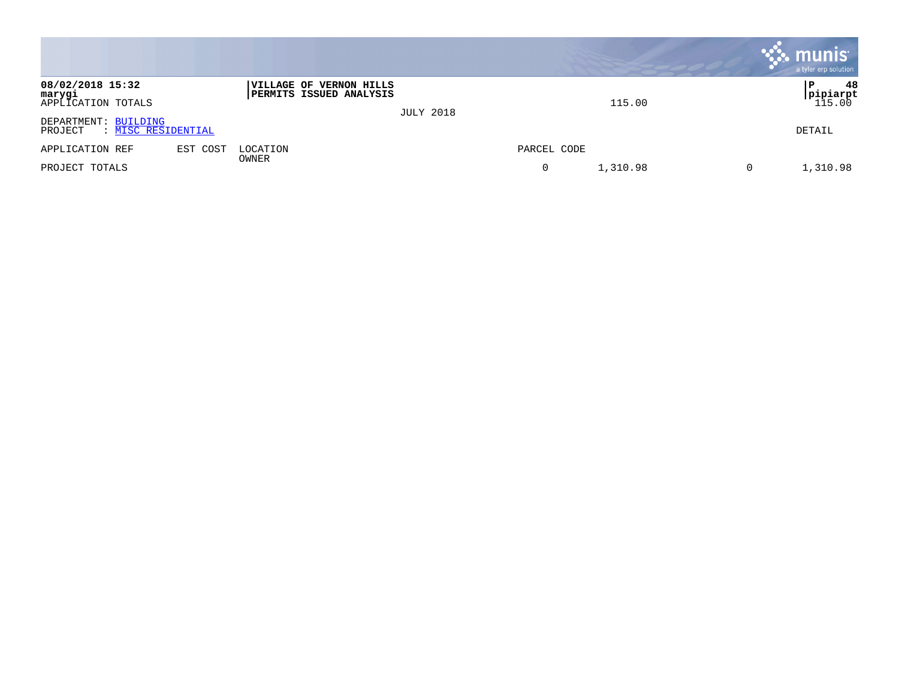08/02/2018 15:32 | VILLAGE OF VERNON HILLS | P 48
marygi | PERMITS ISSUED ANALYSIS | pipiarpt

APPLICATION TOTALS 115.00 115.00

JULY 2018

DEPARTMENT: BUILDING
PROJECT : MISC RESIDENTIAL

DETAIL

| APPLICATION REF | EST COST | LOCATION OWNER | PARCEL CODE | | | |
|---|---|---|---|---|---|---|
| PROJECT TOTALS | | | 0 | 1,310.98 | 0 | 1,310.98 |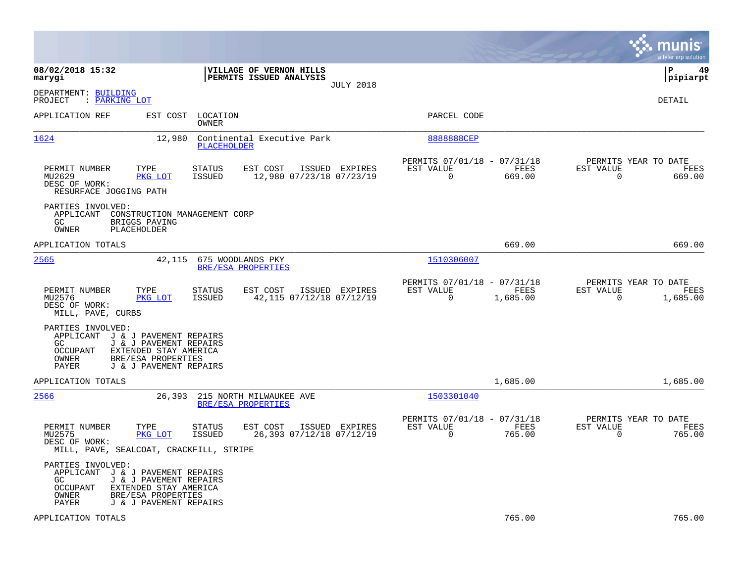**08/02/2018 15:32**
**marygi**

**VILLAGE OF VERNON HILLS**
**PERMITS ISSUED ANALYSIS**
JULY 2018

**P 49**
**pipiarpt**

DEPARTMENT: BUILDING
PROJECT : PARKING LOT

DETAIL

| APPLICATION REF | EST COST | LOCATION / OWNER | PARCEL CODE |
|---|---|---|---|
| 1624 | 12,980 | Continental Executive Park / PLACEHOLDER | 8888888CEP |

| PERMIT NUMBER | TYPE | STATUS | EST COST | ISSUED | EXPIRES | PERMITS 07/01/18 - 07/31/18 EST VALUE | FEES | PERMITS YEAR TO DATE EST VALUE | FEES |
|---|---|---|---|---|---|---|---|---|---|
| MU2629 | PKG LOT | ISSUED | 12,980 | 07/23/18 | 07/23/19 | 0 | 669.00 | 0 | 669.00 |

DESC OF WORK:
RESURFACE JOGGING PATH

PARTIES INVOLVED:
APPLICANT CONSTRUCTION MANAGEMENT CORP
GC BRIGGS PAVING
OWNER PLACEHOLDER

APPLICATION TOTALS 669.00 669.00

| APPLICATION REF | EST COST | LOCATION / OWNER | PARCEL CODE |
|---|---|---|---|
| 2565 | 42,115 | 675 WOODLANDS PKY / BRE/ESA PROPERTIES | 1510306007 |

| PERMIT NUMBER | TYPE | STATUS | EST COST | ISSUED | EXPIRES | PERMITS 07/01/18 - 07/31/18 EST VALUE | FEES | PERMITS YEAR TO DATE EST VALUE | FEES |
|---|---|---|---|---|---|---|---|---|---|
| MU2576 | PKG LOT | ISSUED | 42,115 | 07/12/18 | 07/12/19 | 0 | 1,685.00 | 0 | 1,685.00 |

DESC OF WORK:
MILL, PAVE, CURBS

PARTIES INVOLVED:
APPLICANT J & J PAVEMENT REPAIRS
GC J & J PAVEMENT REPAIRS
OCCUPANT EXTENDED STAY AMERICA
OWNER BRE/ESA PROPERTIES
PAYER J & J PAVEMENT REPAIRS

APPLICATION TOTALS 1,685.00 1,685.00

| APPLICATION REF | EST COST | LOCATION / OWNER | PARCEL CODE |
|---|---|---|---|
| 2566 | 26,393 | 215 NORTH MILWAUKEE AVE / BRE/ESA PROPERTIES | 1503301040 |

| PERMIT NUMBER | TYPE | STATUS | EST COST | ISSUED | EXPIRES | PERMITS 07/01/18 - 07/31/18 EST VALUE | FEES | PERMITS YEAR TO DATE EST VALUE | FEES |
|---|---|---|---|---|---|---|---|---|---|
| MU2575 | PKG LOT | ISSUED | 26,393 | 07/12/18 | 07/12/19 | 0 | 765.00 | 0 | 765.00 |

DESC OF WORK:
MILL, PAVE, SEALCOAT, CRACKFILL, STRIPE

PARTIES INVOLVED:
APPLICANT J & J PAVEMENT REPAIRS
GC J & J PAVEMENT REPAIRS
OCCUPANT EXTENDED STAY AMERICA
OWNER BRE/ESA PROPERTIES
PAYER J & J PAVEMENT REPAIRS

APPLICATION TOTALS 765.00 765.00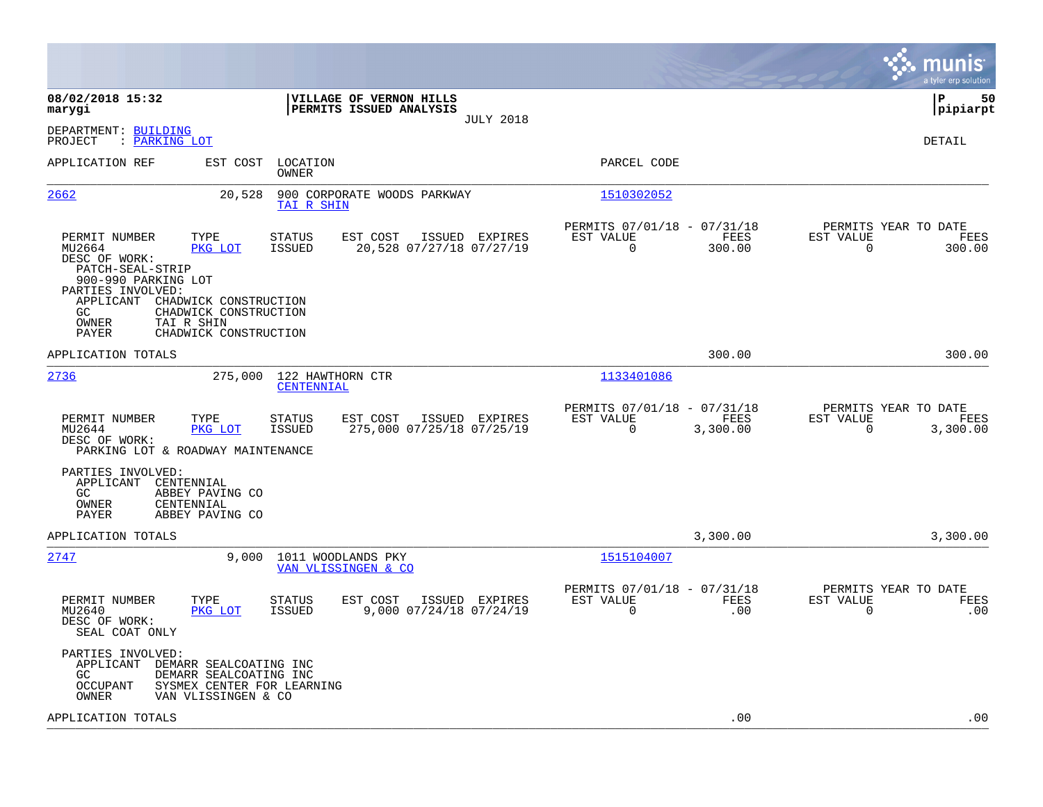**08/02/2018 15:32**
**marygi**

**VILLAGE OF VERNON HILLS**
**PERMITS ISSUED ANALYSIS**
JULY 2018

**P 50**
**pipiarpt**

DEPARTMENT: BUILDING
PROJECT : PARKING LOT

DETAIL

| APPLICATION REF | EST COST | LOCATION / OWNER | PARCEL CODE |
|---|---|---|---|
| 2662 | 20,528 | 900 CORPORATE WOODS PARKWAY / TAI R SHIN | 1510302052 |

| PERMIT NUMBER | TYPE | STATUS | EST COST | ISSUED | EXPIRES | PERMITS 07/01/18 - 07/31/18 EST VALUE | FEES | PERMITS YEAR TO DATE EST VALUE | FEES |
|---|---|---|---|---|---|---|---|---|---|
| MU2664 | PKG LOT | ISSUED | 20,528 | 07/27/18 | 07/27/19 | 0 | 300.00 | 0 | 300.00 |

DESC OF WORK:
PATCH-SEAL-STRIP
900-990 PARKING LOT

PARTIES INVOLVED:
APPLICANT CHADWICK CONSTRUCTION
GC CHADWICK CONSTRUCTION
OWNER TAI R SHIN
PAYER CHADWICK CONSTRUCTION

APPLICATION TOTALS 300.00 300.00

| APPLICATION REF | EST COST | LOCATION / OWNER | PARCEL CODE |
|---|---|---|---|
| 2736 | 275,000 | 122 HAWTHORN CTR / CENTENNIAL | 1133401086 |

| PERMIT NUMBER | TYPE | STATUS | EST COST | ISSUED | EXPIRES | PERMITS 07/01/18 - 07/31/18 EST VALUE | FEES | PERMITS YEAR TO DATE EST VALUE | FEES |
|---|---|---|---|---|---|---|---|---|---|
| MU2644 | PKG LOT | ISSUED | 275,000 | 07/25/18 | 07/25/19 | 0 | 3,300.00 | 0 | 3,300.00 |

DESC OF WORK:
PARKING LOT & ROADWAY MAINTENANCE

PARTIES INVOLVED:
APPLICANT CENTENNIAL
GC ABBEY PAVING CO
OWNER CENTENNIAL
PAYER ABBEY PAVING CO

APPLICATION TOTALS 3,300.00 3,300.00

| APPLICATION REF | EST COST | LOCATION / OWNER | PARCEL CODE |
|---|---|---|---|
| 2747 | 9,000 | 1011 WOODLANDS PKY / VAN VLISSINGEN & CO | 1515104007 |

| PERMIT NUMBER | TYPE | STATUS | EST COST | ISSUED | EXPIRES | PERMITS 07/01/18 - 07/31/18 EST VALUE | FEES | PERMITS YEAR TO DATE EST VALUE | FEES |
|---|---|---|---|---|---|---|---|---|---|
| MU2640 | PKG LOT | ISSUED | 9,000 | 07/24/18 | 07/24/19 | 0 | .00 | 0 | .00 |

DESC OF WORK:
SEAL COAT ONLY

PARTIES INVOLVED:
APPLICANT DEMARR SEALCOATING INC
GC DEMARR SEALCOATING INC
OCCUPANT SYSMEX CENTER FOR LEARNING
OWNER VAN VLISSINGEN & CO

APPLICATION TOTALS .00 .00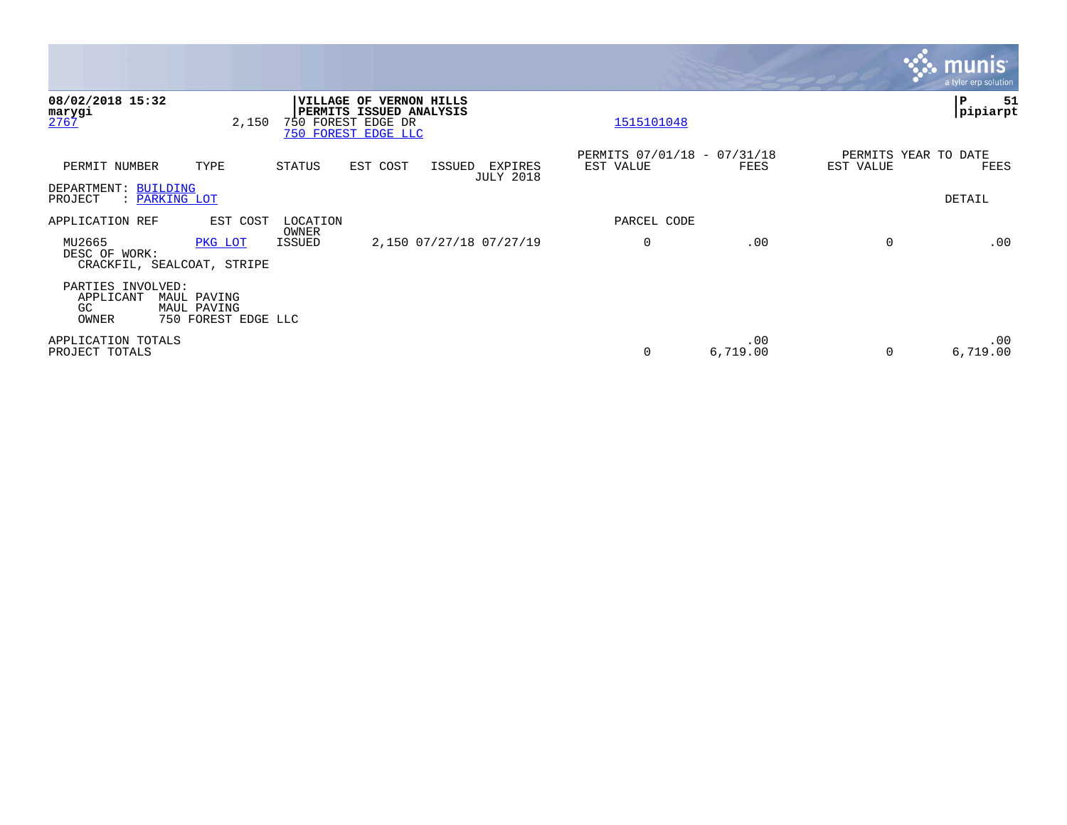**08/02/2018 15:32**
**marygi**
2767 2,150 750 FOREST EDGE DR
750 FOREST EDGE LLC

**VILLAGE OF VERNON HILLS**
**PERMITS ISSUED ANALYSIS**

1515101048

**P 51**
**pipiarpt**

| PERMIT NUMBER | TYPE | STATUS | EST COST | ISSUED | EXPIRES JULY 2018 | PERMITS 07/01/18 - 07/31/18 EST VALUE | FEES | PERMITS YEAR TO DATE EST VALUE | FEES |
|---|---|---|---|---|---|---|---|---|---|

DEPARTMENT: BUILDING
PROJECT : PARKING LOT

DETAIL

| APPLICATION REF | EST COST | LOCATION / OWNER | | | | PARCEL CODE | | | |
|---|---|---|---|---|---|---|---|---|---|
| MU2665 | PKG LOT | ISSUED | 2,150 | 07/27/18 | 07/27/19 | 0 | .00 | 0 | .00 |

DESC OF WORK:
CRACKFIL, SEALCOAT, STRIPE

PARTIES INVOLVED:
APPLICANT MAUL PAVING
GC MAUL PAVING
OWNER 750 FOREST EDGE LLC

| | | | | |
|---|---|---|---|---|
| APPLICATION TOTALS | | .00 | | .00 |
| PROJECT TOTALS | 0 | 6,719.00 | 0 | 6,719.00 |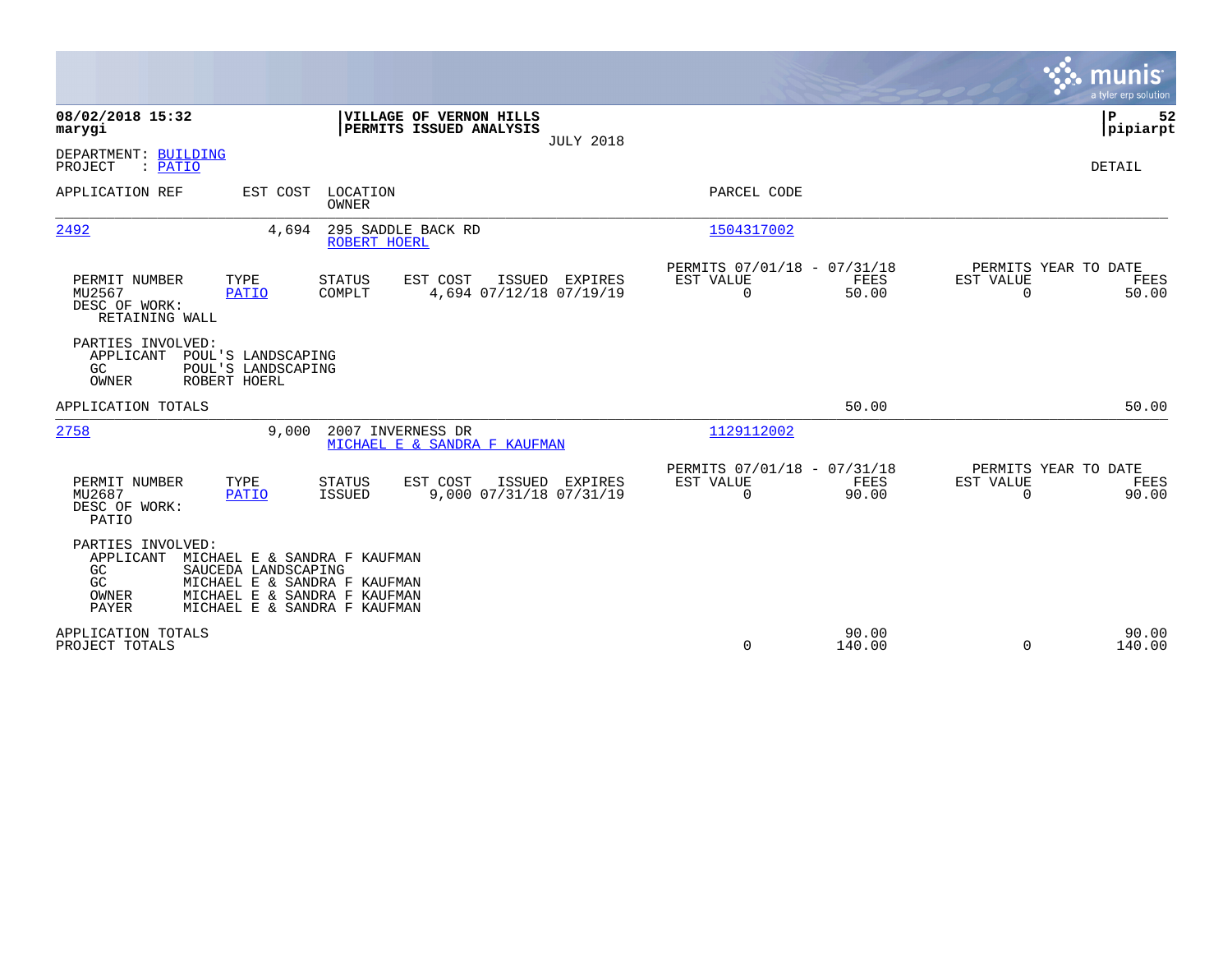**08/02/2018 15:32**
**marygi**

**VILLAGE OF VERNON HILLS**
**PERMITS ISSUED ANALYSIS**
JULY 2018

**P 52**
**pipiarpt**

DEPARTMENT: BUILDING
PROJECT : PATIO

DETAIL

| APPLICATION REF | EST COST | LOCATION / OWNER | PARCEL CODE |
|---|---|---|---|
| 2492 | 4,694 | 295 SADDLE BACK RD / ROBERT HOERL | 1504317002 |

| PERMIT NUMBER | TYPE | STATUS | EST COST | ISSUED | EXPIRES | PERMITS 07/01/18 - 07/31/18 EST VALUE | FEES | PERMITS YEAR TO DATE EST VALUE | FEES |
|---|---|---|---|---|---|---|---|---|---|
| MU2567 | PATIO | COMPLT | 4,694 | 07/12/18 | 07/19/19 | 0 | 50.00 | 0 | 50.00 |

DESC OF WORK:
RETAINING WALL

PARTIES INVOLVED:

| | |
|---|---|
| APPLICANT | POUL'S LANDSCAPING |
| GC | POUL'S LANDSCAPING |
| OWNER | ROBERT HOERL |

APPLICATION TOTALS — 50.00 — 50.00

| APPLICATION REF | EST COST | LOCATION / OWNER | PARCEL CODE |
|---|---|---|---|
| 2758 | 9,000 | 2007 INVERNESS DR / MICHAEL E & SANDRA F KAUFMAN | 1129112002 |

| PERMIT NUMBER | TYPE | STATUS | EST COST | ISSUED | EXPIRES | PERMITS 07/01/18 - 07/31/18 EST VALUE | FEES | PERMITS YEAR TO DATE EST VALUE | FEES |
|---|---|---|---|---|---|---|---|---|---|
| MU2687 | PATIO | ISSUED | 9,000 | 07/31/18 | 07/31/19 | 0 | 90.00 | 0 | 90.00 |

DESC OF WORK:
PATIO

PARTIES INVOLVED:

| | |
|---|---|
| APPLICANT | MICHAEL E & SANDRA F KAUFMAN |
| GC | SAUCEDA LANDSCAPING |
| GC | MICHAEL E & SANDRA F KAUFMAN |
| OWNER | MICHAEL E & SANDRA F KAUFMAN |
| PAYER | MICHAEL E & SANDRA F KAUFMAN |

| | EST VALUE | FEES | EST VALUE | FEES |
|---|---|---|---|---|
| APPLICATION TOTALS | | 90.00 | | 90.00 |
| PROJECT TOTALS | 0 | 140.00 | 0 | 140.00 |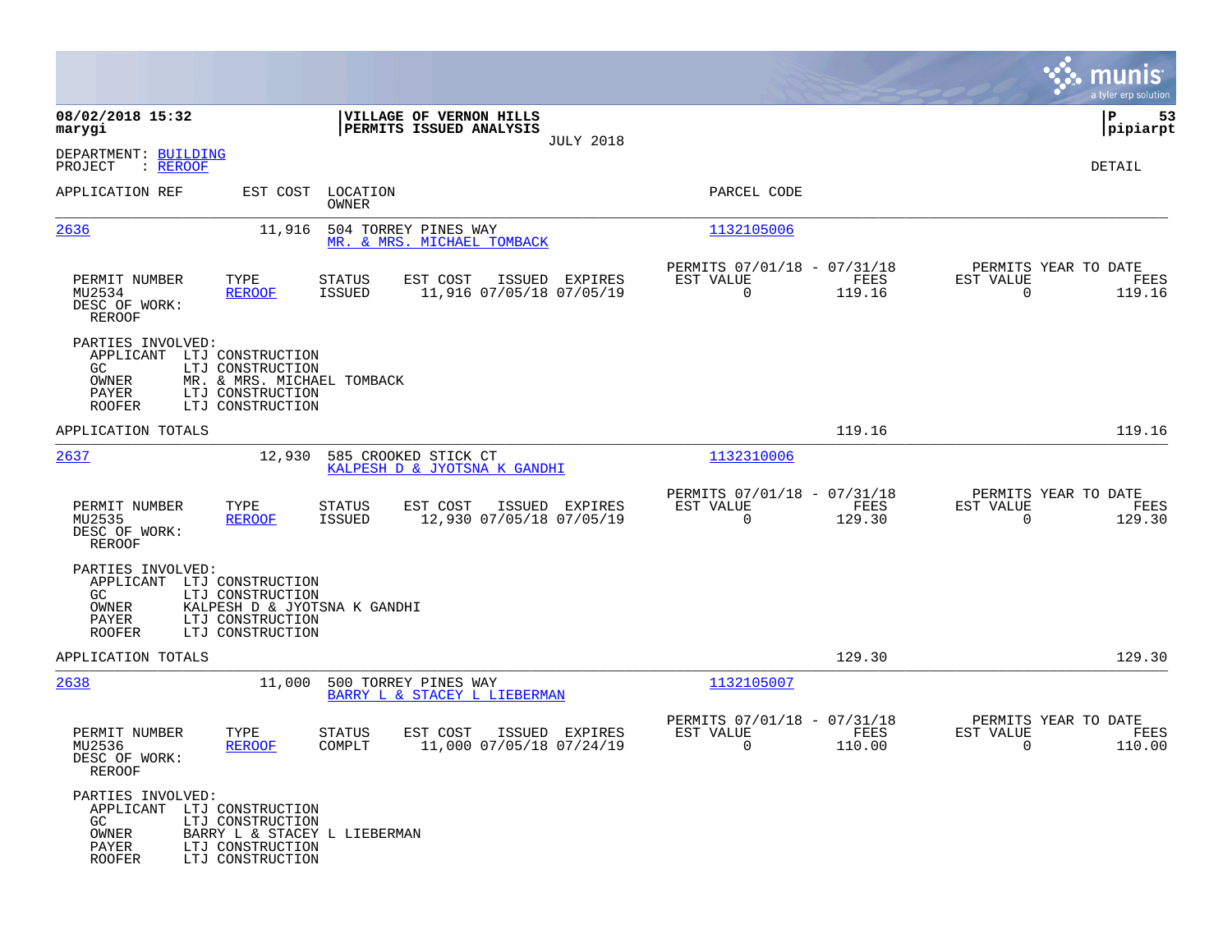08/02/2018 15:32
marygi

**VILLAGE OF VERNON HILLS**
**PERMITS ISSUED ANALYSIS**
JULY 2018

P 53
pipiarpt

DEPARTMENT: BUILDING
PROJECT : REROOF

DETAIL

| APPLICATION REF | EST COST | LOCATION / OWNER | PARCEL CODE |
|---|---|---|---|
| 2636 | 11,916 | 504 TORREY PINES WAY / MR. & MRS. MICHAEL TOMBACK | 1132105006 |

| PERMIT NUMBER | TYPE | STATUS | EST COST | ISSUED | EXPIRES | PERMITS 07/01/18 - 07/31/18 EST VALUE | FEES | PERMITS YEAR TO DATE EST VALUE | FEES |
|---|---|---|---|---|---|---|---|---|---|
| MU2534 | REROOF | ISSUED | 11,916 | 07/05/18 | 07/05/19 | 0 | 119.16 | 0 | 119.16 |

DESC OF WORK:
REROOF

PARTIES INVOLVED:
- APPLICANT LTJ CONSTRUCTION
- GC LTJ CONSTRUCTION
- OWNER MR. & MRS. MICHAEL TOMBACK
- PAYER LTJ CONSTRUCTION
- ROOFER LTJ CONSTRUCTION

APPLICATION TOTALS 119.16 119.16

| APPLICATION REF | EST COST | LOCATION / OWNER | PARCEL CODE |
|---|---|---|---|
| 2637 | 12,930 | 585 CROOKED STICK CT / KALPESH D & JYOTSNA K GANDHI | 1132310006 |

| PERMIT NUMBER | TYPE | STATUS | EST COST | ISSUED | EXPIRES | PERMITS 07/01/18 - 07/31/18 EST VALUE | FEES | PERMITS YEAR TO DATE EST VALUE | FEES |
|---|---|---|---|---|---|---|---|---|---|
| MU2535 | REROOF | ISSUED | 12,930 | 07/05/18 | 07/05/19 | 0 | 129.30 | 0 | 129.30 |

DESC OF WORK:
REROOF

PARTIES INVOLVED:
- APPLICANT LTJ CONSTRUCTION
- GC LTJ CONSTRUCTION
- OWNER KALPESH D & JYOTSNA K GANDHI
- PAYER LTJ CONSTRUCTION
- ROOFER LTJ CONSTRUCTION

APPLICATION TOTALS 129.30 129.30

| APPLICATION REF | EST COST | LOCATION / OWNER | PARCEL CODE |
|---|---|---|---|
| 2638 | 11,000 | 500 TORREY PINES WAY / BARRY L & STACEY L LIEBERMAN | 1132105007 |

| PERMIT NUMBER | TYPE | STATUS | EST COST | ISSUED | EXPIRES | PERMITS 07/01/18 - 07/31/18 EST VALUE | FEES | PERMITS YEAR TO DATE EST VALUE | FEES |
|---|---|---|---|---|---|---|---|---|---|
| MU2536 | REROOF | COMPLT | 11,000 | 07/05/18 | 07/24/19 | 0 | 110.00 | 0 | 110.00 |

DESC OF WORK:
REROOF

PARTIES INVOLVED:
- APPLICANT LTJ CONSTRUCTION
- GC LTJ CONSTRUCTION
- OWNER BARRY L & STACEY L LIEBERMAN
- PAYER LTJ CONSTRUCTION
- ROOFER LTJ CONSTRUCTION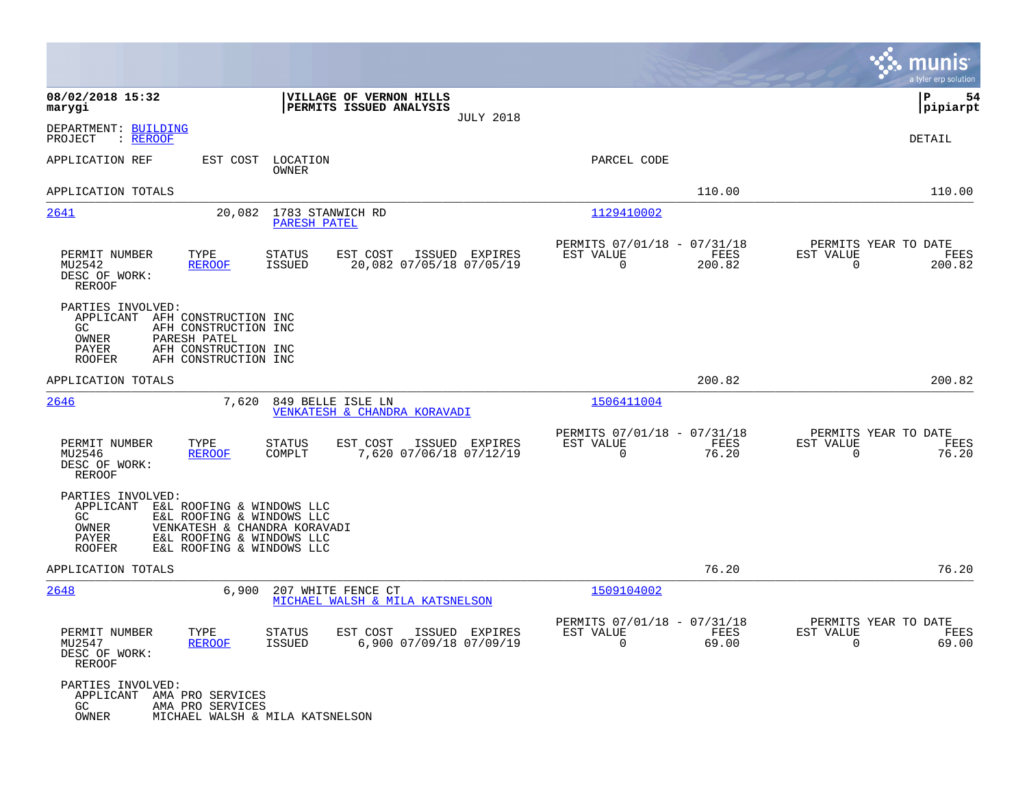**08/02/2018 15:32**
**marygi**

**VILLAGE OF VERNON HILLS**
**PERMITS ISSUED ANALYSIS**
JULY 2018

**P 54**
**pipiarpt**

DEPARTMENT: BUILDING
PROJECT : REROOF

DETAIL

| APPLICATION REF | EST COST | LOCATION / OWNER | PARCEL CODE | | |
|---|---|---|---|---|---|
| APPLICATION TOTALS | | | | 110.00 | 110.00 |

---

**2641** — 20,082 — 1783 STANWICH RD — PARESH PATEL — Parcel: 1129410002

| PERMIT NUMBER | TYPE | STATUS | EST COST | ISSUED | EXPIRES | PERMITS 07/01/18 - 07/31/18 EST VALUE | FEES | PERMITS YEAR TO DATE EST VALUE | FEES |
|---|---|---|---|---|---|---|---|---|---|
| MU2542 | REROOF | ISSUED | 20,082 | 07/05/18 | 07/05/19 | 0 | 200.82 | 0 | 200.82 |

DESC OF WORK:
REROOF

PARTIES INVOLVED:
- APPLICANT AFH CONSTRUCTION INC
- GC AFH CONSTRUCTION INC
- OWNER PARESH PATEL
- PAYER AFH CONSTRUCTION INC
- ROOFER AFH CONSTRUCTION INC

APPLICATION TOTALS: 200.82 | 200.82

---

**2646** — 7,620 — 849 BELLE ISLE LN — VENKATESH & CHANDRA KORAVADI — Parcel: 1506411004

| PERMIT NUMBER | TYPE | STATUS | EST COST | ISSUED | EXPIRES | PERMITS 07/01/18 - 07/31/18 EST VALUE | FEES | PERMITS YEAR TO DATE EST VALUE | FEES |
|---|---|---|---|---|---|---|---|---|---|
| MU2546 | REROOF | COMPLT | 7,620 | 07/06/18 | 07/12/19 | 0 | 76.20 | 0 | 76.20 |

DESC OF WORK:
REROOF

PARTIES INVOLVED:
- APPLICANT E&L ROOFING & WINDOWS LLC
- GC E&L ROOFING & WINDOWS LLC
- OWNER VENKATESH & CHANDRA KORAVADI
- PAYER E&L ROOFING & WINDOWS LLC
- ROOFER E&L ROOFING & WINDOWS LLC

APPLICATION TOTALS: 76.20 | 76.20

---

**2648** — 6,900 — 207 WHITE FENCE CT — MICHAEL WALSH & MILA KATSNELSON — Parcel: 1509104002

| PERMIT NUMBER | TYPE | STATUS | EST COST | ISSUED | EXPIRES | PERMITS 07/01/18 - 07/31/18 EST VALUE | FEES | PERMITS YEAR TO DATE EST VALUE | FEES |
|---|---|---|---|---|---|---|---|---|---|
| MU2547 | REROOF | ISSUED | 6,900 | 07/09/18 | 07/09/19 | 0 | 69.00 | 0 | 69.00 |

DESC OF WORK:
REROOF

PARTIES INVOLVED:
- APPLICANT AMA PRO SERVICES
- GC AMA PRO SERVICES
- OWNER MICHAEL WALSH & MILA KATSNELSON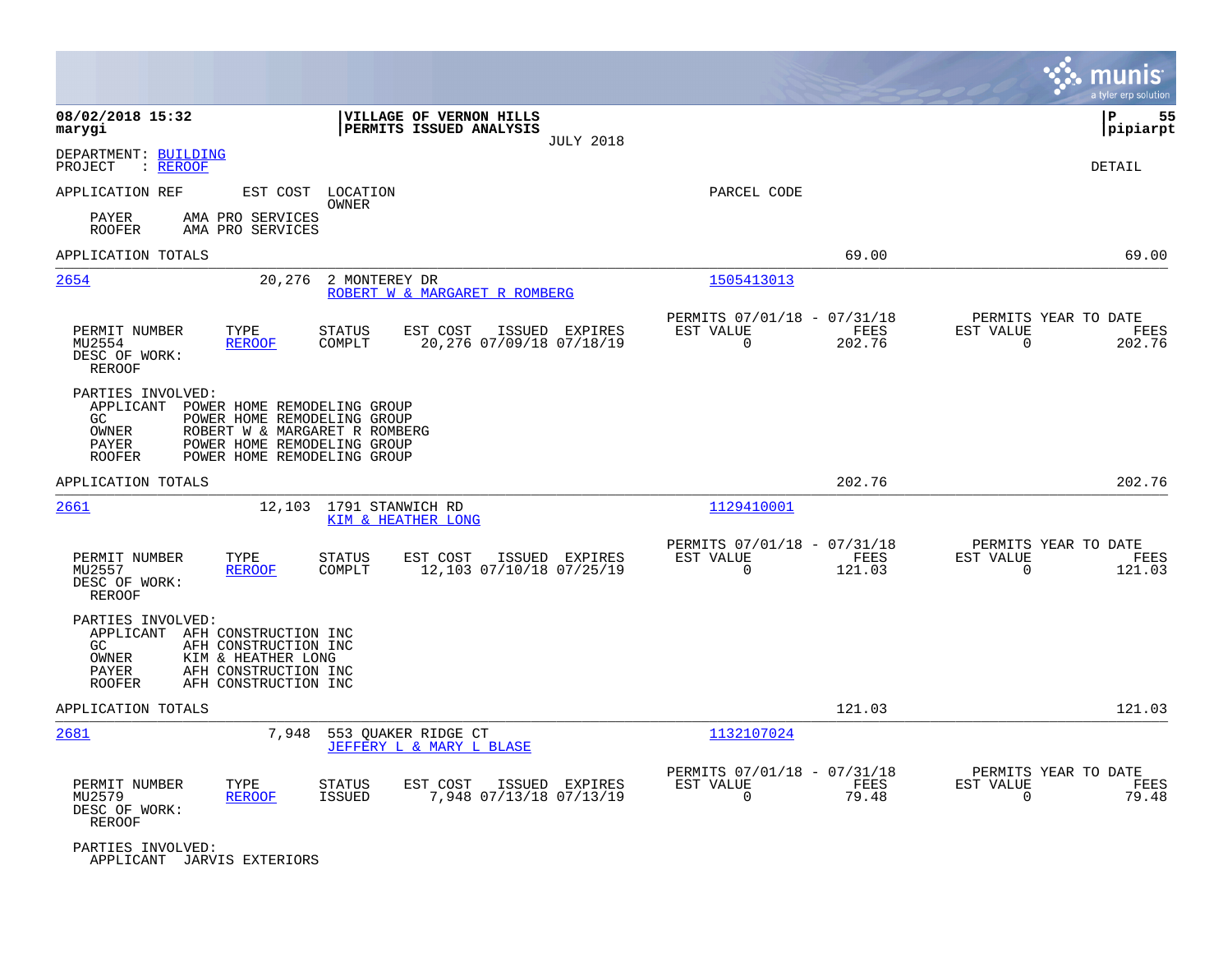**08/02/2018 15:32**
**marygi**

**VILLAGE OF VERNON HILLS**
**PERMITS ISSUED ANALYSIS**
JULY 2018

**P 55**
**pipiarpt**

DEPARTMENT: BUILDING
PROJECT : REROOF

DETAIL

APPLICATION REF — EST COST — LOCATION / OWNER — PARCEL CODE

PAYER AMA PRO SERVICES
ROOFER AMA PRO SERVICES

APPLICATION TOTALS 69.00 69.00

---

**2654** 20,276 2 MONTEREY DR
ROBERT W & MARGARET R ROMBERG
1505413013

| PERMIT NUMBER | TYPE | STATUS | EST COST | ISSUED | EXPIRES | PERMITS 07/01/18 - 07/31/18 EST VALUE | FEES | PERMITS YEAR TO DATE EST VALUE | FEES |
|---|---|---|---|---|---|---|---|---|---|
| MU2554 | REROOF | COMPLT | 20,276 | 07/09/18 | 07/18/19 | 0 | 202.76 | 0 | 202.76 |

DESC OF WORK:
REROOF

PARTIES INVOLVED:
APPLICANT POWER HOME REMODELING GROUP
GC POWER HOME REMODELING GROUP
OWNER ROBERT W & MARGARET R ROMBERG
PAYER POWER HOME REMODELING GROUP
ROOFER POWER HOME REMODELING GROUP

APPLICATION TOTALS 202.76 202.76

---

**2661** 12,103 1791 STANWICH RD
KIM & HEATHER LONG
1129410001

| PERMIT NUMBER | TYPE | STATUS | EST COST | ISSUED | EXPIRES | PERMITS 07/01/18 - 07/31/18 EST VALUE | FEES | PERMITS YEAR TO DATE EST VALUE | FEES |
|---|---|---|---|---|---|---|---|---|---|
| MU2557 | REROOF | COMPLT | 12,103 | 07/10/18 | 07/25/19 | 0 | 121.03 | 0 | 121.03 |

DESC OF WORK:
REROOF

PARTIES INVOLVED:
APPLICANT AFH CONSTRUCTION INC
GC AFH CONSTRUCTION INC
OWNER KIM & HEATHER LONG
PAYER AFH CONSTRUCTION INC
ROOFER AFH CONSTRUCTION INC

APPLICATION TOTALS 121.03 121.03

---

**2681** 7,948 553 QUAKER RIDGE CT
JEFFERY L & MARY L BLASE
1132107024

| PERMIT NUMBER | TYPE | STATUS | EST COST | ISSUED | EXPIRES | PERMITS 07/01/18 - 07/31/18 EST VALUE | FEES | PERMITS YEAR TO DATE EST VALUE | FEES |
|---|---|---|---|---|---|---|---|---|---|
| MU2579 | REROOF | ISSUED | 7,948 | 07/13/18 | 07/13/19 | 0 | 79.48 | 0 | 79.48 |

DESC OF WORK:
REROOF

PARTIES INVOLVED:
APPLICANT JARVIS EXTERIORS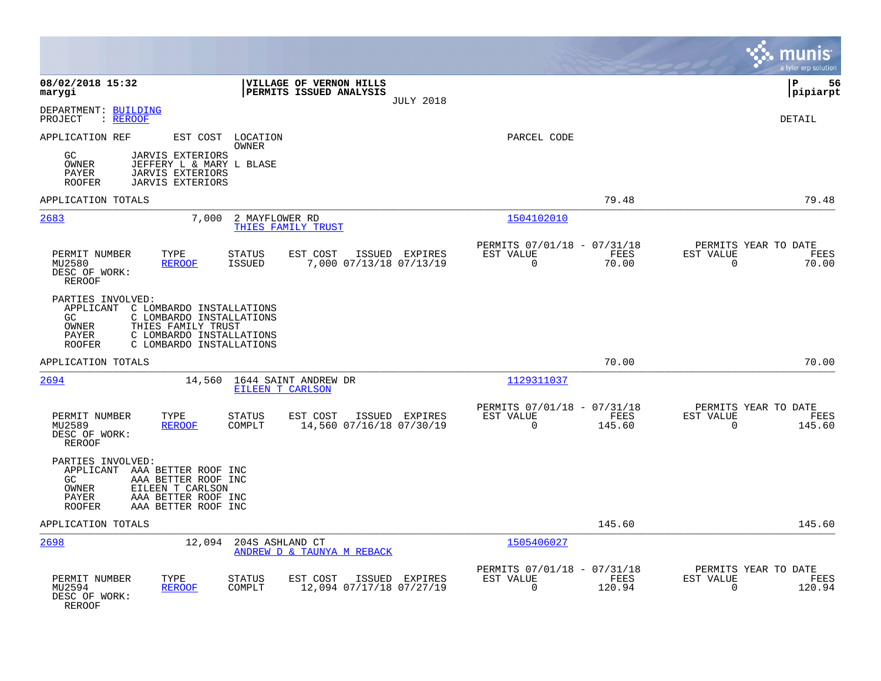**08/02/2018 15:32**
**marygi**

**VILLAGE OF VERNON HILLS**
**PERMITS ISSUED ANALYSIS**
JULY 2018

**P 56**
**pipiarpt**

DEPARTMENT: BUILDING
PROJECT : REROOF

DETAIL

APPLICATION REF    EST COST    LOCATION / OWNER    PARCEL CODE

| | |
|---|---|
| GC | JARVIS EXTERIORS |
| OWNER | JEFFERY L & MARY L BLASE |
| PAYER | JARVIS EXTERIORS |
| ROOFER | JARVIS EXTERIORS |

APPLICATION TOTALS    79.48    79.48

---

**2683**    7,000    2 MAYFLOWER RD    1504102010
THIES FAMILY TRUST

| PERMIT NUMBER | TYPE | STATUS | EST COST | ISSUED | EXPIRES | PERMITS 07/01/18 - 07/31/18 EST VALUE | FEES | PERMITS YEAR TO DATE EST VALUE | FEES |
|---|---|---|---|---|---|---|---|---|---|
| MU2580 | REROOF | ISSUED | 7,000 | 07/13/18 | 07/13/19 | 0 | 70.00 | 0 | 70.00 |

DESC OF WORK:
REROOF

PARTIES INVOLVED:

| | |
|---|---|
| APPLICANT | C LOMBARDO INSTALLATIONS |
| GC | C LOMBARDO INSTALLATIONS |
| OWNER | THIES FAMILY TRUST |
| PAYER | C LOMBARDO INSTALLATIONS |
| ROOFER | C LOMBARDO INSTALLATIONS |

APPLICATION TOTALS    70.00    70.00

---

**2694**    14,560    1644 SAINT ANDREW DR    1129311037
EILEEN T CARLSON

| PERMIT NUMBER | TYPE | STATUS | EST COST | ISSUED | EXPIRES | PERMITS 07/01/18 - 07/31/18 EST VALUE | FEES | PERMITS YEAR TO DATE EST VALUE | FEES |
|---|---|---|---|---|---|---|---|---|---|
| MU2589 | REROOF | COMPLT | 14,560 | 07/16/18 | 07/30/19 | 0 | 145.60 | 0 | 145.60 |

DESC OF WORK:
REROOF

PARTIES INVOLVED:

| | |
|---|---|
| APPLICANT | AAA BETTER ROOF INC |
| GC | AAA BETTER ROOF INC |
| OWNER | EILEEN T CARLSON |
| PAYER | AAA BETTER ROOF INC |
| ROOFER | AAA BETTER ROOF INC |

APPLICATION TOTALS    145.60    145.60

---

**2698**    12,094    204S ASHLAND CT    1505406027
ANDREW D & TAUNYA M REBACK

| PERMIT NUMBER | TYPE | STATUS | EST COST | ISSUED | EXPIRES | PERMITS 07/01/18 - 07/31/18 EST VALUE | FEES | PERMITS YEAR TO DATE EST VALUE | FEES |
|---|---|---|---|---|---|---|---|---|---|
| MU2594 | REROOF | COMPLT | 12,094 | 07/17/18 | 07/27/19 | 0 | 120.94 | 0 | 120.94 |

DESC OF WORK:
REROOF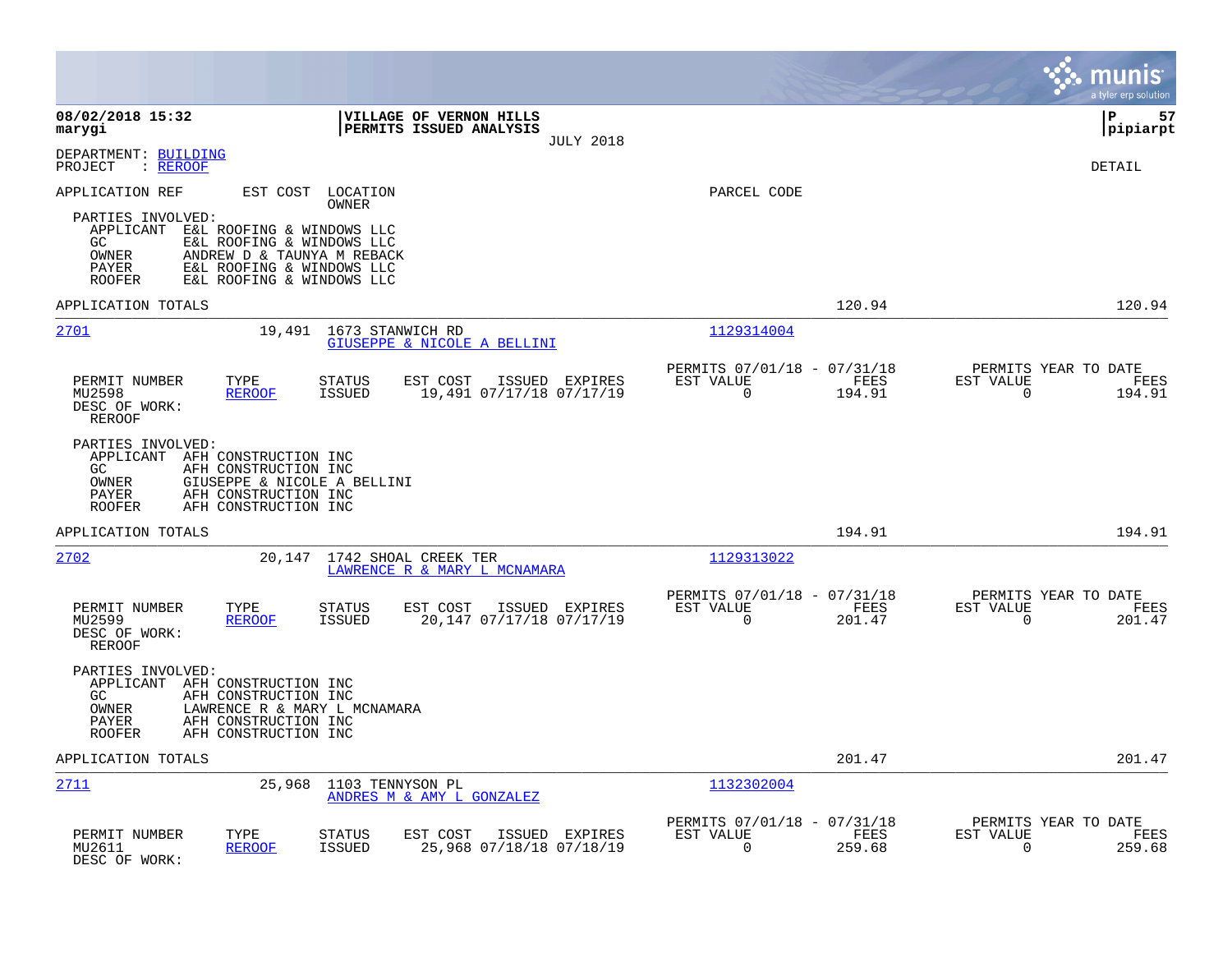**08/02/2018 15:32**
**marygi**

**VILLAGE OF VERNON HILLS**
**PERMITS ISSUED ANALYSIS**
JULY 2018

**pipiarpt**

DEPARTMENT: BUILDING
PROJECT : REROOF

DETAIL

APPLICATION REF   EST COST   LOCATION / OWNER   PARCEL CODE

PARTIES INVOLVED:
- APPLICANT E&L ROOFING & WINDOWS LLC
- GC E&L ROOFING & WINDOWS LLC
- OWNER ANDREW D & TAUNYA M REBACK
- PAYER E&L ROOFING & WINDOWS LLC
- ROOFER E&L ROOFING & WINDOWS LLC

APPLICATION TOTALS 120.94 120.94

---

**2701** 19,491 1673 STANWICH RD — GIUSEPPE & NICOLE A BELLINI — 1129314004

| PERMIT NUMBER | TYPE | STATUS | EST COST | ISSUED | EXPIRES | PERMITS 07/01/18 - 07/31/18 EST VALUE | FEES | PERMITS YEAR TO DATE EST VALUE | FEES |
|---|---|---|---|---|---|---|---|---|---|
| MU2598 | REROOF | ISSUED | 19,491 | 07/17/18 | 07/17/19 | 0 | 194.91 | 0 | 194.91 |

DESC OF WORK:
REROOF

PARTIES INVOLVED:
- APPLICANT AFH CONSTRUCTION INC
- GC AFH CONSTRUCTION INC
- OWNER GIUSEPPE & NICOLE A BELLINI
- PAYER AFH CONSTRUCTION INC
- ROOFER AFH CONSTRUCTION INC

APPLICATION TOTALS 194.91 194.91

---

**2702** 20,147 1742 SHOAL CREEK TER — LAWRENCE R & MARY L MCNAMARA — 1129313022

| PERMIT NUMBER | TYPE | STATUS | EST COST | ISSUED | EXPIRES | PERMITS 07/01/18 - 07/31/18 EST VALUE | FEES | PERMITS YEAR TO DATE EST VALUE | FEES |
|---|---|---|---|---|---|---|---|---|---|
| MU2599 | REROOF | ISSUED | 20,147 | 07/17/18 | 07/17/19 | 0 | 201.47 | 0 | 201.47 |

DESC OF WORK:
REROOF

PARTIES INVOLVED:
- APPLICANT AFH CONSTRUCTION INC
- GC AFH CONSTRUCTION INC
- OWNER LAWRENCE R & MARY L MCNAMARA
- PAYER AFH CONSTRUCTION INC
- ROOFER AFH CONSTRUCTION INC

APPLICATION TOTALS 201.47 201.47

---

**2711** 25,968 1103 TENNYSON PL — ANDRES M & AMY L GONZALEZ — 1132302004

| PERMIT NUMBER | TYPE | STATUS | EST COST | ISSUED | EXPIRES | PERMITS 07/01/18 - 07/31/18 EST VALUE | FEES | PERMITS YEAR TO DATE EST VALUE | FEES |
|---|---|---|---|---|---|---|---|---|---|
| MU2611 | REROOF | ISSUED | 25,968 | 07/18/18 | 07/18/19 | 0 | 259.68 | 0 | 259.68 |

DESC OF WORK: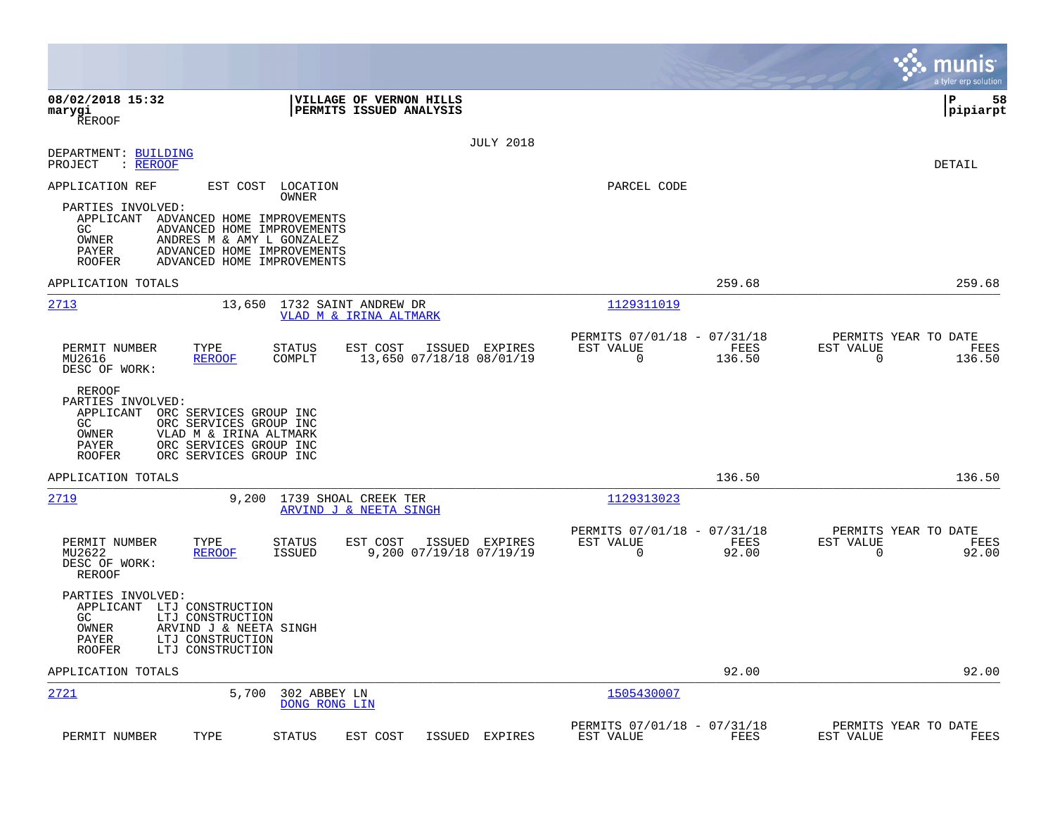08/02/2018 15:32
marygi
REROOF

VILLAGE OF VERNON HILLS
PERMITS ISSUED ANALYSIS

JULY 2018

DEPARTMENT: BUILDING
PROJECT : REROOF

DETAIL

APPLICATION REF | EST COST | LOCATION OWNER | PARCEL CODE

PARTIES INVOLVED:
APPLICANT ADVANCED HOME IMPROVEMENTS
GC ADVANCED HOME IMPROVEMENTS
OWNER ANDRES M & AMY L GONZALEZ
PAYER ADVANCED HOME IMPROVEMENTS
ROOFER ADVANCED HOME IMPROVEMENTS

APPLICATION TOTALS 259.68 259.68

---

**2713** 13,650 1732 SAINT ANDREW DR — VLAD M & IRINA ALTMARK — 1129311019

| PERMIT NUMBER | TYPE | STATUS | EST COST | ISSUED | EXPIRES | PERMITS 07/01/18 - 07/31/18 EST VALUE | FEES | PERMITS YEAR TO DATE EST VALUE | FEES |
|---|---|---|---|---|---|---|---|---|---|
| MU2616 | REROOF | COMPLT | 13,650 | 07/18/18 | 08/01/19 | 0 | 136.50 | 0 | 136.50 |

DESC OF WORK:
REROOF

PARTIES INVOLVED:
APPLICANT ORC SERVICES GROUP INC
GC ORC SERVICES GROUP INC
OWNER VLAD M & IRINA ALTMARK
PAYER ORC SERVICES GROUP INC
ROOFER ORC SERVICES GROUP INC

APPLICATION TOTALS 136.50 136.50

---

**2719** 9,200 1739 SHOAL CREEK TER — ARVIND J & NEETA SINGH — 1129313023

| PERMIT NUMBER | TYPE | STATUS | EST COST | ISSUED | EXPIRES | PERMITS 07/01/18 - 07/31/18 EST VALUE | FEES | PERMITS YEAR TO DATE EST VALUE | FEES |
|---|---|---|---|---|---|---|---|---|---|
| MU2622 | REROOF | ISSUED | 9,200 | 07/19/18 | 07/19/19 | 0 | 92.00 | 0 | 92.00 |

DESC OF WORK:
REROOF

PARTIES INVOLVED:
APPLICANT LTJ CONSTRUCTION
GC LTJ CONSTRUCTION
OWNER ARVIND J & NEETA SINGH
PAYER LTJ CONSTRUCTION
ROOFER LTJ CONSTRUCTION

APPLICATION TOTALS 92.00 92.00

---

**2721** 5,700 302 ABBEY LN — DONG RONG LIN — 1505430007

| PERMIT NUMBER | TYPE | STATUS | EST COST | ISSUED | EXPIRES | PERMITS 07/01/18 - 07/31/18 EST VALUE | FEES | PERMITS YEAR TO DATE EST VALUE | FEES |
|---|---|---|---|---|---|---|---|---|---|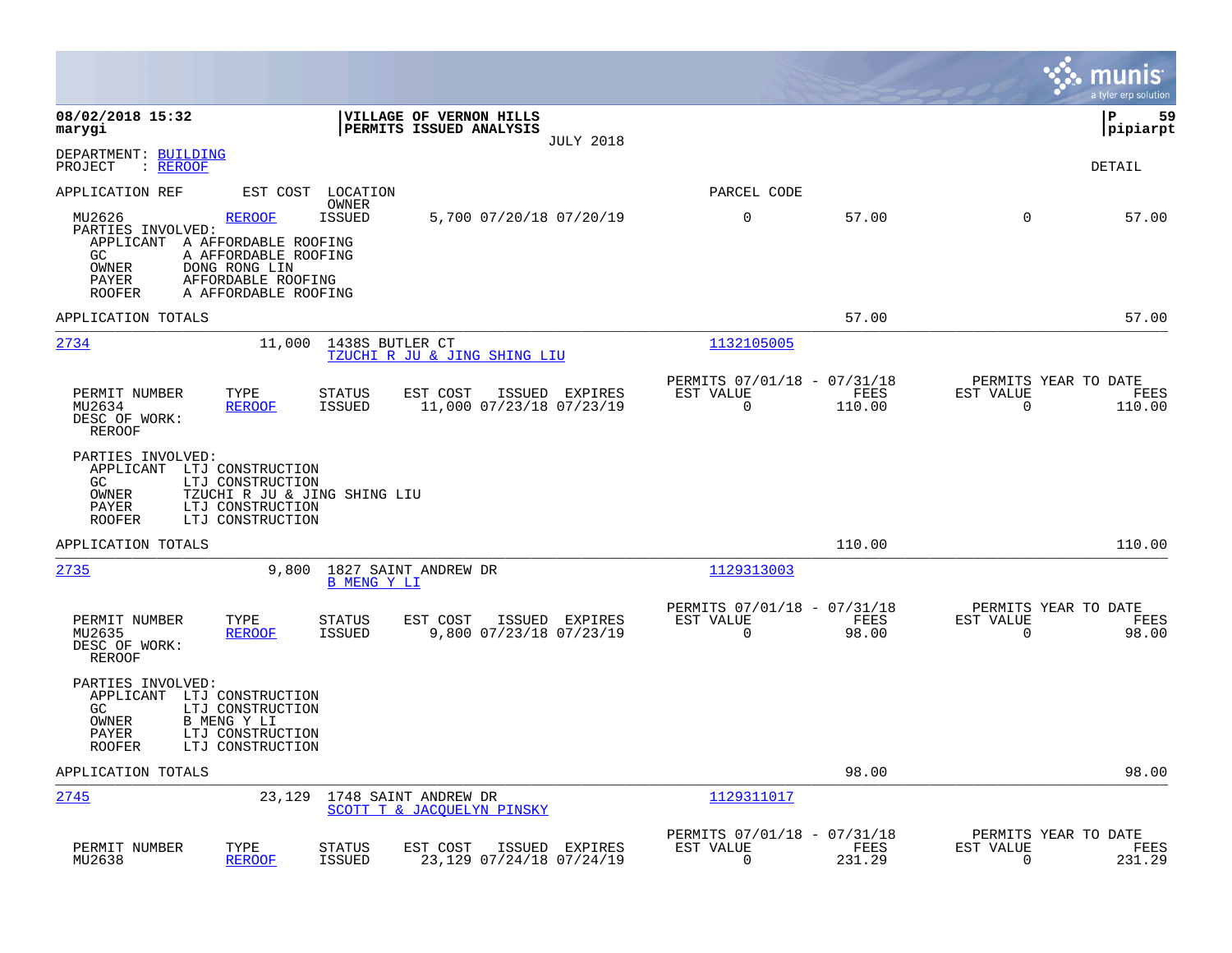08/02/2018 15:32
marygi

VILLAGE OF VERNON HILLS
PERMITS ISSUED ANALYSIS
JULY 2018

P 59
pipiarpt

DEPARTMENT: BUILDING
PROJECT : REROOF

DETAIL

APPLICATION REF    EST COST    LOCATION / OWNER    PARCEL CODE

| | | | | | | | | | |
|---|---|---|---|---|---|---|---|---|---|
| MU2626 | REROOF | ISSUED | 5,700 | 07/20/18 | 07/20/19 | 0 | 57.00 | 0 | 57.00 |

PARTIES INVOLVED:
- APPLICANT A AFFORDABLE ROOFING
- GC A AFFORDABLE ROOFING
- OWNER DONG RONG LIN
- PAYER AFFORDABLE ROOFING
- ROOFER A AFFORDABLE ROOFING

APPLICATION TOTALS 57.00 57.00

---

**2734** 11,000 1438S BUTLER CT — TZUCHI R JU & JING SHING LIU — Parcel 1132105005

| PERMIT NUMBER | TYPE | STATUS | EST COST | ISSUED | EXPIRES | PERMITS 07/01/18 - 07/31/18 EST VALUE | FEES | PERMITS YEAR TO DATE EST VALUE | FEES |
|---|---|---|---|---|---|---|---|---|---|
| MU2634 | REROOF | ISSUED | 11,000 | 07/23/18 | 07/23/19 | 0 | 110.00 | 0 | 110.00 |

DESC OF WORK: REROOF

PARTIES INVOLVED:
- APPLICANT LTJ CONSTRUCTION
- GC LTJ CONSTRUCTION
- OWNER TZUCHI R JU & JING SHING LIU
- PAYER LTJ CONSTRUCTION
- ROOFER LTJ CONSTRUCTION

APPLICATION TOTALS 110.00 110.00

---

**2735** 9,800 1827 SAINT ANDREW DR — B MENG Y LI — Parcel 1129313003

| PERMIT NUMBER | TYPE | STATUS | EST COST | ISSUED | EXPIRES | PERMITS 07/01/18 - 07/31/18 EST VALUE | FEES | PERMITS YEAR TO DATE EST VALUE | FEES |
|---|---|---|---|---|---|---|---|---|---|
| MU2635 | REROOF | ISSUED | 9,800 | 07/23/18 | 07/23/19 | 0 | 98.00 | 0 | 98.00 |

DESC OF WORK: REROOF

PARTIES INVOLVED:
- APPLICANT LTJ CONSTRUCTION
- GC LTJ CONSTRUCTION
- OWNER B MENG Y LI
- PAYER LTJ CONSTRUCTION
- ROOFER LTJ CONSTRUCTION

APPLICATION TOTALS 98.00 98.00

---

**2745** 23,129 1748 SAINT ANDREW DR — SCOTT T & JACQUELYN PINSKY — Parcel 1129311017

| PERMIT NUMBER | TYPE | STATUS | EST COST | ISSUED | EXPIRES | PERMITS 07/01/18 - 07/31/18 EST VALUE | FEES | PERMITS YEAR TO DATE EST VALUE | FEES |
|---|---|---|---|---|---|---|---|---|---|
| MU2638 | REROOF | ISSUED | 23,129 | 07/24/18 | 07/24/19 | 0 | 231.29 | 0 | 231.29 |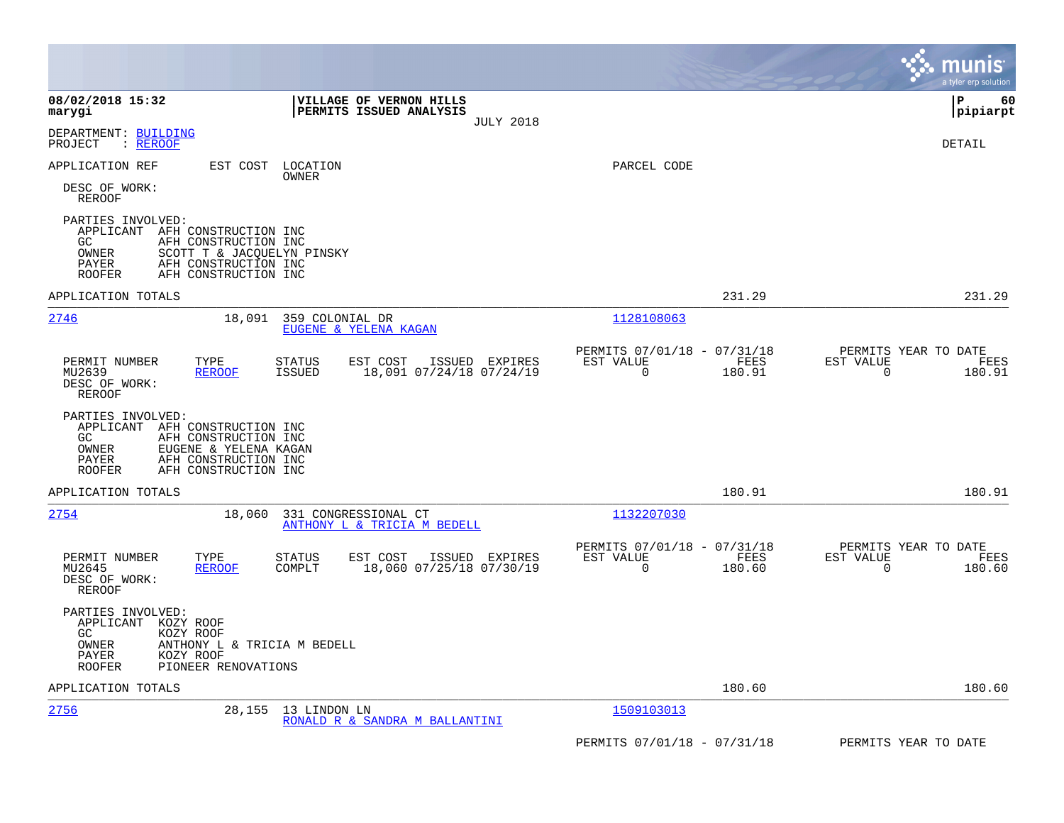**08/02/2018 15:32**
**marygi**

**VILLAGE OF VERNON HILLS**
**PERMITS ISSUED ANALYSIS**
JULY 2018

**P 60**
**pipiarpt**

DEPARTMENT: BUILDING
PROJECT : REROOF

DETAIL

APPLICATION REF | EST COST | LOCATION / OWNER | PARCEL CODE

DESC OF WORK:
REROOF

PARTIES INVOLVED:
APPLICANT AFH CONSTRUCTION INC
GC AFH CONSTRUCTION INC
OWNER SCOTT T & JACQUELYN PINSKY
PAYER AFH CONSTRUCTION INC
ROOFER AFH CONSTRUCTION INC

APPLICATION TOTALS 231.29 231.29

---

**2746** 18,091 359 COLONIAL DR
EUGENE & YELENA KAGAN
1128108063

| PERMIT NUMBER | TYPE | STATUS | EST COST | ISSUED | EXPIRES | PERMITS 07/01/18 - 07/31/18 EST VALUE | FEES | PERMITS YEAR TO DATE EST VALUE | FEES |
|---|---|---|---|---|---|---|---|---|---|
| MU2639 | REROOF | ISSUED | 18,091 | 07/24/18 | 07/24/19 | 0 | 180.91 | 0 | 180.91 |

DESC OF WORK:
REROOF

PARTIES INVOLVED:
APPLICANT AFH CONSTRUCTION INC
GC AFH CONSTRUCTION INC
OWNER EUGENE & YELENA KAGAN
PAYER AFH CONSTRUCTION INC
ROOFER AFH CONSTRUCTION INC

APPLICATION TOTALS 180.91 180.91

---

**2754** 18,060 331 CONGRESSIONAL CT
ANTHONY L & TRICIA M BEDELL
1132207030

| PERMIT NUMBER | TYPE | STATUS | EST COST | ISSUED | EXPIRES | PERMITS 07/01/18 - 07/31/18 EST VALUE | FEES | PERMITS YEAR TO DATE EST VALUE | FEES |
|---|---|---|---|---|---|---|---|---|---|
| MU2645 | REROOF | COMPLT | 18,060 | 07/25/18 | 07/30/19 | 0 | 180.60 | 0 | 180.60 |

DESC OF WORK:
REROOF

PARTIES INVOLVED:
APPLICANT KOZY ROOF
GC KOZY ROOF
OWNER ANTHONY L & TRICIA M BEDELL
PAYER KOZY ROOF
ROOFER PIONEER RENOVATIONS

APPLICATION TOTALS 180.60 180.60

---

**2756** 28,155 13 LINDON LN
RONALD R & SANDRA M BALLANTINI
1509103013

PERMITS 07/01/18 - 07/31/18 PERMITS YEAR TO DATE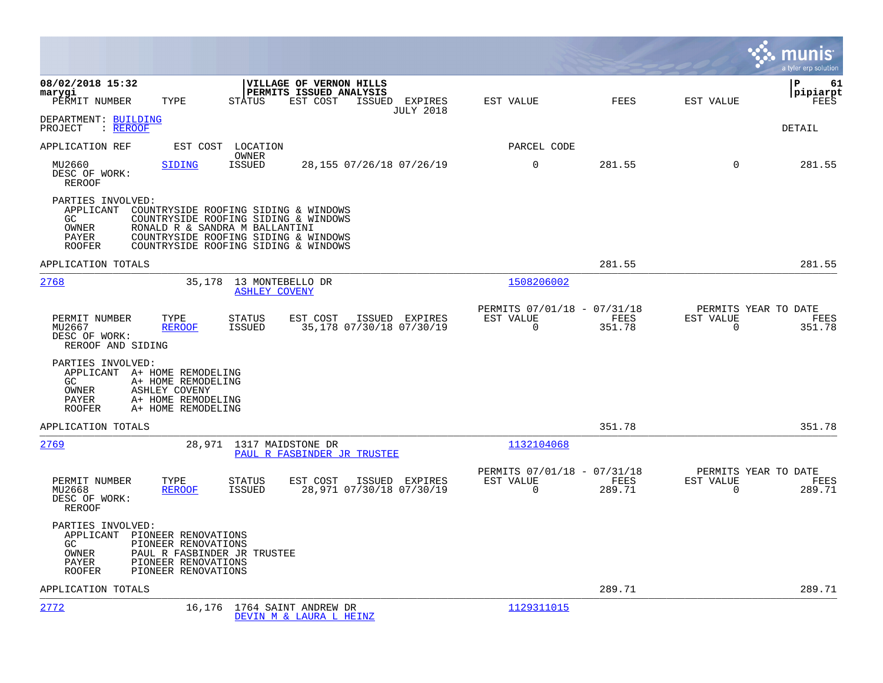08/02/2018 15:32
marygi

VILLAGE OF VERNON HILLS
PERMITS ISSUED ANALYSIS
JULY 2018

P 61
pipiarpt

DEPARTMENT: BUILDING
PROJECT : REROOF

DETAIL

| PERMIT NUMBER | TYPE | STATUS | EST COST | ISSUED | EXPIRES | EST VALUE | FEES | EST VALUE | FEES |
|---|---|---|---|---|---|---|---|---|---|
| MU2660 | SIDING | ISSUED | 28,155 | 07/26/18 | 07/26/19 | 0 | 281.55 | 0 | 281.55 |

DESC OF WORK:
REROOF

PARTIES INVOLVED:
- APPLICANT COUNTRYSIDE ROOFING SIDING & WINDOWS
- GC COUNTRYSIDE ROOFING SIDING & WINDOWS
- OWNER RONALD R & SANDRA M BALLANTINI
- PAYER COUNTRYSIDE ROOFING SIDING & WINDOWS
- ROOFER COUNTRYSIDE ROOFING SIDING & WINDOWS

APPLICATION TOTALS 281.55 281.55

---

**2768** — EST COST 35,178 — 13 MONTEBELLO DR — OWNER: ASHLEY COVENY — PARCEL CODE 1508206002

| PERMIT NUMBER | TYPE | STATUS | EST COST | ISSUED | EXPIRES | PERMITS 07/01/18 - 07/31/18 EST VALUE | FEES | PERMITS YEAR TO DATE EST VALUE | FEES |
|---|---|---|---|---|---|---|---|---|---|
| MU2667 | REROOF | ISSUED | 35,178 | 07/30/18 | 07/30/19 | 0 | 351.78 | 0 | 351.78 |

DESC OF WORK:
REROOF AND SIDING

PARTIES INVOLVED:
- APPLICANT A+ HOME REMODELING
- GC A+ HOME REMODELING
- OWNER ASHLEY COVENY
- PAYER A+ HOME REMODELING
- ROOFER A+ HOME REMODELING

APPLICATION TOTALS 351.78 351.78

---

**2769** — EST COST 28,971 — 1317 MAIDSTONE DR — OWNER: PAUL R FASBINDER JR TRUSTEE — PARCEL CODE 1132104068

| PERMIT NUMBER | TYPE | STATUS | EST COST | ISSUED | EXPIRES | PERMITS 07/01/18 - 07/31/18 EST VALUE | FEES | PERMITS YEAR TO DATE EST VALUE | FEES |
|---|---|---|---|---|---|---|---|---|---|
| MU2668 | REROOF | ISSUED | 28,971 | 07/30/18 | 07/30/19 | 0 | 289.71 | 0 | 289.71 |

DESC OF WORK:
REROOF

PARTIES INVOLVED:
- APPLICANT PIONEER RENOVATIONS
- GC PIONEER RENOVATIONS
- OWNER PAUL R FASBINDER JR TRUSTEE
- PAYER PIONEER RENOVATIONS
- ROOFER PIONEER RENOVATIONS

APPLICATION TOTALS 289.71 289.71

---

**2772** — EST COST 16,176 — 1764 SAINT ANDREW DR — OWNER: DEVIN M & LAURA L HEINZ — PARCEL CODE 1129311015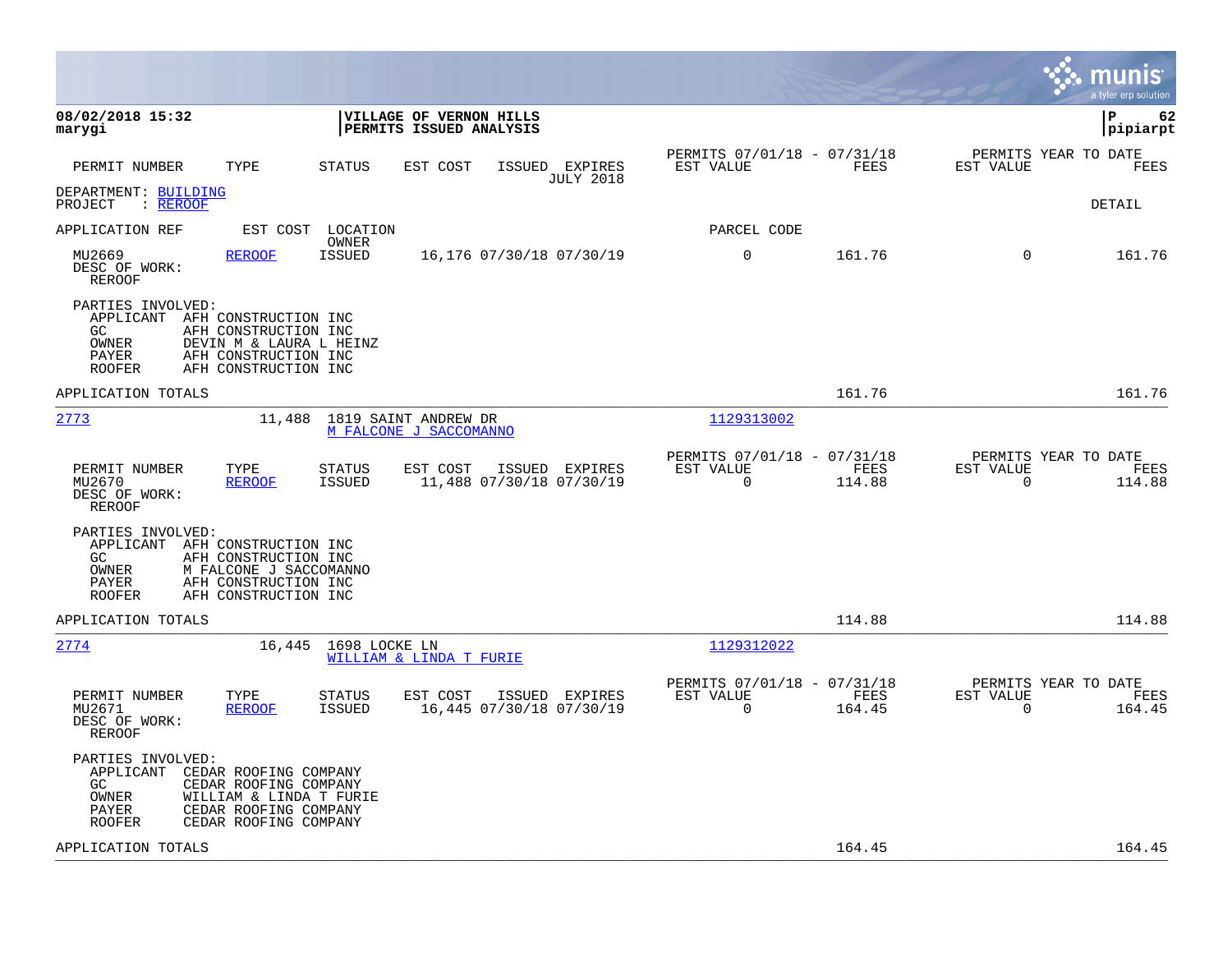**VILLAGE OF VERNON HILLS**
**PERMITS ISSUED ANALYSIS**

08/02/2018 15:32
marygi

P 62
pipiarpt

| PERMIT NUMBER | TYPE | STATUS | EST COST | ISSUED | EXPIRES | PERMITS 07/01/18 - 07/31/18 EST VALUE | FEES | PERMITS YEAR TO DATE EST VALUE | FEES |
|---|---|---|---|---|---|---|---|---|---|
| | | | | | JULY 2018 | | | | |

DEPARTMENT: BUILDING
PROJECT : REROOF

DETAIL

APPLICATION REF | EST COST | LOCATION / OWNER | PARCEL CODE

| PERMIT NUMBER | TYPE | STATUS | EST COST | ISSUED | EXPIRES | EST VALUE | FEES | EST VALUE | FEES |
|---|---|---|---|---|---|---|---|---|---|
| MU2669 | REROOF | ISSUED | 16,176 | 07/30/18 | 07/30/19 | 0 | 161.76 | 0 | 161.76 |

DESC OF WORK:
REROOF

PARTIES INVOLVED:
APPLICANT AFH CONSTRUCTION INC
GC AFH CONSTRUCTION INC
OWNER DEVIN M & LAURA L HEINZ
PAYER AFH CONSTRUCTION INC
ROOFER AFH CONSTRUCTION INC

APPLICATION TOTALS 161.76 161.76

---

2773 11,488 1819 SAINT ANDREW DR
M FALCONE J SACCOMANNO
1129313002

| PERMIT NUMBER | TYPE | STATUS | EST COST | ISSUED | EXPIRES | PERMITS 07/01/18 - 07/31/18 EST VALUE | FEES | PERMITS YEAR TO DATE EST VALUE | FEES |
|---|---|---|---|---|---|---|---|---|---|
| MU2670 | REROOF | ISSUED | 11,488 | 07/30/18 | 07/30/19 | 0 | 114.88 | 0 | 114.88 |

DESC OF WORK:
REROOF

PARTIES INVOLVED:
APPLICANT AFH CONSTRUCTION INC
GC AFH CONSTRUCTION INC
OWNER M FALCONE J SACCOMANNO
PAYER AFH CONSTRUCTION INC
ROOFER AFH CONSTRUCTION INC

APPLICATION TOTALS 114.88 114.88

---

2774 16,445 1698 LOCKE LN
WILLIAM & LINDA T FURIE
1129312022

| PERMIT NUMBER | TYPE | STATUS | EST COST | ISSUED | EXPIRES | PERMITS 07/01/18 - 07/31/18 EST VALUE | FEES | PERMITS YEAR TO DATE EST VALUE | FEES |
|---|---|---|---|---|---|---|---|---|---|
| MU2671 | REROOF | ISSUED | 16,445 | 07/30/18 | 07/30/19 | 0 | 164.45 | 0 | 164.45 |

DESC OF WORK:
REROOF

PARTIES INVOLVED:
APPLICANT CEDAR ROOFING COMPANY
GC CEDAR ROOFING COMPANY
OWNER WILLIAM & LINDA T FURIE
PAYER CEDAR ROOFING COMPANY
ROOFER CEDAR ROOFING COMPANY

APPLICATION TOTALS 164.45 164.45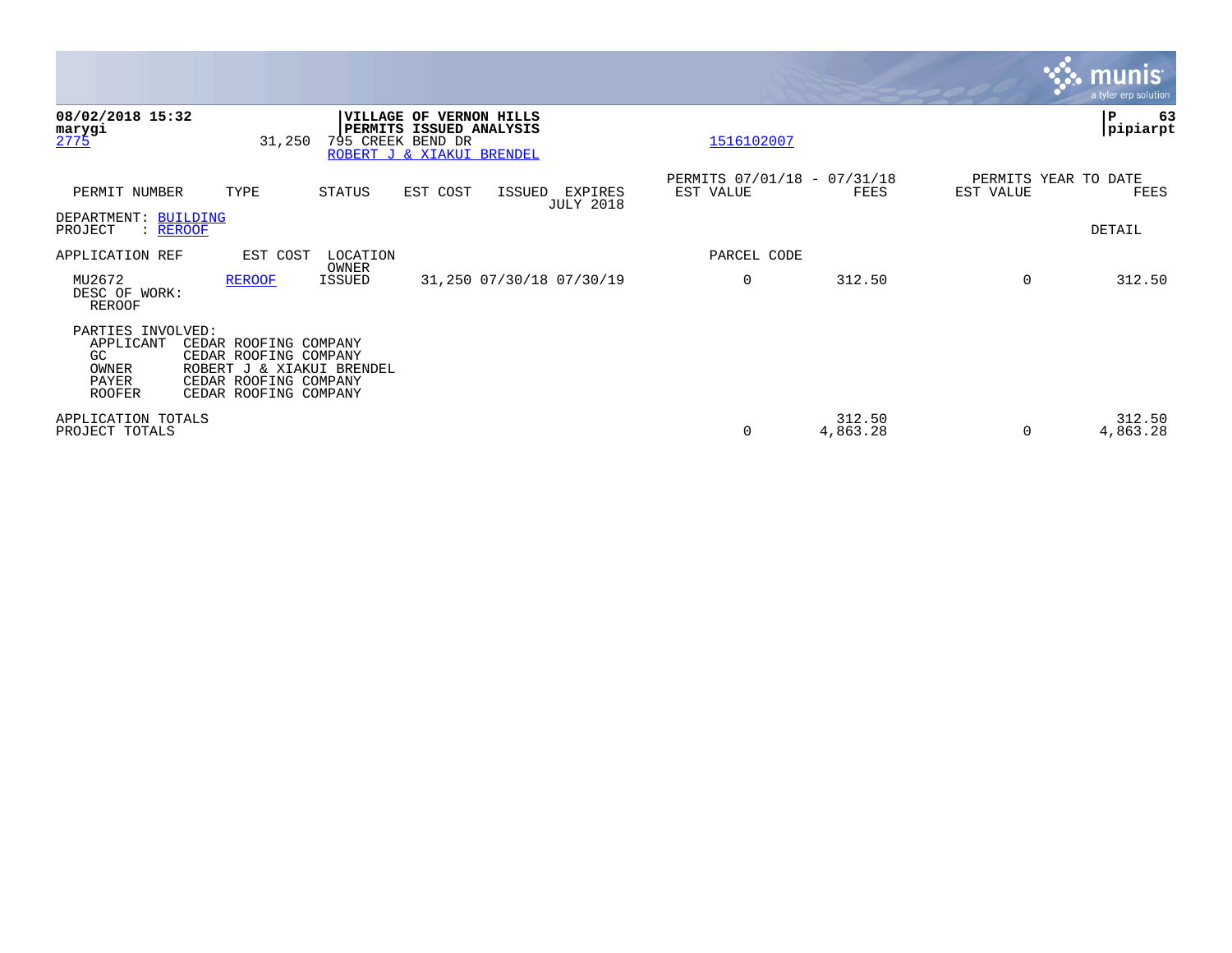**08/02/2018 15:32**
**marygi**
2775 31,250 795 CREEK BEND DR

**VILLAGE OF VERNON HILLS**
**PERMITS ISSUED ANALYSIS**

ROBERT J & XIAKUI BRENDEL

1516102007

**P 63**
**pipiarpt**

| PERMIT NUMBER | TYPE | STATUS | EST COST | ISSUED | EXPIRES JULY 2018 | PERMITS 07/01/18 - 07/31/18 EST VALUE | FEES | PERMITS YEAR TO DATE EST VALUE | FEES |
|---|---|---|---|---|---|---|---|---|---|
| DEPARTMENT: BUILDING | | | | | | | | | |
| PROJECT : REROOF | | | | | | | | | DETAIL |
| APPLICATION REF | EST COST | LOCATION OWNER | | | | PARCEL CODE | | | |
| MU2672 | REROOF | ISSUED | 31,250 | 07/30/18 | 07/30/19 | 0 | 312.50 | 0 | 312.50 |
| DESC OF WORK: REROOF | | | | | | | | | |

PARTIES INVOLVED:
- APPLICANT CEDAR ROOFING COMPANY
- GC CEDAR ROOFING COMPANY
- OWNER ROBERT J & XIAKUI BRENDEL
- PAYER CEDAR ROOFING COMPANY
- ROOFER CEDAR ROOFING COMPANY

| | EST VALUE | FEES | EST VALUE | FEES |
|---|---|---|---|---|
| APPLICATION TOTALS | | 312.50 | | 312.50 |
| PROJECT TOTALS | 0 | 4,863.28 | 0 | 4,863.28 |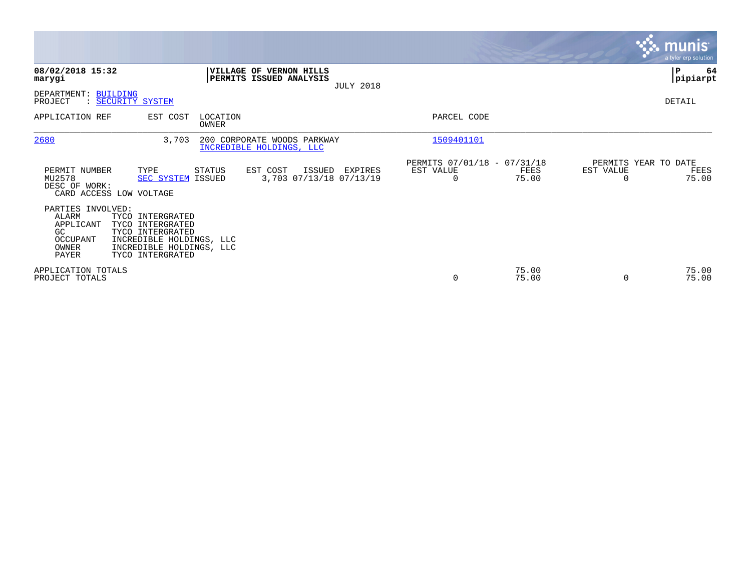**08/02/2018 15:32**
**marygi**

**VILLAGE OF VERNON HILLS**
**PERMITS ISSUED ANALYSIS**
JULY 2018

**pipiarpt**

DEPARTMENT: BUILDING
PROJECT : SECURITY SYSTEM

DETAIL

| APPLICATION REF | EST COST | LOCATION / OWNER | PARCEL CODE |
|---|---|---|---|
| 2680 | 3,703 | 200 CORPORATE WOODS PARKWAY / INCREDIBLE HOLDINGS, LLC | 1509401101 |

| | | | | | | PERMITS 07/01/18 - 07/31/18 | | PERMITS YEAR TO DATE | |
|---|---|---|---|---|---|---|---|---|---|
| PERMIT NUMBER | TYPE | STATUS | EST COST | ISSUED | EXPIRES | EST VALUE | FEES | EST VALUE | FEES |
| MU2578 | SEC SYSTEM | ISSUED | 3,703 | 07/13/18 | 07/13/19 | 0 | 75.00 | 0 | 75.00 |

DESC OF WORK:
CARD ACCESS LOW VOLTAGE

PARTIES INVOLVED:

| | |
|---|---|
| ALARM | TYCO INTERGRATED |
| APPLICANT | TYCO INTERGRATED |
| GC | TYCO INTERGRATED |
| OCCUPANT | INCREDIBLE HOLDINGS, LLC |
| OWNER | INCREDIBLE HOLDINGS, LLC |
| PAYER | TYCO INTERGRATED |

| | EST VALUE | FEES | EST VALUE | FEES |
|---|---|---|---|---|
| APPLICATION TOTALS | | 75.00 | | 75.00 |
| PROJECT TOTALS | 0 | 75.00 | 0 | 75.00 |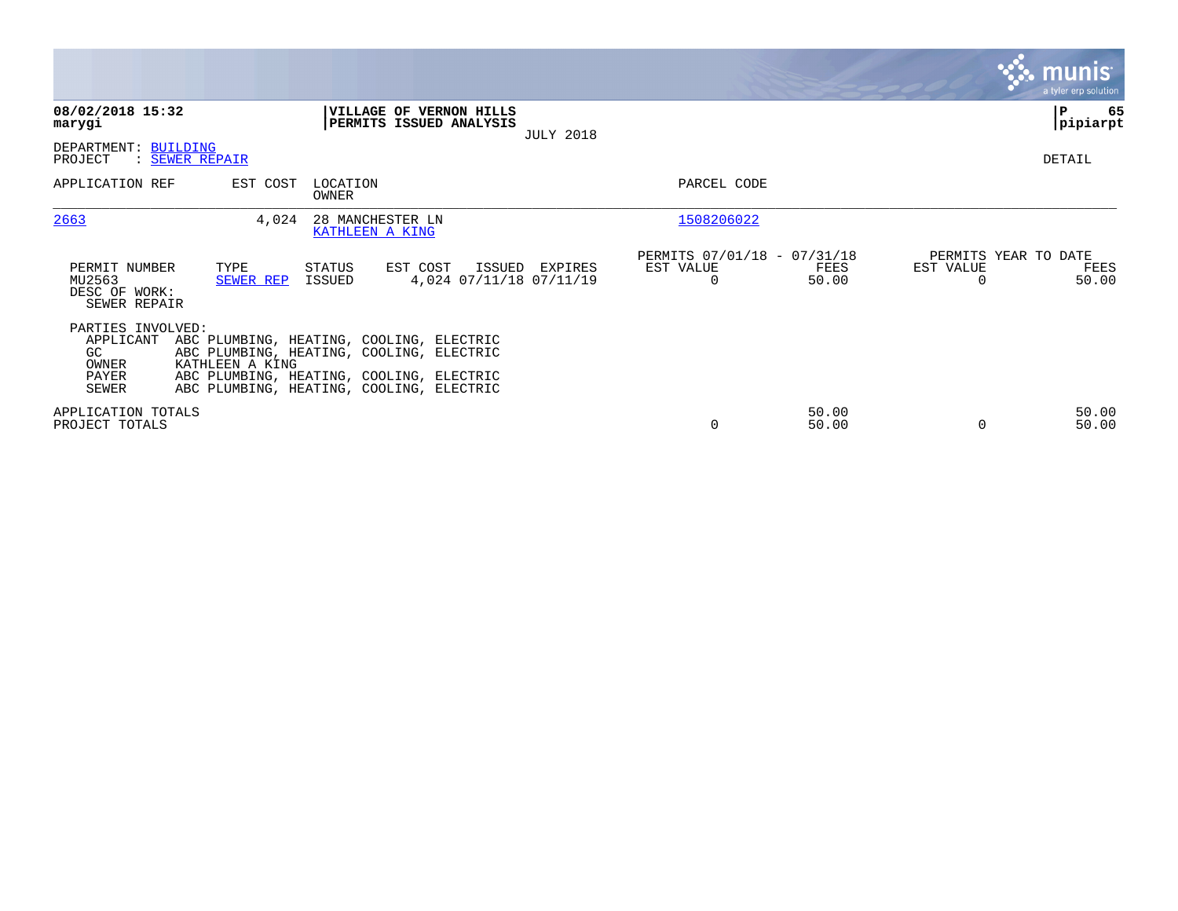**08/02/2018 15:32**
**marygi**

**VILLAGE OF VERNON HILLS**
**PERMITS ISSUED ANALYSIS**
JULY 2018

**P 65**
**pipiarpt**

DEPARTMENT: BUILDING
PROJECT : SEWER REPAIR

DETAIL

| APPLICATION REF | EST COST | LOCATION / OWNER | PARCEL CODE |
|---|---|---|---|
| 2663 | 4,024 | 28 MANCHESTER LN / KATHLEEN A KING | 1508206022 |

| PERMIT NUMBER | TYPE | STATUS | EST COST | ISSUED | EXPIRES | PERMITS 07/01/18 - 07/31/18 EST VALUE | FEES | PERMITS YEAR TO DATE EST VALUE | FEES |
|---|---|---|---|---|---|---|---|---|---|
| MU2563 | SEWER REP | ISSUED | 4,024 | 07/11/18 | 07/11/19 | 0 | 50.00 | 0 | 50.00 |

DESC OF WORK:
SEWER REPAIR

PARTIES INVOLVED:

| | |
|---|---|
| APPLICANT | ABC PLUMBING, HEATING, COOLING, ELECTRIC |
| GC | ABC PLUMBING, HEATING, COOLING, ELECTRIC |
| OWNER | KATHLEEN A KING |
| PAYER | ABC PLUMBING, HEATING, COOLING, ELECTRIC |
| SEWER | ABC PLUMBING, HEATING, COOLING, ELECTRIC |

| | EST VALUE | FEES | EST VALUE | FEES |
|---|---|---|---|---|
| APPLICATION TOTALS | | 50.00 | | 50.00 |
| PROJECT TOTALS | 0 | 50.00 | 0 | 50.00 |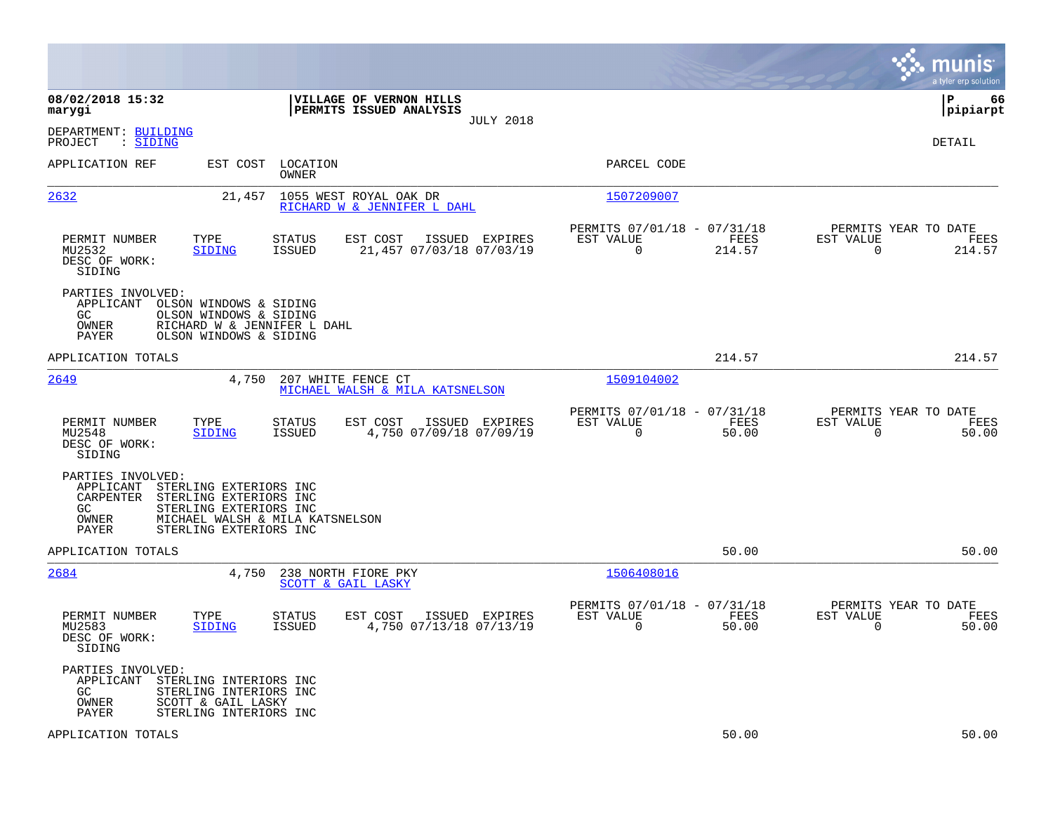08/02/2018 15:32
marygi

**VILLAGE OF VERNON HILLS**
**PERMITS ISSUED ANALYSIS**
JULY 2018

P 66
pipiarpt

DEPARTMENT: BUILDING
PROJECT : SIDING

DETAIL

| APPLICATION REF | EST COST | LOCATION / OWNER | PARCEL CODE |
|---|---|---|---|
| 2632 | 21,457 | 1055 WEST ROYAL OAK DR / RICHARD W & JENNIFER L DAHL | 1507209007 |

| PERMIT NUMBER | TYPE | STATUS | EST COST | ISSUED | EXPIRES | PERMITS 07/01/18 - 07/31/18 EST VALUE | FEES | PERMITS YEAR TO DATE EST VALUE | FEES |
|---|---|---|---|---|---|---|---|---|---|
| MU2532 | SIDING | ISSUED | 21,457 | 07/03/18 | 07/03/19 | 0 | 214.57 | 0 | 214.57 |

DESC OF WORK:
SIDING

PARTIES INVOLVED:
APPLICANT OLSON WINDOWS & SIDING
GC OLSON WINDOWS & SIDING
OWNER RICHARD W & JENNIFER L DAHL
PAYER OLSON WINDOWS & SIDING

APPLICATION TOTALS 214.57 214.57

| APPLICATION REF | EST COST | LOCATION / OWNER | PARCEL CODE |
|---|---|---|---|
| 2649 | 4,750 | 207 WHITE FENCE CT / MICHAEL WALSH & MILA KATSNELSON | 1509104002 |

| PERMIT NUMBER | TYPE | STATUS | EST COST | ISSUED | EXPIRES | PERMITS 07/01/18 - 07/31/18 EST VALUE | FEES | PERMITS YEAR TO DATE EST VALUE | FEES |
|---|---|---|---|---|---|---|---|---|---|
| MU2548 | SIDING | ISSUED | 4,750 | 07/09/18 | 07/09/19 | 0 | 50.00 | 0 | 50.00 |

DESC OF WORK:
SIDING

PARTIES INVOLVED:
APPLICANT STERLING EXTERIORS INC
CARPENTER STERLING EXTERIORS INC
GC STERLING EXTERIORS INC
OWNER MICHAEL WALSH & MILA KATSNELSON
PAYER STERLING EXTERIORS INC

APPLICATION TOTALS 50.00 50.00

| APPLICATION REF | EST COST | LOCATION / OWNER | PARCEL CODE |
|---|---|---|---|
| 2684 | 4,750 | 238 NORTH FIORE PKY / SCOTT & GAIL LASKY | 1506408016 |

| PERMIT NUMBER | TYPE | STATUS | EST COST | ISSUED | EXPIRES | PERMITS 07/01/18 - 07/31/18 EST VALUE | FEES | PERMITS YEAR TO DATE EST VALUE | FEES |
|---|---|---|---|---|---|---|---|---|---|
| MU2583 | SIDING | ISSUED | 4,750 | 07/13/18 | 07/13/19 | 0 | 50.00 | 0 | 50.00 |

DESC OF WORK:
SIDING

PARTIES INVOLVED:
APPLICANT STERLING INTERIORS INC
GC STERLING INTERIORS INC
OWNER SCOTT & GAIL LASKY
PAYER STERLING INTERIORS INC

APPLICATION TOTALS 50.00 50.00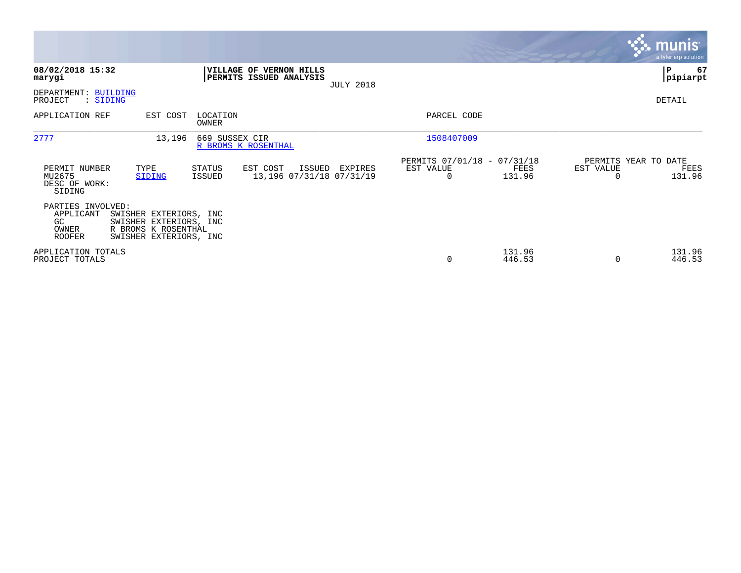08/02/2018 15:32
marygi

**VILLAGE OF VERNON HILLS**
**PERMITS ISSUED ANALYSIS**
JULY 2018

P 67
pipiarpt

DEPARTMENT: BUILDING
PROJECT : SIDING

DETAIL

| APPLICATION REF | EST COST | LOCATION / OWNER | PARCEL CODE |
|---|---|---|---|
| 2777 | 13,196 | 669 SUSSEX CIR / R BROMS K ROSENTHAL | 1508407009 |

| PERMIT NUMBER | TYPE | STATUS | EST COST | ISSUED | EXPIRES | PERMITS 07/01/18 - 07/31/18 EST VALUE | FEES | PERMITS YEAR TO DATE EST VALUE | FEES |
|---|---|---|---|---|---|---|---|---|---|
| MU2675 | SIDING | ISSUED | 13,196 | 07/31/18 | 07/31/19 | 0 | 131.96 | 0 | 131.96 |

DESC OF WORK:
SIDING

PARTIES INVOLVED:
APPLICANT SWISHER EXTERIORS, INC
GC SWISHER EXTERIORS, INC
OWNER R BROMS K ROSENTHAL
ROOFER SWISHER EXTERIORS, INC

| | EST VALUE | FEES | YTD EST VALUE | YTD FEES |
|---|---|---|---|---|
| APPLICATION TOTALS | | 131.96 | | 131.96 |
| PROJECT TOTALS | 0 | 446.53 | 0 | 446.53 |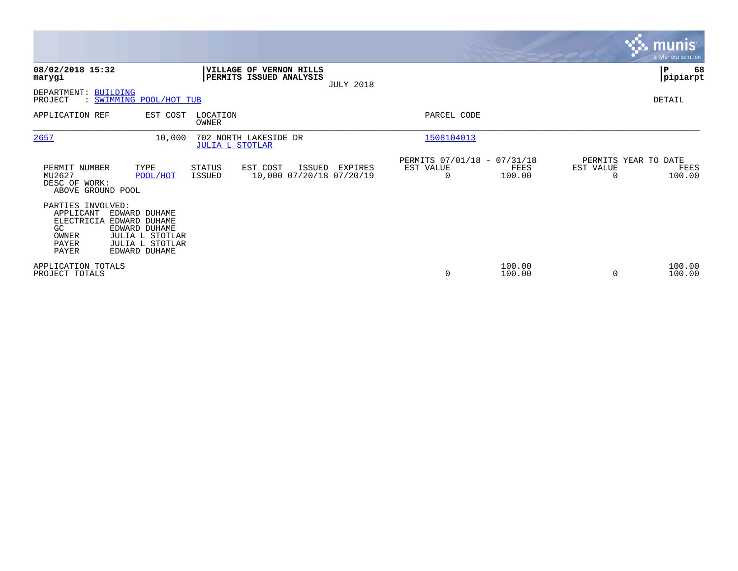**08/02/2018 15:32**
**marygi**

**VILLAGE OF VERNON HILLS**
**PERMITS ISSUED ANALYSIS**
JULY 2018

**pipiarpt**

DEPARTMENT: BUILDING
PROJECT : SWIMMING POOL/HOT TUB

DETAIL

| APPLICATION REF | EST COST | LOCATION / OWNER | PARCEL CODE |
|---|---|---|---|
| 2657 | 10,000 | 702 NORTH LAKESIDE DR / JULIA L STOTLAR | 1508104013 |

| PERMIT NUMBER | TYPE | STATUS | EST COST | ISSUED | EXPIRES | PERMITS 07/01/18 - 07/31/18 EST VALUE | FEES | PERMITS YEAR TO DATE EST VALUE | FEES |
|---|---|---|---|---|---|---|---|---|---|
| MU2627 | POOL/HOT | ISSUED | 10,000 | 07/20/18 | 07/20/19 | 0 | 100.00 | 0 | 100.00 |

DESC OF WORK:
ABOVE GROUND POOL

PARTIES INVOLVED:

| | |
|---|---|
| APPLICANT | EDWARD DUHAME |
| ELECTRICIA | EDWARD DUHAME |
| GC | EDWARD DUHAME |
| OWNER | JULIA L STOTLAR |
| PAYER | JULIA L STOTLAR |
| PAYER | EDWARD DUHAME |

| | EST VALUE | FEES | EST VALUE | FEES |
|---|---|---|---|---|
| APPLICATION TOTALS | | 100.00 | | 100.00 |
| PROJECT TOTALS | 0 | 100.00 | 0 | 100.00 |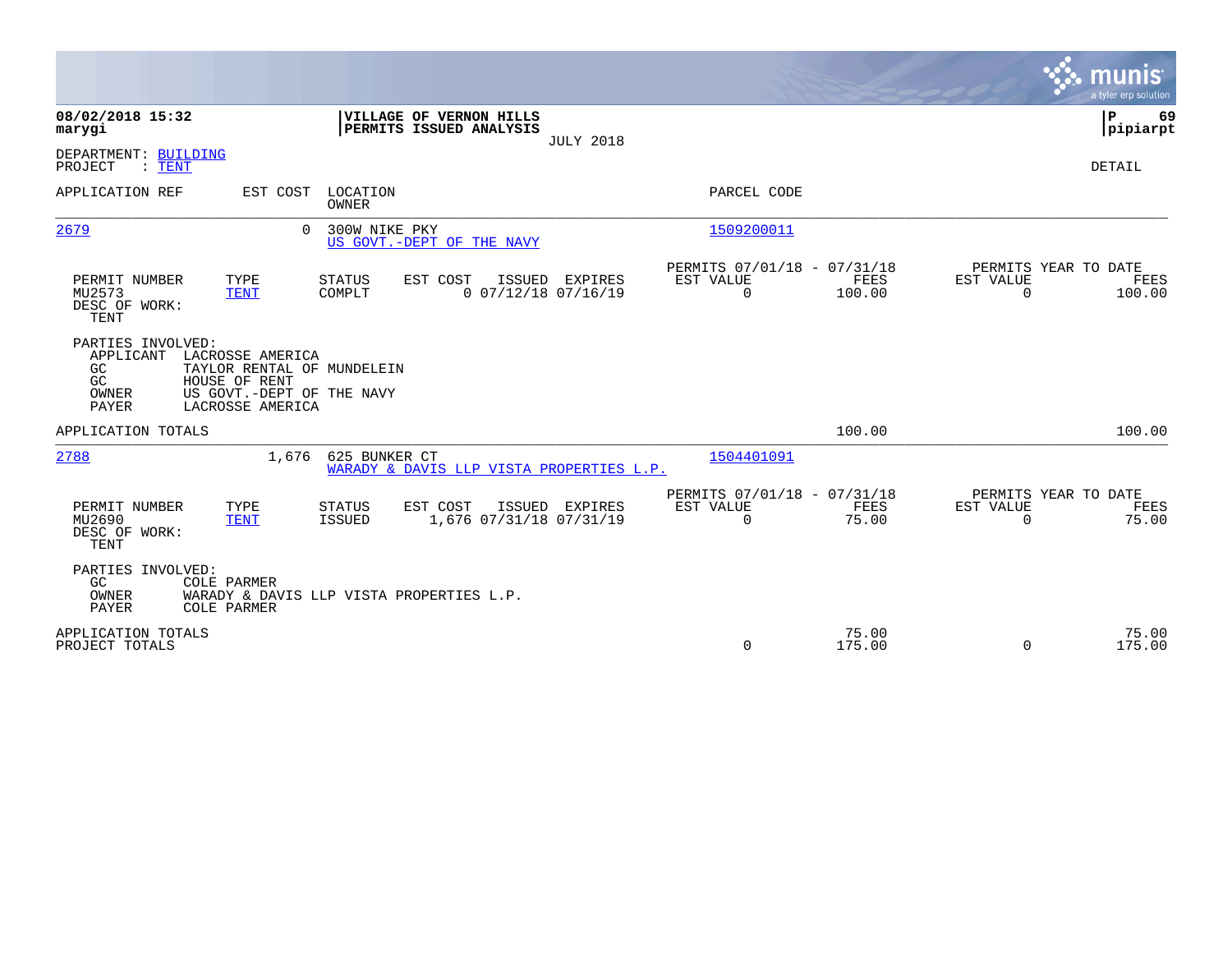**08/02/2018 15:32**
**marygi**

**VILLAGE OF VERNON HILLS**
**PERMITS ISSUED ANALYSIS**
JULY 2018

**P 69**
**pipiarpt**

DEPARTMENT: BUILDING
PROJECT : TENT

DETAIL

| APPLICATION REF | EST COST | LOCATION / OWNER | PARCEL CODE |
|---|---|---|---|
| 2679 | 0 | 300W NIKE PKY / US GOVT.-DEPT OF THE NAVY | 1509200011 |

| PERMIT NUMBER | TYPE | STATUS | EST COST | ISSUED | EXPIRES | PERMITS 07/01/18 - 07/31/18 EST VALUE | FEES | PERMITS YEAR TO DATE EST VALUE | FEES |
|---|---|---|---|---|---|---|---|---|---|
| MU2573 | TENT | COMPLT | 0 | 07/12/18 | 07/16/19 | 0 | 100.00 | 0 | 100.00 |

DESC OF WORK:
TENT

PARTIES INVOLVED:
- APPLICANT LACROSSE AMERICA
- GC TAYLOR RENTAL OF MUNDELEIN
- GC HOUSE OF RENT
- OWNER US GOVT.-DEPT OF THE NAVY
- PAYER LACROSSE AMERICA

APPLICATION TOTALS 100.00 100.00

| APPLICATION REF | EST COST | LOCATION / OWNER | PARCEL CODE |
|---|---|---|---|
| 2788 | 1,676 | 625 BUNKER CT / WARADY & DAVIS LLP VISTA PROPERTIES L.P. | 1504401091 |

| PERMIT NUMBER | TYPE | STATUS | EST COST | ISSUED | EXPIRES | PERMITS 07/01/18 - 07/31/18 EST VALUE | FEES | PERMITS YEAR TO DATE EST VALUE | FEES |
|---|---|---|---|---|---|---|---|---|---|
| MU2690 | TENT | ISSUED | 1,676 | 07/31/18 | 07/31/19 | 0 | 75.00 | 0 | 75.00 |

DESC OF WORK:
TENT

PARTIES INVOLVED:
- GC COLE PARMER
- OWNER WARADY & DAVIS LLP VISTA PROPERTIES L.P.
- PAYER COLE PARMER

| | EST VALUE | FEES | YTD EST VALUE | YTD FEES |
|---|---|---|---|---|
| APPLICATION TOTALS | | 75.00 | | 75.00 |
| PROJECT TOTALS | 0 | 175.00 | 0 | 175.00 |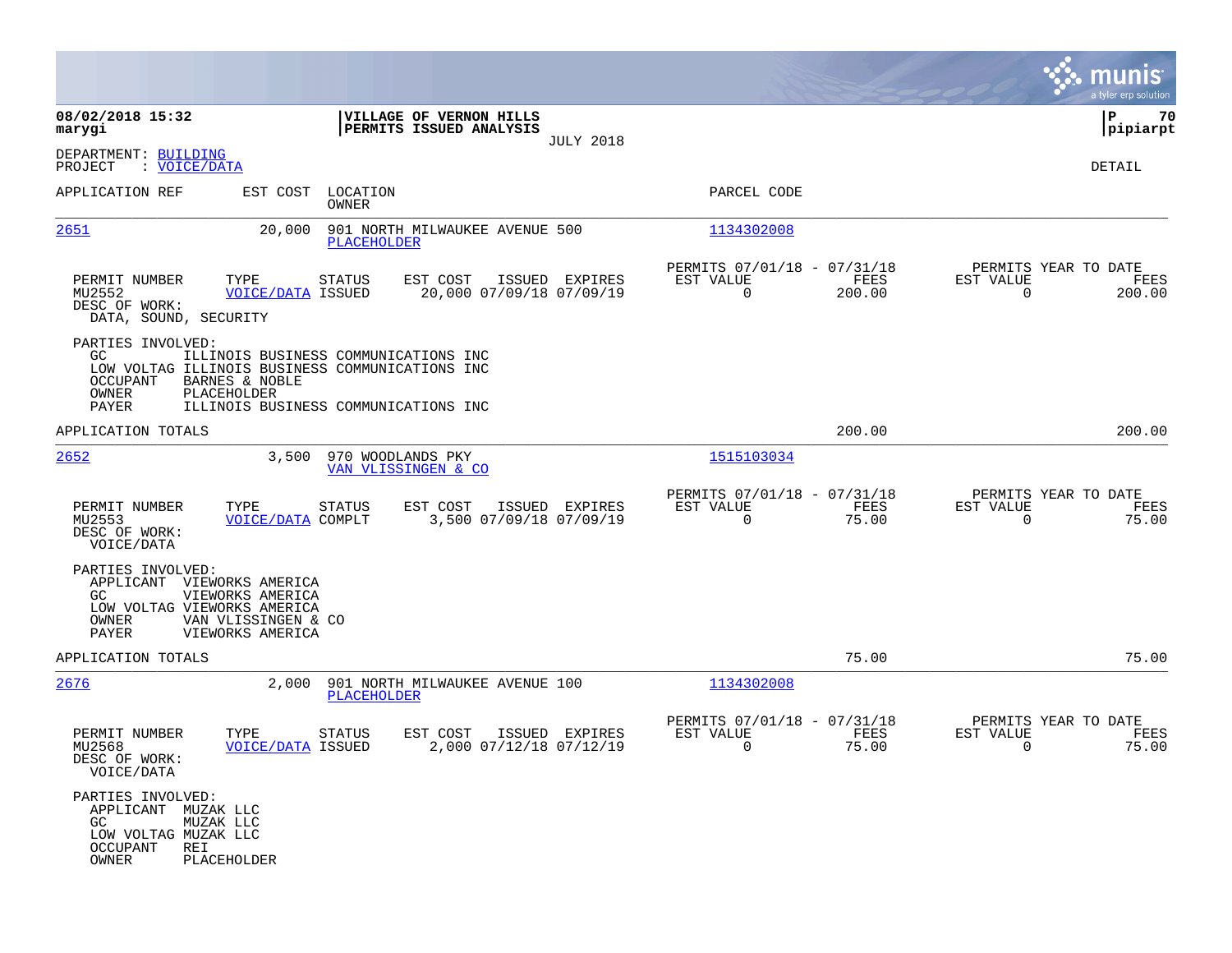**08/02/2018 15:32**
**marygi**

**VILLAGE OF VERNON HILLS**
**PERMITS ISSUED ANALYSIS**
JULY 2018

**P 70**
**pipiarpt**

DEPARTMENT: BUILDING
PROJECT : VOICE/DATA

DETAIL

| APPLICATION REF | EST COST | LOCATION / OWNER | PARCEL CODE |
|---|---|---|---|
| 2651 | 20,000 | 901 NORTH MILWAUKEE AVENUE 500 / PLACEHOLDER | 1134302008 |

| PERMIT NUMBER | TYPE | STATUS | EST COST | ISSUED | EXPIRES | PERMITS 07/01/18 - 07/31/18 EST VALUE | FEES | PERMITS YEAR TO DATE EST VALUE | FEES |
|---|---|---|---|---|---|---|---|---|---|
| MU2552 | VOICE/DATA | ISSUED | 20,000 | 07/09/18 | 07/09/19 | 0 | 200.00 | 0 | 200.00 |

DESC OF WORK:
DATA, SOUND, SECURITY

PARTIES INVOLVED:
GC ILLINOIS BUSINESS COMMUNICATIONS INC
LOW VOLTAG ILLINOIS BUSINESS COMMUNICATIONS INC
OCCUPANT BARNES & NOBLE
OWNER PLACEHOLDER
PAYER ILLINOIS BUSINESS COMMUNICATIONS INC

APPLICATION TOTALS 200.00 200.00

| APPLICATION REF | EST COST | LOCATION / OWNER | PARCEL CODE |
|---|---|---|---|
| 2652 | 3,500 | 970 WOODLANDS PKY / VAN VLISSINGEN & CO | 1515103034 |

| PERMIT NUMBER | TYPE | STATUS | EST COST | ISSUED | EXPIRES | PERMITS 07/01/18 - 07/31/18 EST VALUE | FEES | PERMITS YEAR TO DATE EST VALUE | FEES |
|---|---|---|---|---|---|---|---|---|---|
| MU2553 | VOICE/DATA | COMPLT | 3,500 | 07/09/18 | 07/09/19 | 0 | 75.00 | 0 | 75.00 |

DESC OF WORK:
VOICE/DATA

PARTIES INVOLVED:
APPLICANT VIEWORKS AMERICA
GC VIEWORKS AMERICA
LOW VOLTAG VIEWORKS AMERICA
OWNER VAN VLISSINGEN & CO
PAYER VIEWORKS AMERICA

APPLICATION TOTALS 75.00 75.00

| APPLICATION REF | EST COST | LOCATION / OWNER | PARCEL CODE |
|---|---|---|---|
| 2676 | 2,000 | 901 NORTH MILWAUKEE AVENUE 100 / PLACEHOLDER | 1134302008 |

| PERMIT NUMBER | TYPE | STATUS | EST COST | ISSUED | EXPIRES | PERMITS 07/01/18 - 07/31/18 EST VALUE | FEES | PERMITS YEAR TO DATE EST VALUE | FEES |
|---|---|---|---|---|---|---|---|---|---|
| MU2568 | VOICE/DATA | ISSUED | 2,000 | 07/12/18 | 07/12/19 | 0 | 75.00 | 0 | 75.00 |

DESC OF WORK:
VOICE/DATA

PARTIES INVOLVED:
APPLICANT MUZAK LLC
GC MUZAK LLC
LOW VOLTAG MUZAK LLC
OCCUPANT REI
OWNER PLACEHOLDER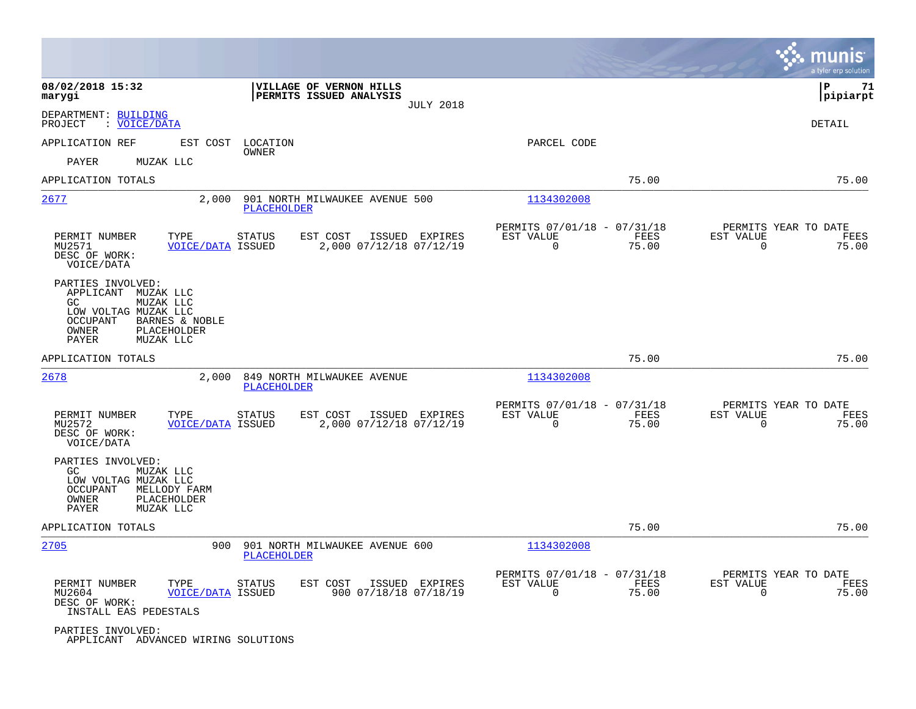**08/02/2018 15:32** | **VILLAGE OF VERNON HILLS** | **P 71**
**marygi** | **PERMITS ISSUED ANALYSIS** | **pipiarpt**

JULY 2018

DEPARTMENT: BUILDING
PROJECT : VOICE/DATA

DETAIL

APPLICATION REF | EST COST | LOCATION / OWNER | PARCEL CODE

PAYER MUZAK LLC

APPLICATION TOTALS 75.00 75.00

---

**2677** | 2,000 | 901 NORTH MILWAUKEE AVENUE 500 / PLACEHOLDER | 1134302008

| PERMIT NUMBER | TYPE | STATUS | EST COST | ISSUED | EXPIRES | PERMITS 07/01/18 - 07/31/18 EST VALUE | FEES | PERMITS YEAR TO DATE EST VALUE | FEES |
|---|---|---|---|---|---|---|---|---|---|
| MU2571 | VOICE/DATA | ISSUED | 2,000 | 07/12/18 | 07/12/19 | 0 | 75.00 | 0 | 75.00 |

DESC OF WORK:
VOICE/DATA

PARTIES INVOLVED:
- APPLICANT MUZAK LLC
- GC MUZAK LLC
- LOW VOLTAG MUZAK LLC
- OCCUPANT BARNES & NOBLE
- OWNER PLACEHOLDER
- PAYER MUZAK LLC

APPLICATION TOTALS 75.00 75.00

---

**2678** | 2,000 | 849 NORTH MILWAUKEE AVENUE / PLACEHOLDER | 1134302008

| PERMIT NUMBER | TYPE | STATUS | EST COST | ISSUED | EXPIRES | PERMITS 07/01/18 - 07/31/18 EST VALUE | FEES | PERMITS YEAR TO DATE EST VALUE | FEES |
|---|---|---|---|---|---|---|---|---|---|
| MU2572 | VOICE/DATA | ISSUED | 2,000 | 07/12/18 | 07/12/19 | 0 | 75.00 | 0 | 75.00 |

DESC OF WORK:
VOICE/DATA

PARTIES INVOLVED:
- GC MUZAK LLC
- LOW VOLTAG MUZAK LLC
- OCCUPANT MELLODY FARM
- OWNER PLACEHOLDER
- PAYER MUZAK LLC

APPLICATION TOTALS 75.00 75.00

---

**2705** | 900 | 901 NORTH MILWAUKEE AVENUE 600 / PLACEHOLDER | 1134302008

| PERMIT NUMBER | TYPE | STATUS | EST COST | ISSUED | EXPIRES | PERMITS 07/01/18 - 07/31/18 EST VALUE | FEES | PERMITS YEAR TO DATE EST VALUE | FEES |
|---|---|---|---|---|---|---|---|---|---|
| MU2604 | VOICE/DATA | ISSUED | 900 | 07/18/18 | 07/18/19 | 0 | 75.00 | 0 | 75.00 |

DESC OF WORK:
INSTALL EAS PEDESTALS

PARTIES INVOLVED:
- APPLICANT ADVANCED WIRING SOLUTIONS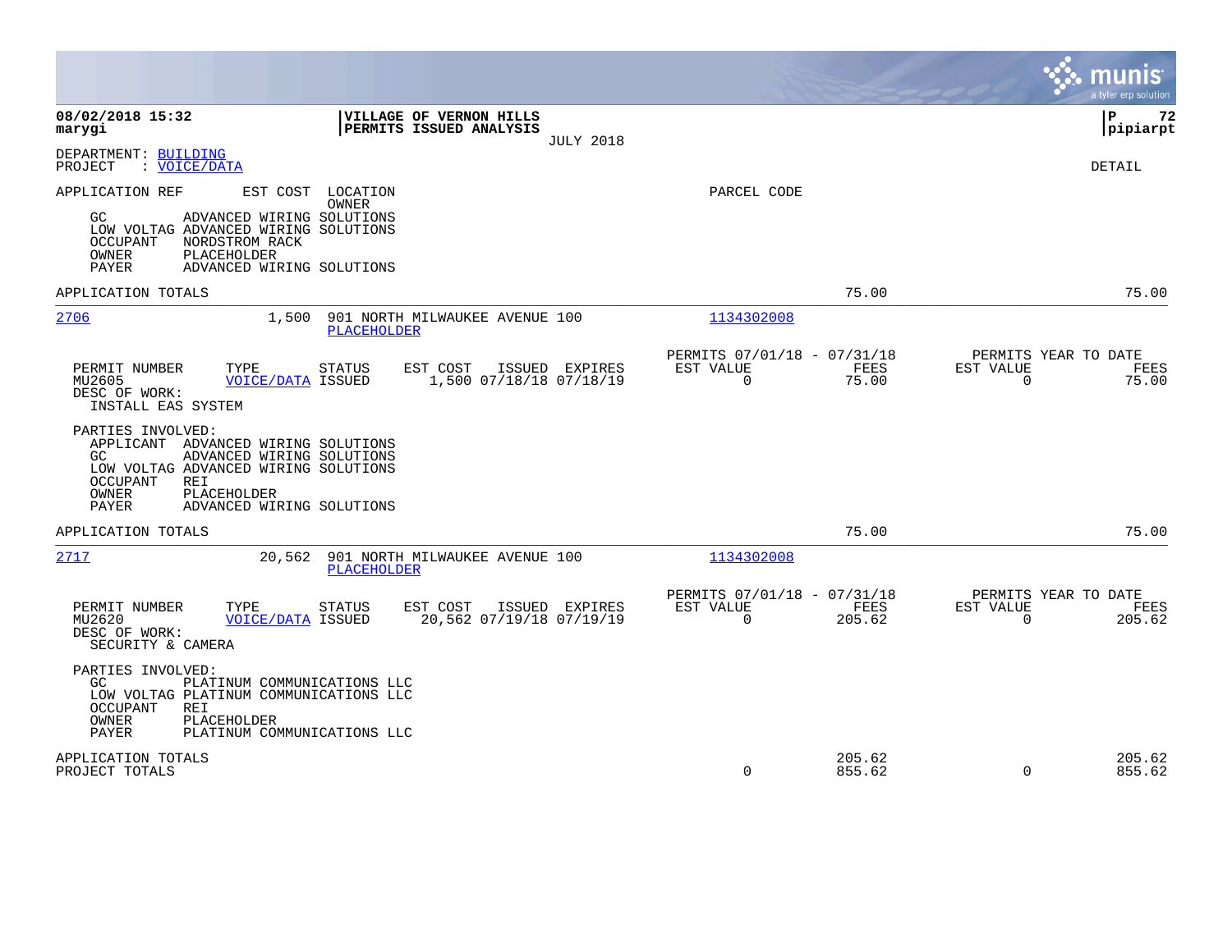**08/02/2018 15:32**
**marygi**

**VILLAGE OF VERNON HILLS**
**PERMITS ISSUED ANALYSIS**
JULY 2018

**P 72**
**pipiarpt**

DEPARTMENT: BUILDING
PROJECT : VOICE/DATA

DETAIL

APPLICATION REF    EST COST    LOCATION
OWNER
PARCEL CODE

GC ADVANCED WIRING SOLUTIONS
LOW VOLTAG ADVANCED WIRING SOLUTIONS
OCCUPANT NORDSTROM RACK
OWNER PLACEHOLDER
PAYER ADVANCED WIRING SOLUTIONS

| | | | | |
|---|---|---|---|---|
| APPLICATION TOTALS | | 75.00 | | 75.00 |

---

2706    1,500    901 NORTH MILWAUKEE AVENUE 100    1134302008
PLACEHOLDER

| PERMIT NUMBER | TYPE | STATUS | EST COST | ISSUED | EXPIRES | PERMITS 07/01/18 - 07/31/18 EST VALUE | FEES | PERMITS YEAR TO DATE EST VALUE | FEES |
|---|---|---|---|---|---|---|---|---|---|
| MU2605 | VOICE/DATA | ISSUED | 1,500 | 07/18/18 | 07/18/19 | 0 | 75.00 | 0 | 75.00 |

DESC OF WORK:
INSTALL EAS SYSTEM

PARTIES INVOLVED:
APPLICANT ADVANCED WIRING SOLUTIONS
GC ADVANCED WIRING SOLUTIONS
LOW VOLTAG ADVANCED WIRING SOLUTIONS
OCCUPANT REI
OWNER PLACEHOLDER
PAYER ADVANCED WIRING SOLUTIONS

| | | | | |
|---|---|---|---|---|
| APPLICATION TOTALS | | 75.00 | | 75.00 |

---

2717    20,562    901 NORTH MILWAUKEE AVENUE 100    1134302008
PLACEHOLDER

| PERMIT NUMBER | TYPE | STATUS | EST COST | ISSUED | EXPIRES | PERMITS 07/01/18 - 07/31/18 EST VALUE | FEES | PERMITS YEAR TO DATE EST VALUE | FEES |
|---|---|---|---|---|---|---|---|---|---|
| MU2620 | VOICE/DATA | ISSUED | 20,562 | 07/19/18 | 07/19/19 | 0 | 205.62 | 0 | 205.62 |

DESC OF WORK:
SECURITY & CAMERA

PARTIES INVOLVED:
GC PLATINUM COMMUNICATIONS LLC
LOW VOLTAG PLATINUM COMMUNICATIONS LLC
OCCUPANT REI
OWNER PLACEHOLDER
PAYER PLATINUM COMMUNICATIONS LLC

| | EST VALUE | FEES | EST VALUE | FEES |
|---|---|---|---|---|
| APPLICATION TOTALS | | 205.62 | | 205.62 |
| PROJECT TOTALS | 0 | 855.62 | 0 | 855.62 |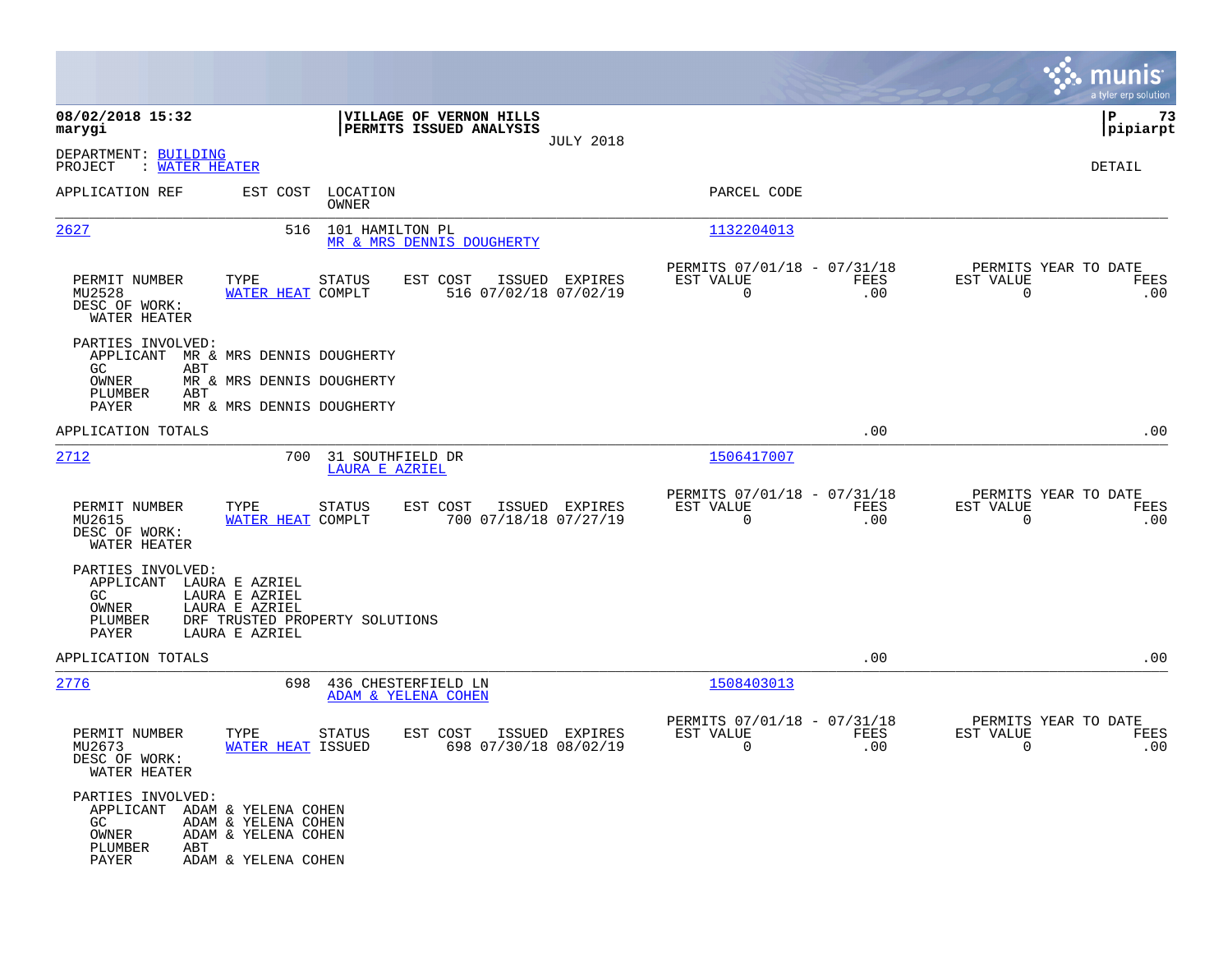08/02/2018 15:32
marygi

**VILLAGE OF VERNON HILLS**
**PERMITS ISSUED ANALYSIS**
JULY 2018

P 73
pipiarpt

DEPARTMENT: BUILDING
PROJECT : WATER HEATER

DETAIL

| APPLICATION REF | EST COST | LOCATION / OWNER | PARCEL CODE |
|---|---|---|---|
| 2627 | 516 | 101 HAMILTON PL / MR & MRS DENNIS DOUGHERTY | 1132204013 |

| PERMIT NUMBER | TYPE | STATUS | EST COST | ISSUED | EXPIRES | PERMITS 07/01/18 - 07/31/18 EST VALUE | FEES | PERMITS YEAR TO DATE EST VALUE | FEES |
|---|---|---|---|---|---|---|---|---|---|
| MU2528 | WATER HEAT | COMPLT | 516 | 07/02/18 | 07/02/19 | 0 | .00 | 0 | .00 |

DESC OF WORK:
WATER HEATER

PARTIES INVOLVED:
- APPLICANT MR & MRS DENNIS DOUGHERTY
- GC ABT
- OWNER MR & MRS DENNIS DOUGHERTY
- PLUMBER ABT
- PAYER MR & MRS DENNIS DOUGHERTY

APPLICATION TOTALS .00 .00

| APPLICATION REF | EST COST | LOCATION / OWNER | PARCEL CODE |
|---|---|---|---|
| 2712 | 700 | 31 SOUTHFIELD DR / LAURA E AZRIEL | 1506417007 |

| PERMIT NUMBER | TYPE | STATUS | EST COST | ISSUED | EXPIRES | PERMITS 07/01/18 - 07/31/18 EST VALUE | FEES | PERMITS YEAR TO DATE EST VALUE | FEES |
|---|---|---|---|---|---|---|---|---|---|
| MU2615 | WATER HEAT | COMPLT | 700 | 07/18/18 | 07/27/19 | 0 | .00 | 0 | .00 |

DESC OF WORK:
WATER HEATER

PARTIES INVOLVED:
- APPLICANT LAURA E AZRIEL
- GC LAURA E AZRIEL
- OWNER LAURA E AZRIEL
- PLUMBER DRF TRUSTED PROPERTY SOLUTIONS
- PAYER LAURA E AZRIEL

APPLICATION TOTALS .00 .00

| APPLICATION REF | EST COST | LOCATION / OWNER | PARCEL CODE |
|---|---|---|---|
| 2776 | 698 | 436 CHESTERFIELD LN / ADAM & YELENA COHEN | 1508403013 |

| PERMIT NUMBER | TYPE | STATUS | EST COST | ISSUED | EXPIRES | PERMITS 07/01/18 - 07/31/18 EST VALUE | FEES | PERMITS YEAR TO DATE EST VALUE | FEES |
|---|---|---|---|---|---|---|---|---|---|
| MU2673 | WATER HEAT | ISSUED | 698 | 07/30/18 | 08/02/19 | 0 | .00 | 0 | .00 |

DESC OF WORK:
WATER HEATER

PARTIES INVOLVED:
- APPLICANT ADAM & YELENA COHEN
- GC ADAM & YELENA COHEN
- OWNER ADAM & YELENA COHEN
- PLUMBER ABT
- PAYER ADAM & YELENA COHEN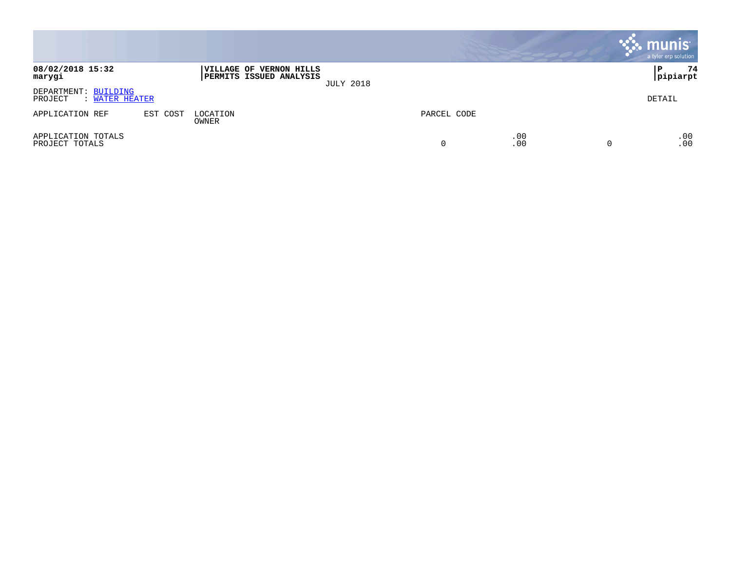**08/02/2018 15:32**
**marygi**

**VILLAGE OF VERNON HILLS**
**PERMITS ISSUED ANALYSIS**
JULY 2018

**P 74**
**pipiarpt**

DEPARTMENT: BUILDING
PROJECT : WATER HEATER

DETAIL

| APPLICATION REF | EST COST | LOCATION<br>OWNER | PARCEL CODE | | | |
|---|---|---|---|---|---|---|
| APPLICATION TOTALS | | | | .00 | | .00 |
| PROJECT TOTALS | | | 0 | .00 | 0 | .00 |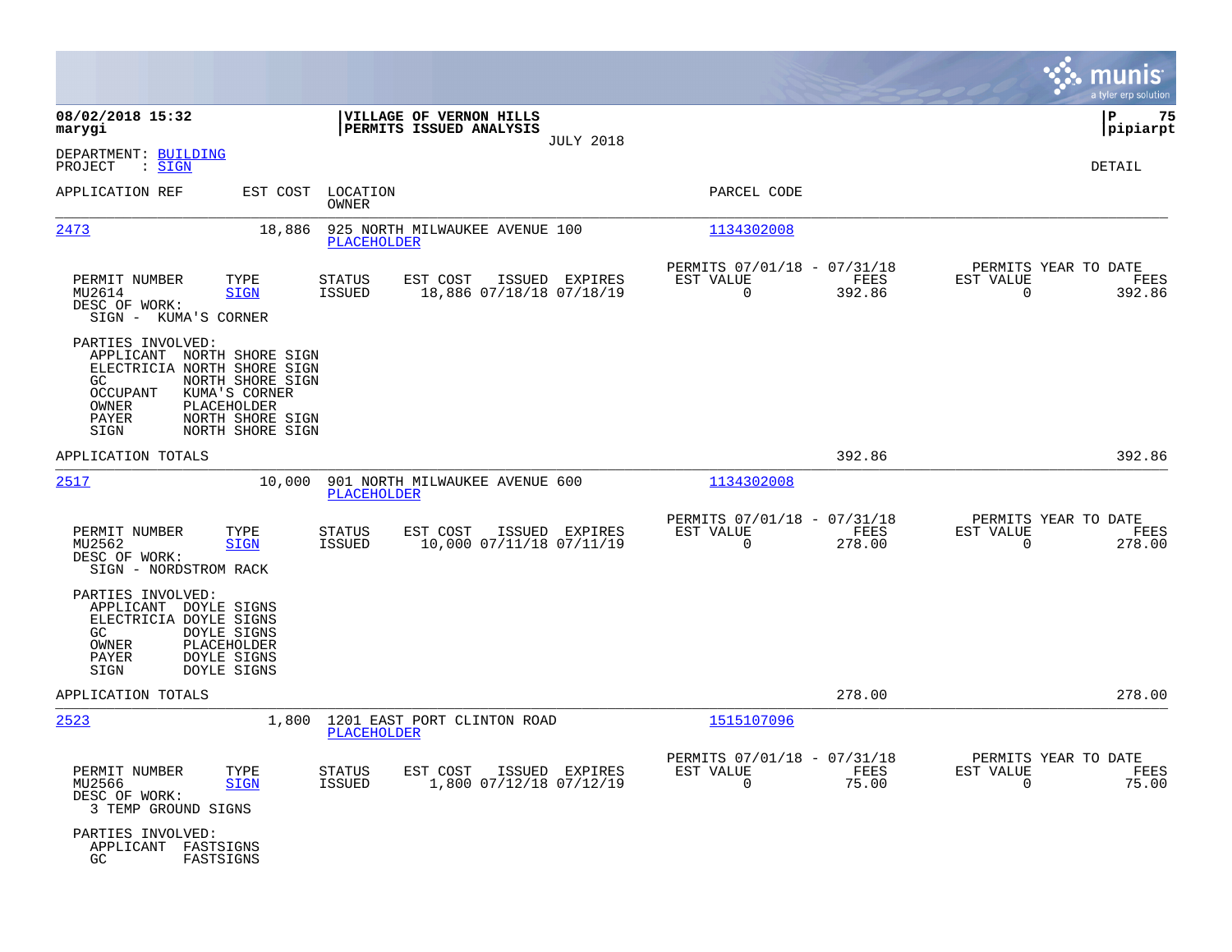**08/02/2018 15:32**
**marygi**

**VILLAGE OF VERNON HILLS**
**PERMITS ISSUED ANALYSIS**
JULY 2018

**P 75**
**pipiarpt**

DEPARTMENT: BUILDING
PROJECT : SIGN

DETAIL

| APPLICATION REF | EST COST | LOCATION / OWNER | PARCEL CODE |
|---|---|---|---|
| 2473 | 18,886 | 925 NORTH MILWAUKEE AVENUE 100 / PLACEHOLDER | 1134302008 |

| PERMIT NUMBER | TYPE | STATUS | EST COST | ISSUED | EXPIRES | PERMITS 07/01/18 - 07/31/18 EST VALUE | FEES | PERMITS YEAR TO DATE EST VALUE | FEES |
|---|---|---|---|---|---|---|---|---|---|
| MU2614 | SIGN | ISSUED | 18,886 | 07/18/18 | 07/18/19 | 0 | 392.86 | 0 | 392.86 |

DESC OF WORK:
SIGN - KUMA'S CORNER

PARTIES INVOLVED:
APPLICANT NORTH SHORE SIGN
ELECTRICIA NORTH SHORE SIGN
GC NORTH SHORE SIGN
OCCUPANT KUMA'S CORNER
OWNER PLACEHOLDER
PAYER NORTH SHORE SIGN
SIGN NORTH SHORE SIGN

APPLICATION TOTALS 392.86 392.86

| APPLICATION REF | EST COST | LOCATION / OWNER | PARCEL CODE |
|---|---|---|---|
| 2517 | 10,000 | 901 NORTH MILWAUKEE AVENUE 600 / PLACEHOLDER | 1134302008 |

| PERMIT NUMBER | TYPE | STATUS | EST COST | ISSUED | EXPIRES | PERMITS 07/01/18 - 07/31/18 EST VALUE | FEES | PERMITS YEAR TO DATE EST VALUE | FEES |
|---|---|---|---|---|---|---|---|---|---|
| MU2562 | SIGN | ISSUED | 10,000 | 07/11/18 | 07/11/19 | 0 | 278.00 | 0 | 278.00 |

DESC OF WORK:
SIGN - NORDSTROM RACK

PARTIES INVOLVED:
APPLICANT DOYLE SIGNS
ELECTRICIA DOYLE SIGNS
GC DOYLE SIGNS
OWNER PLACEHOLDER
PAYER DOYLE SIGNS
SIGN DOYLE SIGNS

APPLICATION TOTALS 278.00 278.00

| APPLICATION REF | EST COST | LOCATION / OWNER | PARCEL CODE |
|---|---|---|---|
| 2523 | 1,800 | 1201 EAST PORT CLINTON ROAD / PLACEHOLDER | 1515107096 |

| PERMIT NUMBER | TYPE | STATUS | EST COST | ISSUED | EXPIRES | PERMITS 07/01/18 - 07/31/18 EST VALUE | FEES | PERMITS YEAR TO DATE EST VALUE | FEES |
|---|---|---|---|---|---|---|---|---|---|
| MU2566 | SIGN | ISSUED | 1,800 | 07/12/18 | 07/12/19 | 0 | 75.00 | 0 | 75.00 |

DESC OF WORK:
3 TEMP GROUND SIGNS

PARTIES INVOLVED:
APPLICANT FASTSIGNS
GC FASTSIGNS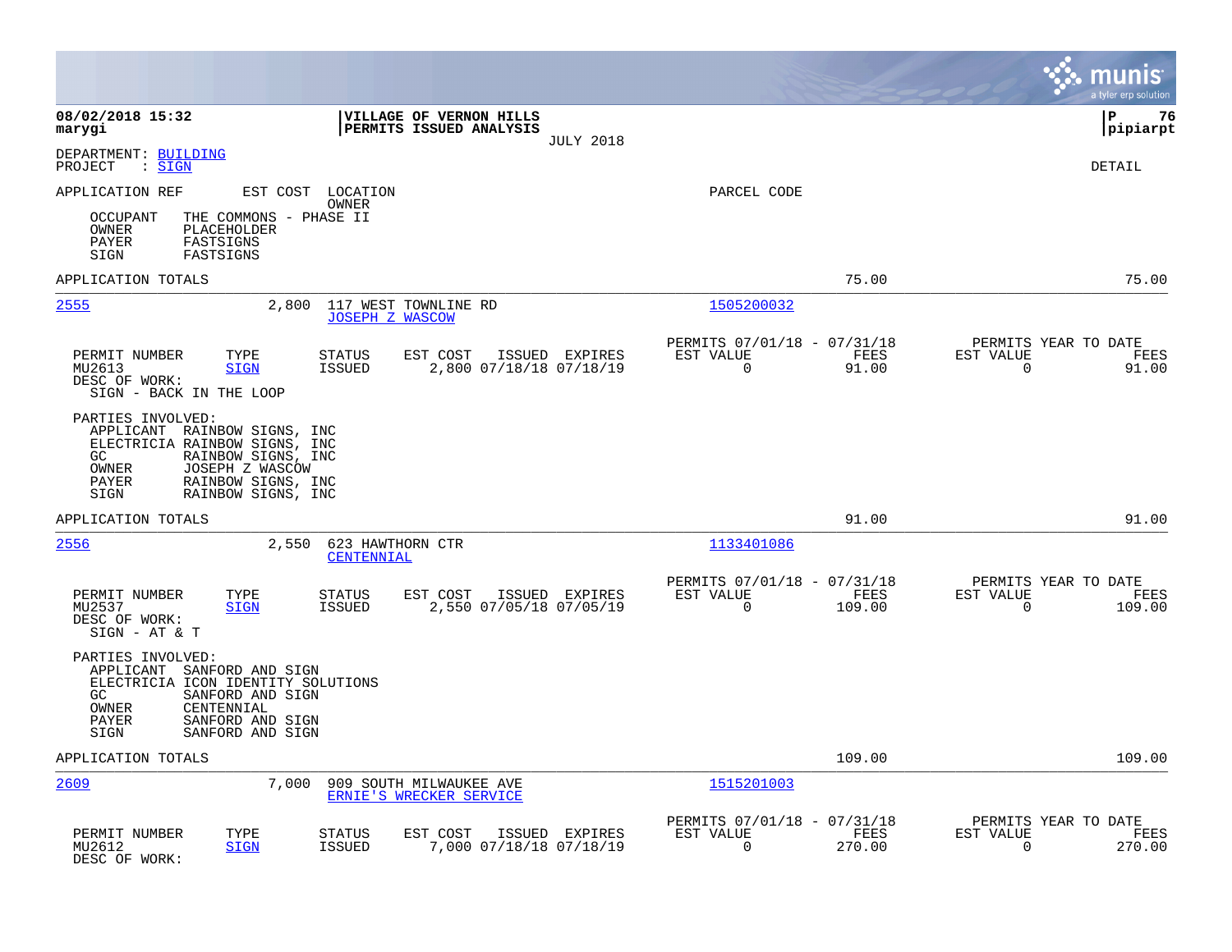**08/02/2018 15:32** | **VILLAGE OF VERNON HILLS** | **P 76**
**marygi** | **PERMITS ISSUED ANALYSIS** | **pipiarpt**
JULY 2018

DEPARTMENT: BUILDING
PROJECT : SIGN

DETAIL

APPLICATION REF    EST COST    LOCATION / OWNER    PARCEL CODE

OCCUPANT    THE COMMONS - PHASE II
OWNER    PLACEHOLDER
PAYER    FASTSIGNS
SIGN    FASTSIGNS

APPLICATION TOTALS    75.00    75.00

---

**2555**    2,800    117 WEST TOWNLINE RD    JOSEPH Z WASCOW    1505200032

| PERMIT NUMBER | TYPE | STATUS | EST COST | ISSUED | EXPIRES | PERMITS 07/01/18 - 07/31/18 EST VALUE | FEES | PERMITS YEAR TO DATE EST VALUE | FEES |
|---|---|---|---|---|---|---|---|---|---|
| MU2613 | SIGN | ISSUED | 2,800 | 07/18/18 | 07/18/19 | 0 | 91.00 | 0 | 91.00 |

DESC OF WORK:
SIGN - BACK IN THE LOOP

PARTIES INVOLVED:
APPLICANT    RAINBOW SIGNS, INC
ELECTRICIA    RAINBOW SIGNS, INC
GC    RAINBOW SIGNS, INC
OWNER    JOSEPH Z WASCOW
PAYER    RAINBOW SIGNS, INC
SIGN    RAINBOW SIGNS, INC

APPLICATION TOTALS    91.00    91.00

---

**2556**    2,550    623 HAWTHORN CTR    CENTENNIAL    1133401086

| PERMIT NUMBER | TYPE | STATUS | EST COST | ISSUED | EXPIRES | PERMITS 07/01/18 - 07/31/18 EST VALUE | FEES | PERMITS YEAR TO DATE EST VALUE | FEES |
|---|---|---|---|---|---|---|---|---|---|
| MU2537 | SIGN | ISSUED | 2,550 | 07/05/18 | 07/05/19 | 0 | 109.00 | 0 | 109.00 |

DESC OF WORK:
SIGN - AT & T

PARTIES INVOLVED:
APPLICANT    SANFORD AND SIGN
ELECTRICIA    ICON IDENTITY SOLUTIONS
GC    SANFORD AND SIGN
OWNER    CENTENNIAL
PAYER    SANFORD AND SIGN
SIGN    SANFORD AND SIGN

APPLICATION TOTALS    109.00    109.00

---

**2609**    7,000    909 SOUTH MILWAUKEE AVE    ERNIE'S WRECKER SERVICE    1515201003

| PERMIT NUMBER | TYPE | STATUS | EST COST | ISSUED | EXPIRES | PERMITS 07/01/18 - 07/31/18 EST VALUE | FEES | PERMITS YEAR TO DATE EST VALUE | FEES |
|---|---|---|---|---|---|---|---|---|---|
| MU2612 | SIGN | ISSUED | 7,000 | 07/18/18 | 07/18/19 | 0 | 270.00 | 0 | 270.00 |

DESC OF WORK: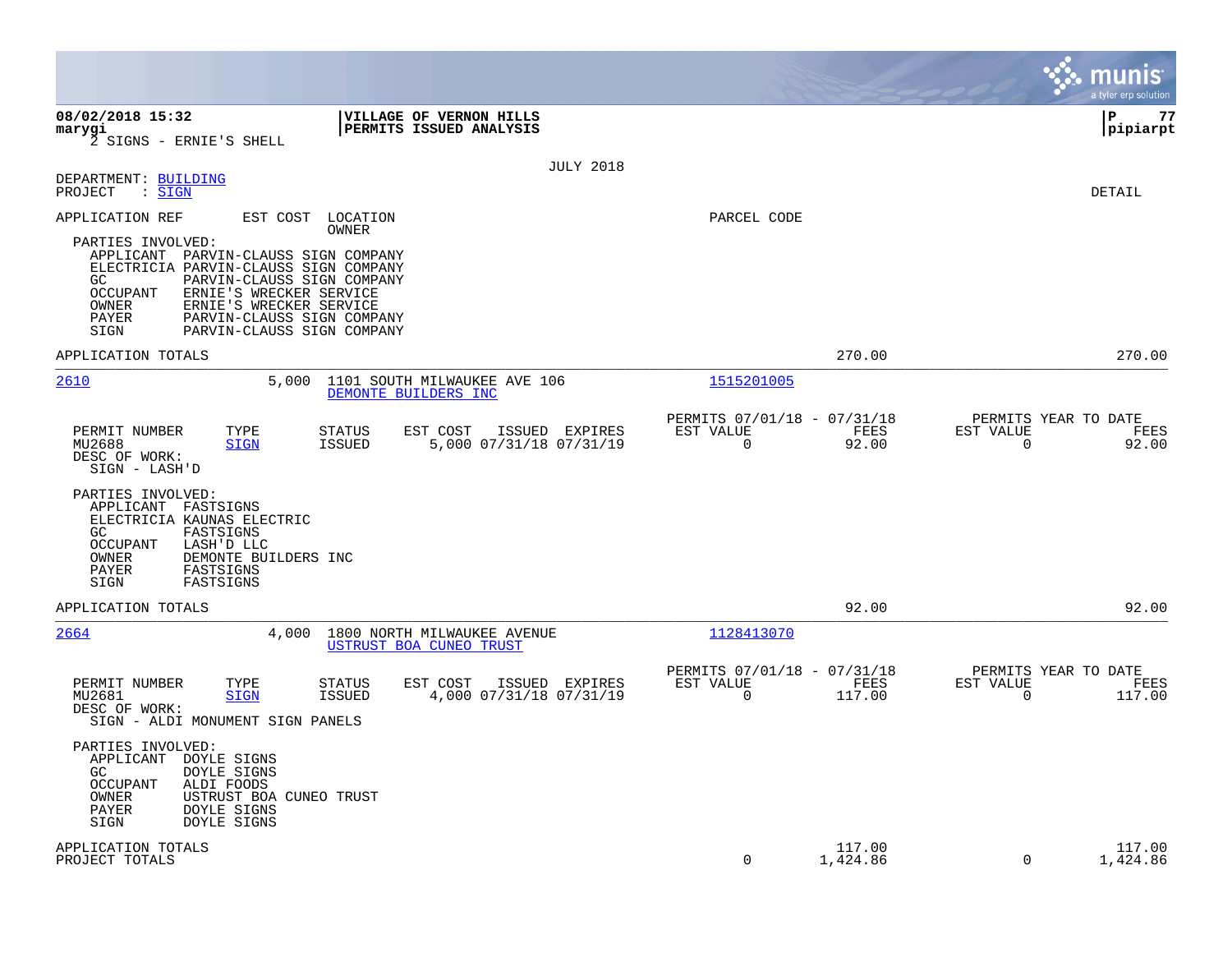**08/02/2018 15:32** | **VILLAGE OF VERNON HILLS** | **P 77**
**marygi** | **PERMITS ISSUED ANALYSIS** | **pipiarpt**

2 SIGNS - ERNIE'S SHELL

JULY 2018

DEPARTMENT: BUILDING
PROJECT : SIGN

DETAIL

APPLICATION REF | EST COST | LOCATION / OWNER | PARCEL CODE

PARTIES INVOLVED:
- APPLICANT PARVIN-CLAUSS SIGN COMPANY
- ELECTRICIA PARVIN-CLAUSS SIGN COMPANY
- GC PARVIN-CLAUSS SIGN COMPANY
- OCCUPANT ERNIE'S WRECKER SERVICE
- OWNER ERNIE'S WRECKER SERVICE
- PAYER PARVIN-CLAUSS SIGN COMPANY
- SIGN PARVIN-CLAUSS SIGN COMPANY

APPLICATION TOTALS 270.00 270.00

---

2610 | 5,000 | 1101 SOUTH MILWAUKEE AVE 106 / DEMONTE BUILDERS INC | 1515201005

| PERMIT NUMBER | TYPE | STATUS | EST COST | ISSUED | EXPIRES | PERMITS 07/01/18 - 07/31/18 EST VALUE | FEES | PERMITS YEAR TO DATE EST VALUE | FEES |
|---|---|---|---|---|---|---|---|---|---|
| MU2688 | SIGN | ISSUED | 5,000 | 07/31/18 | 07/31/19 | 0 | 92.00 | 0 | 92.00 |

DESC OF WORK:
SIGN - LASH'D

PARTIES INVOLVED:
- APPLICANT FASTSIGNS
- ELECTRICIA KAUNAS ELECTRIC
- GC FASTSIGNS
- OCCUPANT LASH'D LLC
- OWNER DEMONTE BUILDERS INC
- PAYER FASTSIGNS
- SIGN FASTSIGNS

APPLICATION TOTALS 92.00 92.00

---

2664 | 4,000 | 1800 NORTH MILWAUKEE AVENUE / USTRUST BOA CUNEO TRUST | 1128413070

| PERMIT NUMBER | TYPE | STATUS | EST COST | ISSUED | EXPIRES | PERMITS 07/01/18 - 07/31/18 EST VALUE | FEES | PERMITS YEAR TO DATE EST VALUE | FEES |
|---|---|---|---|---|---|---|---|---|---|
| MU2681 | SIGN | ISSUED | 4,000 | 07/31/18 | 07/31/19 | 0 | 117.00 | 0 | 117.00 |

DESC OF WORK:
SIGN - ALDI MONUMENT SIGN PANELS

PARTIES INVOLVED:
- APPLICANT DOYLE SIGNS
- GC DOYLE SIGNS
- OCCUPANT ALDI FOODS
- OWNER USTRUST BOA CUNEO TRUST
- PAYER DOYLE SIGNS
- SIGN DOYLE SIGNS

| | EST VALUE | FEES | EST VALUE | FEES |
|---|---|---|---|---|
| APPLICATION TOTALS | | 117.00 | | 117.00 |
| PROJECT TOTALS | 0 | 1,424.86 | 0 | 1,424.86 |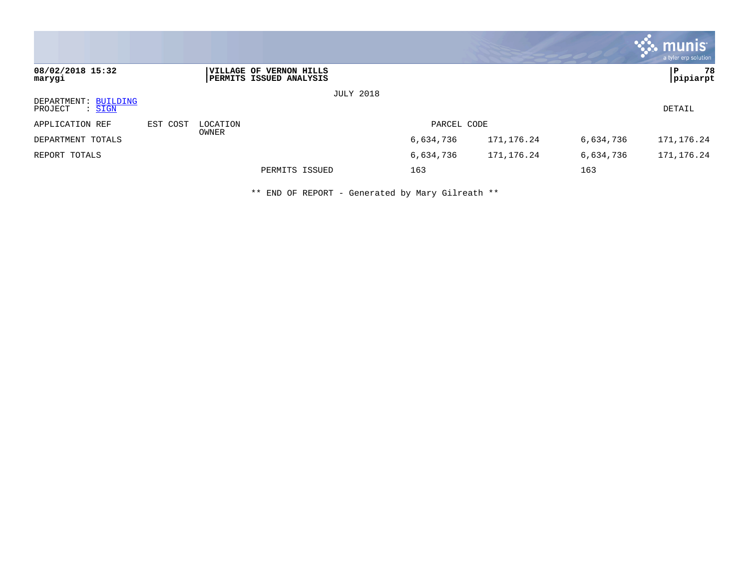**08/02/2018 15:32**
**marygi**

**VILLAGE OF VERNON HILLS**
**PERMITS ISSUED ANALYSIS**

**P 78**
**pipiarpt**

JULY 2018

DEPARTMENT: BUILDING
PROJECT : SIGN

DETAIL

| APPLICATION REF | EST COST | LOCATION OWNER | | PARCEL CODE | | | |
|---|---|---|---|---|---|---|---|
| DEPARTMENT TOTALS | | | | 6,634,736 | 171,176.24 | 6,634,736 | 171,176.24 |
| REPORT TOTALS | | | | 6,634,736 | 171,176.24 | 6,634,736 | 171,176.24 |
| | | | PERMITS ISSUED | 163 | | 163 | |

** END OF REPORT - Generated by Mary Gilreath **